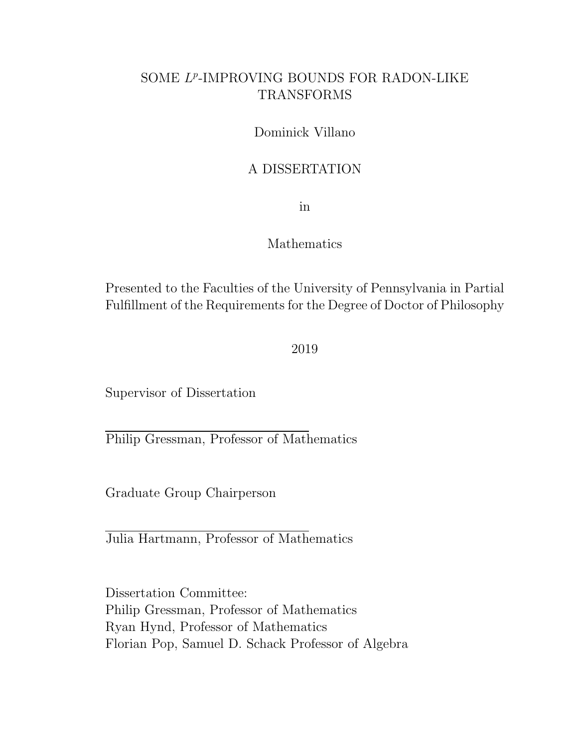# SOME $L^p$-IMPROVING BOUNDS FOR RADON-LIKE TRANSFORMS

Dominick Villano

A DISSERTATION

in

Mathematics

Presented to the Faculties of the University of Pennsylvania in Partial Fulfillment of the Requirements for the Degree of Doctor of Philosophy

2019

Supervisor of Dissertation

Philip Gressman, Professor of Mathematics

Graduate Group Chairperson

Julia Hartmann, Professor of Mathematics

Dissertation Committee:
Philip Gressman, Professor of Mathematics
Ryan Hynd, Professor of Mathematics
Florian Pop, Samuel D. Schack Professor of Algebra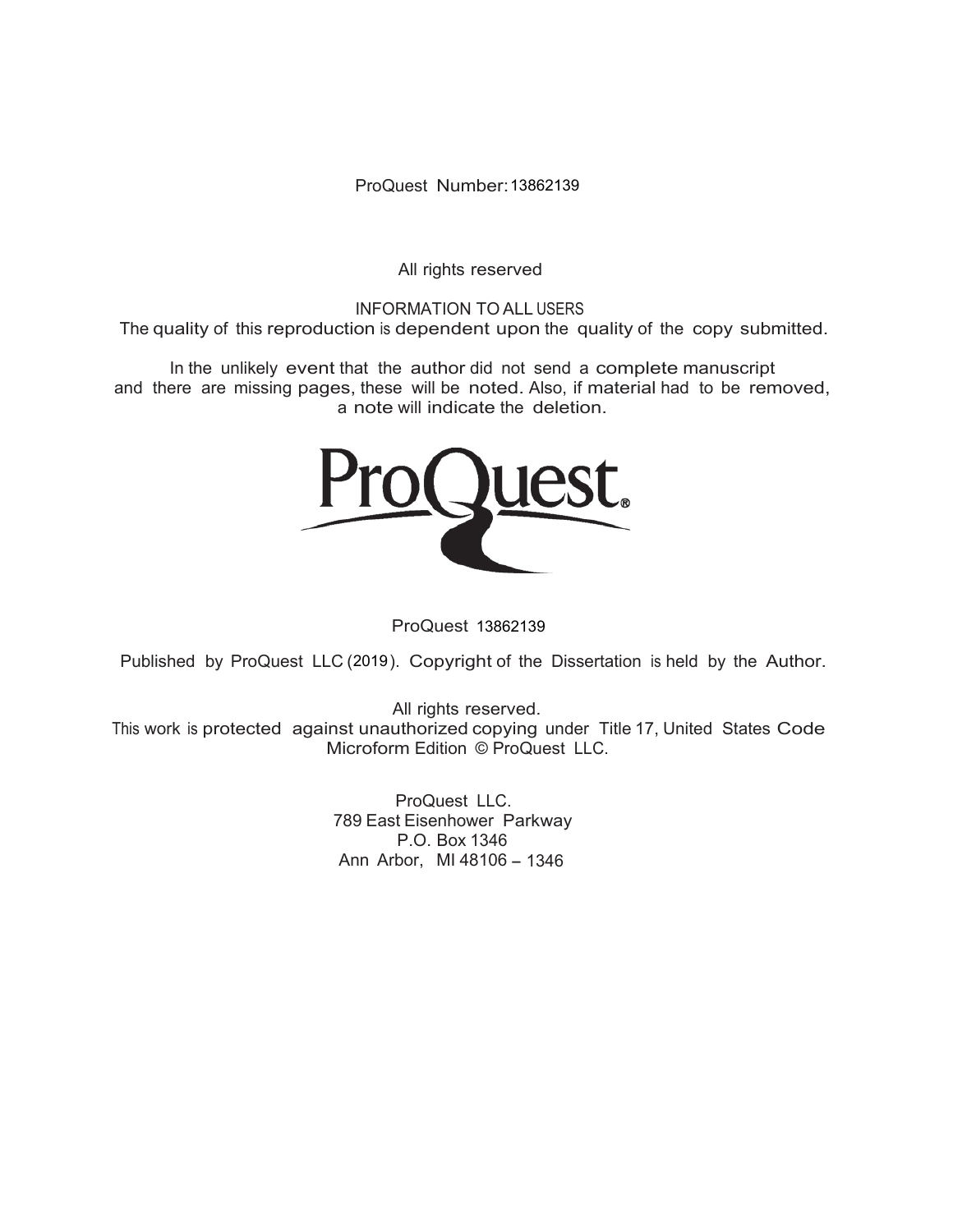ProQuest Number: 13862139

All rights reserved

INFORMATION TO ALL USERS
The quality of this reproduction is dependent upon the quality of the copy submitted.

In the unlikely event that the author did not send a complete manuscript
and there are missing pages, these will be noted. Also, if material had to be removed,
a note will indicate the deletion.

ProQuest 13862139

Published by ProQuest LLC (2019). Copyright of the Dissertation is held by the Author.

All rights reserved.
This work is protected against unauthorized copying under Title 17, United States Code
Microform Edition © ProQuest LLC.

ProQuest LLC.
789 East Eisenhower Parkway
P.O. Box 1346
Ann Arbor, MI 48106 – 1346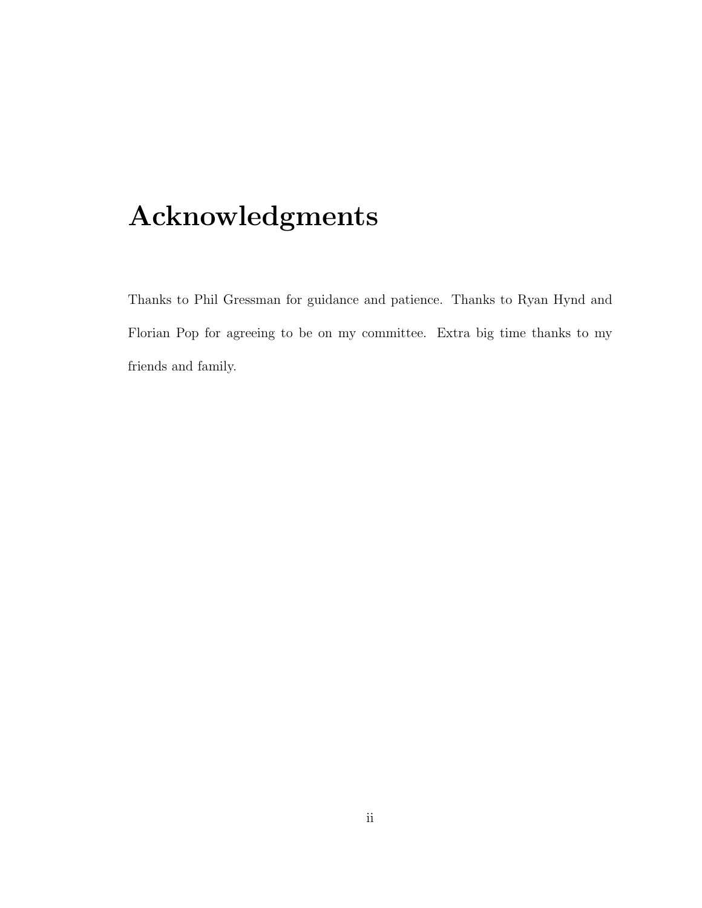# Acknowledgments

Thanks to Phil Gressman for guidance and patience. Thanks to Ryan Hynd and Florian Pop for agreeing to be on my committee. Extra big time thanks to my friends and family.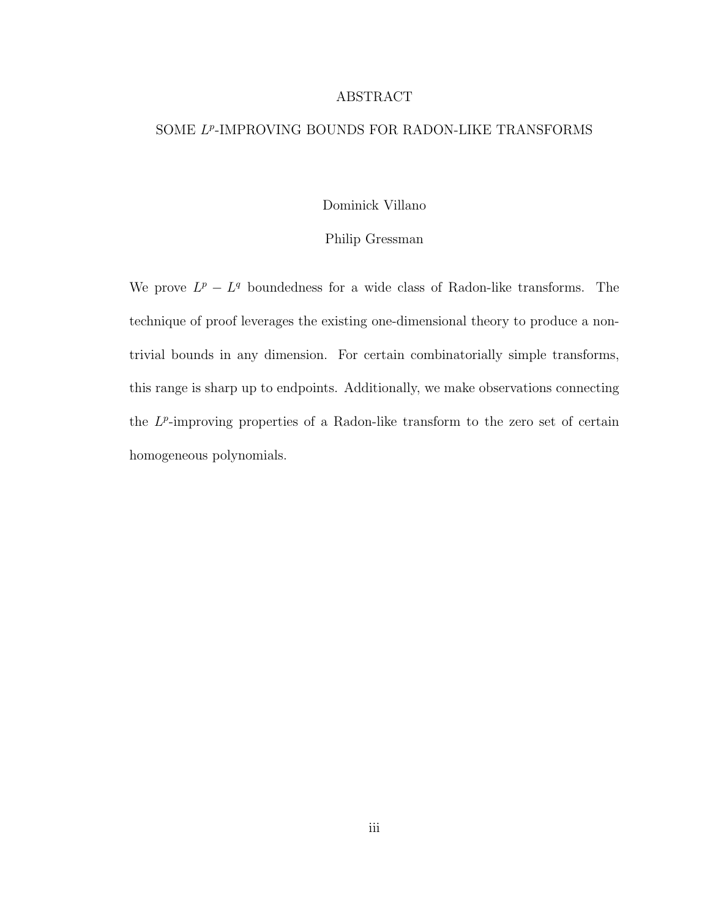# ABSTRACT

## SOME $L^p$-IMPROVING BOUNDS FOR RADON-LIKE TRANSFORMS

Dominick Villano

Philip Gressman

We prove $L^p - L^q$ boundedness for a wide class of Radon-like transforms. The technique of proof leverages the existing one-dimensional theory to produce a non-trivial bounds in any dimension. For certain combinatorially simple transforms, this range is sharp up to endpoints. Additionally, we make observations connecting the $L^p$-improving properties of a Radon-like transform to the zero set of certain homogeneous polynomials.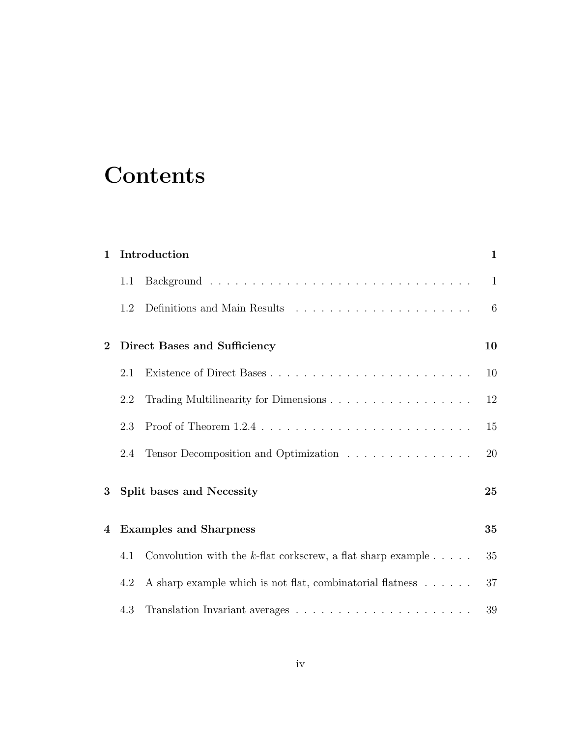# Contents

**1 Introduction** **1**

1.1 Background . . . . . . . . . . . . . . . . . . . . . . . . . . . . . . . 1

1.2 Definitions and Main Results . . . . . . . . . . . . . . . . . . . . . 6

**2 Direct Bases and Sufficiency** **10**

2.1 Existence of Direct Bases . . . . . . . . . . . . . . . . . . . . . . . . 10

2.2 Trading Multilinearity for Dimensions . . . . . . . . . . . . . . . . . 12

2.3 Proof of Theorem 1.2.4 . . . . . . . . . . . . . . . . . . . . . . . . . 15

2.4 Tensor Decomposition and Optimization . . . . . . . . . . . . . . . 20

**3 Split bases and Necessity** **25**

**4 Examples and Sharpness** **35**

4.1 Convolution with the $k$-flat corkscrew, a flat sharp example . . . . . 35

4.2 A sharp example which is not flat, combinatorial flatness . . . . . . 37

4.3 Translation Invariant averages . . . . . . . . . . . . . . . . . . . . . 39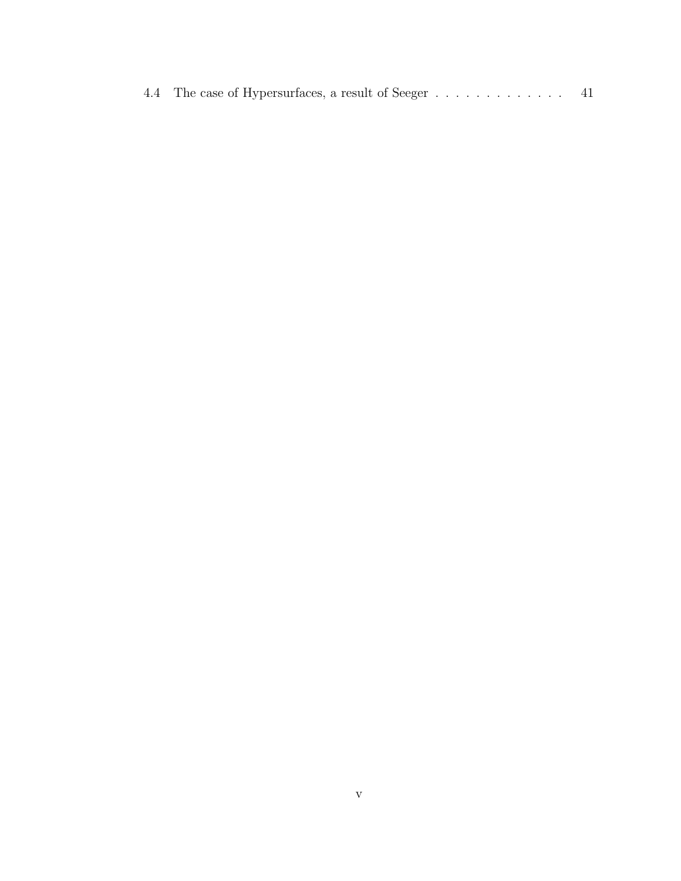4.4 The case of Hypersurfaces, a result of Seeger . . . . . . . . . . . . . 41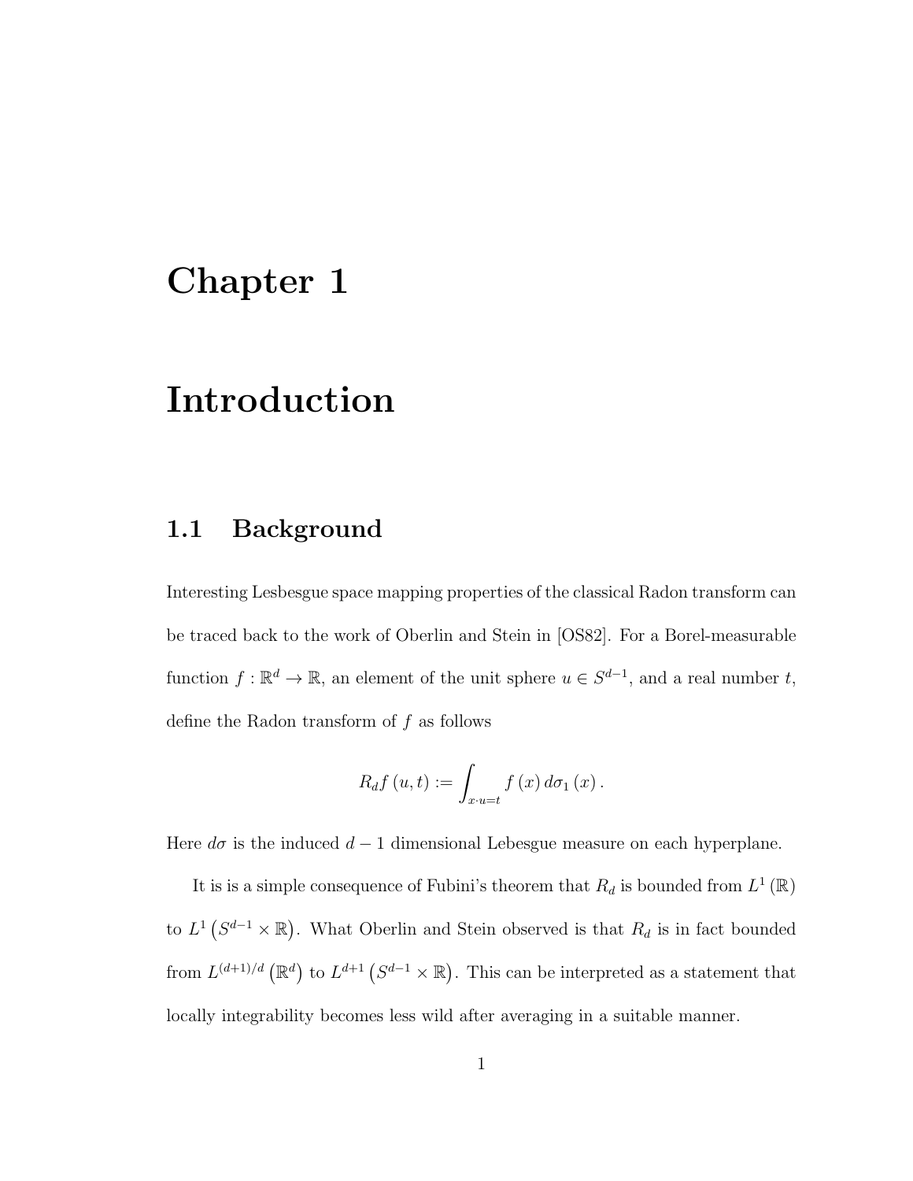# Chapter 1

# Introduction

## 1.1 Background

Interesting Lesbesgue space mapping properties of the classical Radon transform can be traced back to the work of Oberlin and Stein in [OS82]. For a Borel-measurable function $f : \mathbb{R}^d \to \mathbb{R}$, an element of the unit sphere $u \in S^{d-1}$, and a real number $t$, define the Radon transform of $f$ as follows

$$R_d f(u,t) := \int_{x \cdot u = t} f(x)\, d\sigma_1(x).$$

Here $d\sigma$ is the induced $d-1$ dimensional Lebesgue measure on each hyperplane.

It is is a simple consequence of Fubini's theorem that $R_d$ is bounded from $L^1(\mathbb{R})$ to $L^1(S^{d-1} \times \mathbb{R})$. What Oberlin and Stein observed is that $R_d$ is in fact bounded from $L^{(d+1)/d}(\mathbb{R}^d)$ to $L^{d+1}(S^{d-1} \times \mathbb{R})$. This can be interpreted as a statement that locally integrability becomes less wild after averaging in a suitable manner.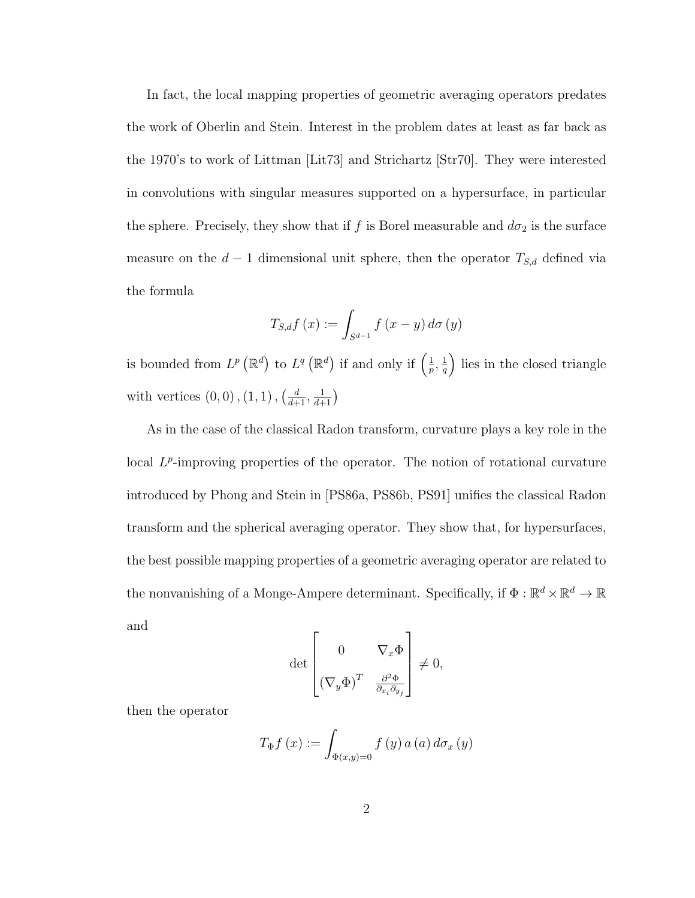In fact, the local mapping properties of geometric averaging operators predates the work of Oberlin and Stein. Interest in the problem dates at least as far back as the 1970's to work of Littman [Lit73] and Strichartz [Str70]. They were interested in convolutions with singular measures supported on a hypersurface, in particular the sphere. Precisely, they show that if $f$ is Borel measurable and $d\sigma_2$ is the surface measure on the $d-1$ dimensional unit sphere, then the operator $T_{S,d}$ defined via the formula

$$T_{S,d}f\left(x\right) := \int_{S^{d-1}} f\left(x-y\right) d\sigma\left(y\right)$$

is bounded from $L^p\left(\mathbb{R}^d\right)$ to $L^q\left(\mathbb{R}^d\right)$ if and only if $\left(\frac{1}{p}, \frac{1}{q}\right)$ lies in the closed triangle with vertices $(0,0), (1,1), \left(\frac{d}{d+1}, \frac{1}{d+1}\right)$

As in the case of the classical Radon transform, curvature plays a key role in the local $L^p$-improving properties of the operator. The notion of rotational curvature introduced by Phong and Stein in [PS86a, PS86b, PS91] unifies the classical Radon transform and the spherical averaging operator. They show that, for hypersurfaces, the best possible mapping properties of a geometric averaging operator are related to the nonvanishing of a Monge-Ampere determinant. Specifically, if $\Phi : \mathbb{R}^d \times \mathbb{R}^d \to \mathbb{R}$ and

$$\det \begin{bmatrix} 0 & \nabla_x \Phi \\ \left(\nabla_y \Phi\right)^T & \frac{\partial^2 \Phi}{\partial_{x_i} \partial_{y_j}} \end{bmatrix} \neq 0,$$

then the operator

$$T_\Phi f\left(x\right) := \int_{\Phi(x,y)=0} f\left(y\right) a\left(a\right) d\sigma_x\left(y\right)$$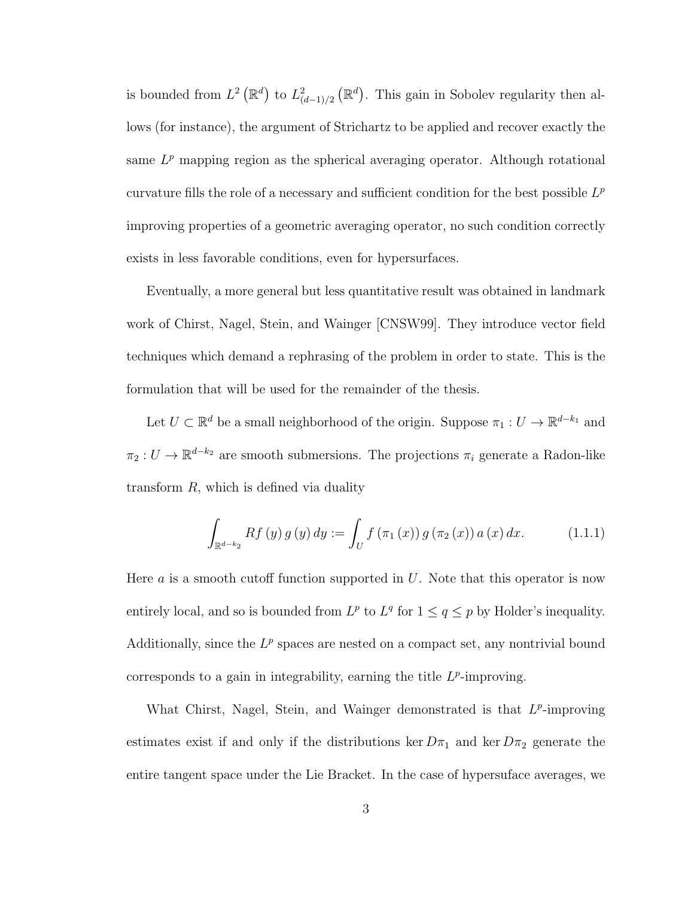is bounded from $L^2(\mathbb{R}^d)$ to $L^2_{(d-1)/2}(\mathbb{R}^d)$. This gain in Sobolev regularity then allows (for instance), the argument of Strichartz to be applied and recover exactly the same $L^p$ mapping region as the spherical averaging operator. Although rotational curvature fills the role of a necessary and sufficient condition for the best possible $L^p$ improving properties of a geometric averaging operator, no such condition correctly exists in less favorable conditions, even for hypersurfaces.

Eventually, a more general but less quantitative result was obtained in landmark work of Chirst, Nagel, Stein, and Wainger [CNSW99]. They introduce vector field techniques which demand a rephrasing of the problem in order to state. This is the formulation that will be used for the remainder of the thesis.

Let $U \subset \mathbb{R}^d$ be a small neighborhood of the origin. Suppose $\pi_1 : U \to \mathbb{R}^{d-k_1}$ and $\pi_2 : U \to \mathbb{R}^{d-k_2}$ are smooth submersions. The projections $\pi_i$ generate a Radon-like transform $R$, which is defined via duality

$$\int_{\mathbb{R}^{d-k_2}} Rf(y)\, g(y)\, dy := \int_U f(\pi_1(x))\, g(\pi_2(x))\, a(x)\, dx. \tag{1.1.1}$$

Here $a$ is a smooth cutoff function supported in $U$. Note that this operator is now entirely local, and so is bounded from $L^p$ to $L^q$ for $1 \leq q \leq p$ by Holder's inequality. Additionally, since the $L^p$ spaces are nested on a compact set, any nontrivial bound corresponds to a gain in integrability, earning the title $L^p$-improving.

What Chirst, Nagel, Stein, and Wainger demonstrated is that $L^p$-improving estimates exist if and only if the distributions $\ker D\pi_1$ and $\ker D\pi_2$ generate the entire tangent space under the Lie Bracket. In the case of hypersuface averages, we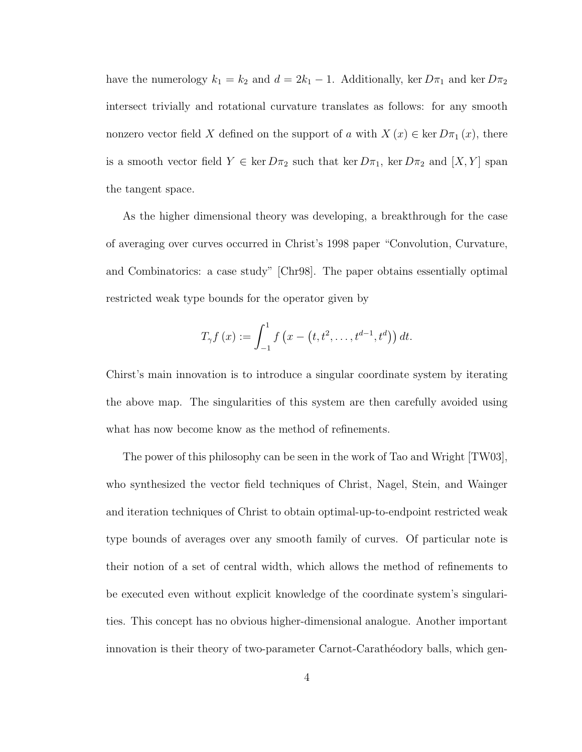have the numerology $k_1 = k_2$ and $d = 2k_1 - 1$. Additionally, $\ker D\pi_1$ and $\ker D\pi_2$ intersect trivially and rotational curvature translates as follows: for any smooth nonzero vector field $X$ defined on the support of $a$ with $X(x) \in \ker D\pi_1(x)$, there is a smooth vector field $Y \in \ker D\pi_2$ such that $\ker D\pi_1$, $\ker D\pi_2$ and $[X, Y]$ span the tangent space.

As the higher dimensional theory was developing, a breakthrough for the case of averaging over curves occurred in Christ's 1998 paper "Convolution, Curvature, and Combinatorics: a case study" [Chr98]. The paper obtains essentially optimal restricted weak type bounds for the operator given by

$$T_\gamma f(x) := \int_{-1}^{1} f\left(x - \left(t, t^2, \ldots, t^{d-1}, t^d\right)\right) dt.$$

Chirst's main innovation is to introduce a singular coordinate system by iterating the above map. The singularities of this system are then carefully avoided using what has now become know as the method of refinements.

The power of this philosophy can be seen in the work of Tao and Wright [TW03], who synthesized the vector field techniques of Christ, Nagel, Stein, and Wainger and iteration techniques of Christ to obtain optimal-up-to-endpoint restricted weak type bounds of averages over any smooth family of curves. Of particular note is their notion of a set of central width, which allows the method of refinements to be executed even without explicit knowledge of the coordinate system's singularities. This concept has no obvious higher-dimensional analogue. Another important innovation is their theory of two-parameter Carnot-Carathéodory balls, which gen-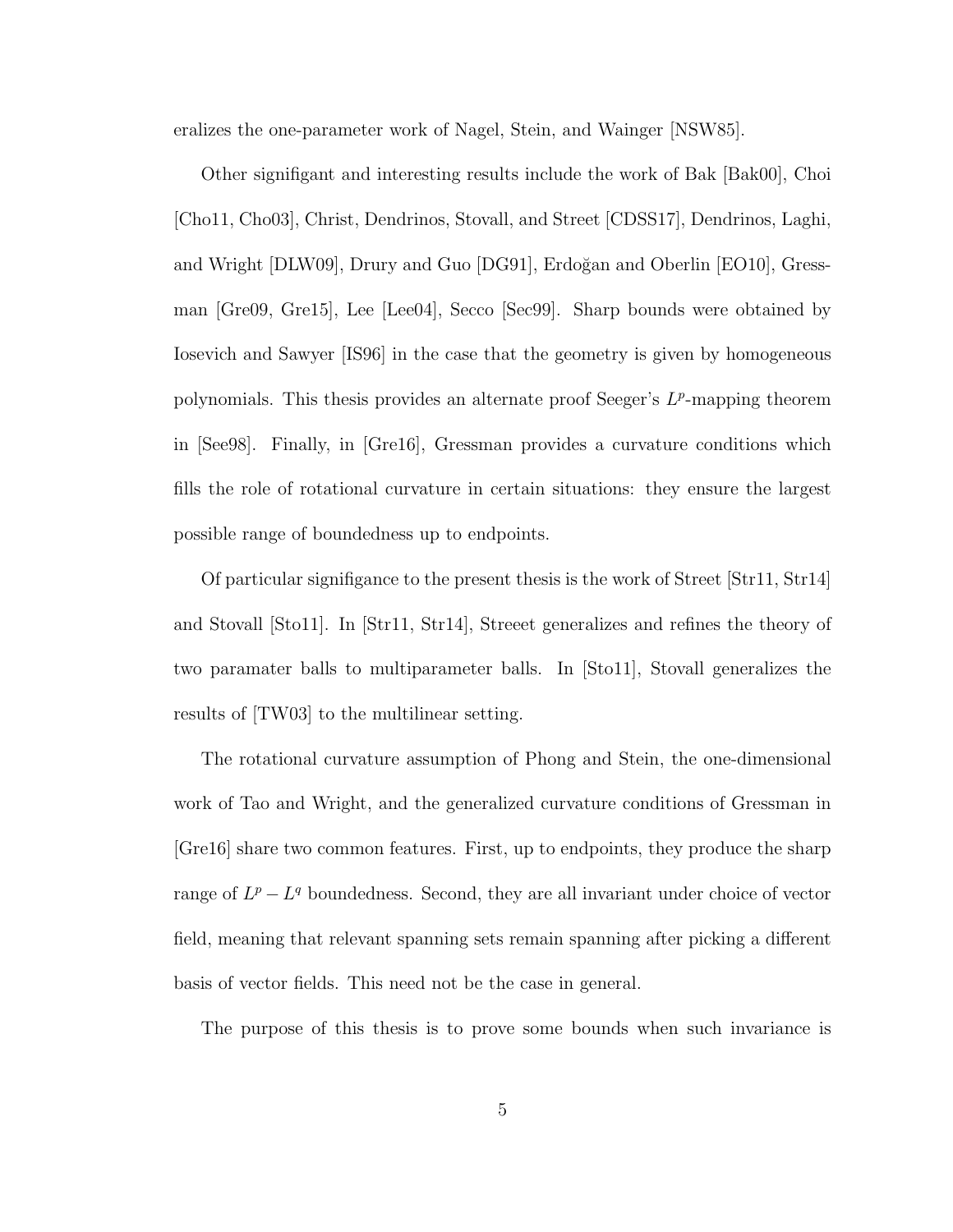eralizes the one-parameter work of Nagel, Stein, and Wainger [NSW85].

Other signifigant and interesting results include the work of Bak [Bak00], Choi [Cho11, Cho03], Christ, Dendrinos, Stovall, and Street [CDSS17], Dendrinos, Laghi, and Wright [DLW09], Drury and Guo [DG91], Erdoğan and Oberlin [EO10], Gressman [Gre09, Gre15], Lee [Lee04], Secco [Sec99]. Sharp bounds were obtained by Iosevich and Sawyer [IS96] in the case that the geometry is given by homogeneous polynomials. This thesis provides an alternate proof Seeger's $L^p$-mapping theorem in [See98]. Finally, in [Gre16], Gressman provides a curvature conditions which fills the role of rotational curvature in certain situations: they ensure the largest possible range of boundedness up to endpoints.

Of particular signifigance to the present thesis is the work of Street [Str11, Str14] and Stovall [Sto11]. In [Str11, Str14], Streeet generalizes and refines the theory of two paramater balls to multiparameter balls. In [Sto11], Stovall generalizes the results of [TW03] to the multilinear setting.

The rotational curvature assumption of Phong and Stein, the one-dimensional work of Tao and Wright, and the generalized curvature conditions of Gressman in [Gre16] share two common features. First, up to endpoints, they produce the sharp range of $L^p - L^q$ boundedness. Second, they are all invariant under choice of vector field, meaning that relevant spanning sets remain spanning after picking a different basis of vector fields. This need not be the case in general.

The purpose of this thesis is to prove some bounds when such invariance is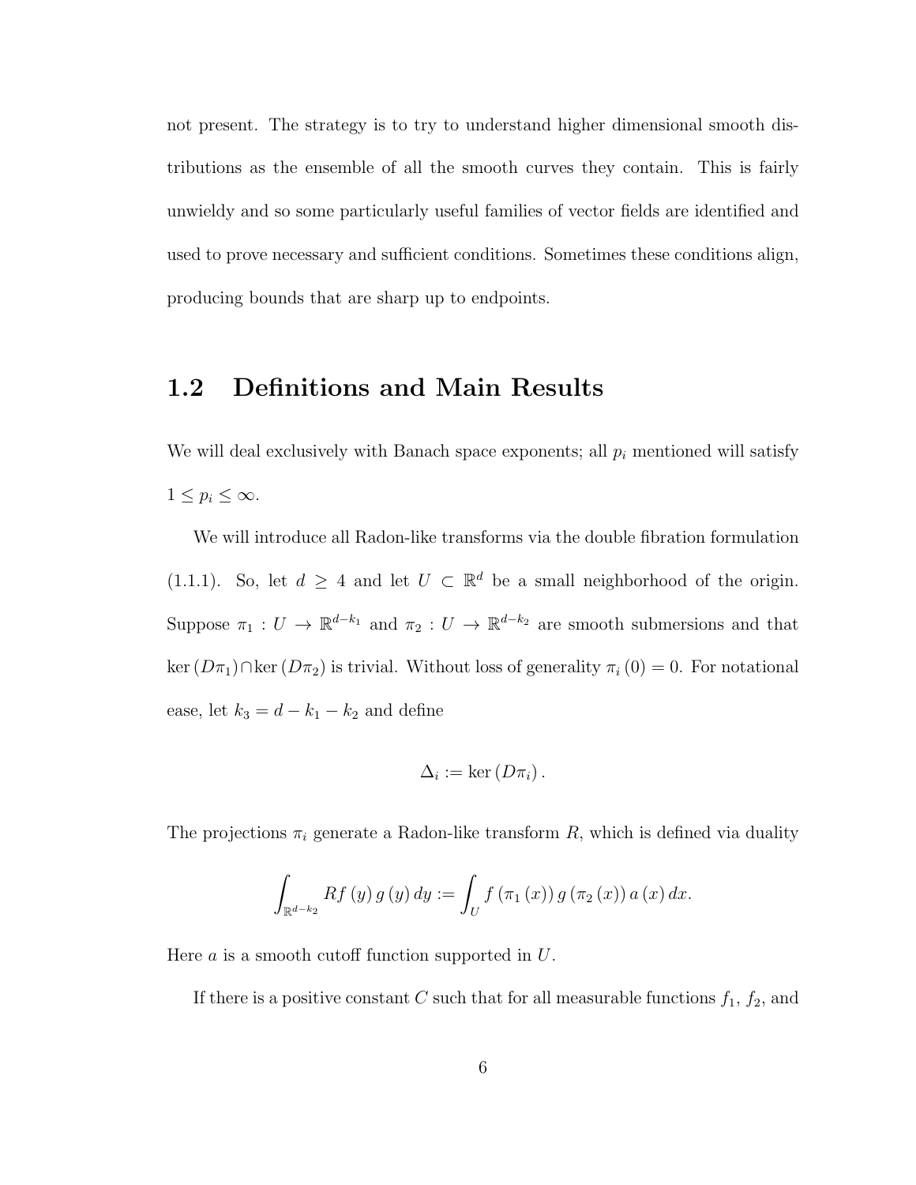not present. The strategy is to try to understand higher dimensional smooth distributions as the ensemble of all the smooth curves they contain. This is fairly unwieldy and so some particularly useful families of vector fields are identified and used to prove necessary and sufficient conditions. Sometimes these conditions align, producing bounds that are sharp up to endpoints.

## 1.2 Definitions and Main Results

We will deal exclusively with Banach space exponents; all $p_i$ mentioned will satisfy $1 \leq p_i \leq \infty$.

We will introduce all Radon-like transforms via the double fibration formulation (1.1.1). So, let $d \geq 4$ and let $U \subset \mathbb{R}^d$ be a small neighborhood of the origin. Suppose $\pi_1 : U \to \mathbb{R}^{d-k_1}$ and $\pi_2 : U \to \mathbb{R}^{d-k_2}$ are smooth submersions and that $\ker(D\pi_1) \cap \ker(D\pi_2)$ is trivial. Without loss of generality $\pi_i(0) = 0$. For notational ease, let $k_3 = d - k_1 - k_2$ and define

$$\Delta_i := \ker(D\pi_i).$$

The projections $\pi_i$ generate a Radon-like transform $R$, which is defined via duality

$$\int_{\mathbb{R}^{d-k_2}} Rf(y)\, g(y)\, dy := \int_U f(\pi_1(x))\, g(\pi_2(x))\, a(x)\, dx.$$

Here $a$ is a smooth cutoff function supported in $U$.

If there is a positive constant $C$ such that for all measurable functions $f_1$, $f_2$, and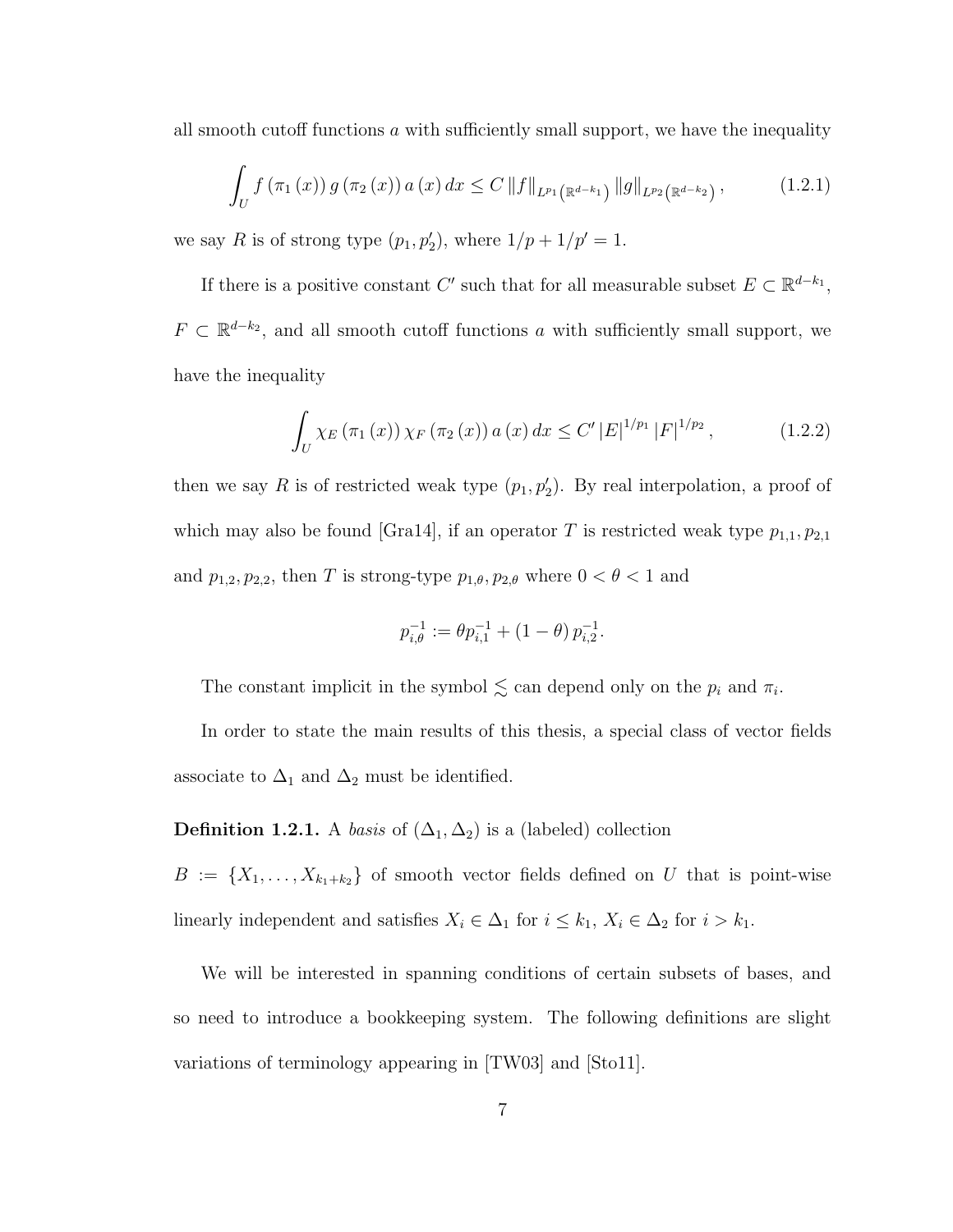all smooth cutoff functions $a$ with sufficiently small support, we have the inequality

$$\int_U f\left(\pi_1\left(x\right)\right) g\left(\pi_2\left(x\right)\right) a\left(x\right) dx \leq C \left\|f\right\|_{L^{p_1}\left(\mathbb{R}^{d-k_1}\right)} \left\|g\right\|_{L^{p_2}\left(\mathbb{R}^{d-k_2}\right)}, \tag{1.2.1}$$

we say $R$ is of strong type $(p_1, p_2')$, where $1/p + 1/p' = 1$.

If there is a positive constant $C'$ such that for all measurable subset $E \subset \mathbb{R}^{d-k_1}$, $F \subset \mathbb{R}^{d-k_2}$, and all smooth cutoff functions $a$ with sufficiently small support, we have the inequality

$$\int_U \chi_E\left(\pi_1\left(x\right)\right) \chi_F\left(\pi_2\left(x\right)\right) a\left(x\right) dx \leq C' \left|E\right|^{1/p_1} \left|F\right|^{1/p_2}, \tag{1.2.2}$$

then we say $R$ is of restricted weak type $(p_1, p_2')$. By real interpolation, a proof of which may also be found [Gra14], if an operator $T$ is restricted weak type $p_{1,1}, p_{2,1}$ and $p_{1,2}, p_{2,2}$, then $T$ is strong-type $p_{1,\theta}, p_{2,\theta}$ where $0 < \theta < 1$ and

$$p_{i,\theta}^{-1} := \theta p_{i,1}^{-1} + \left(1 - \theta\right) p_{i,2}^{-1}.$$

The constant implicit in the symbol $\lesssim$ can depend only on the $p_i$ and $\pi_i$.

In order to state the main results of this thesis, a special class of vector fields associate to $\Delta_1$ and $\Delta_2$ must be identified.

**Definition 1.2.1.** A *basis* of $(\Delta_1, \Delta_2)$ is a (labeled) collection $B := \{X_1, \ldots, X_{k_1+k_2}\}$ of smooth vector fields defined on $U$ that is point-wise linearly independent and satisfies $X_i \in \Delta_1$ for $i \leq k_1$, $X_i \in \Delta_2$ for $i > k_1$.

We will be interested in spanning conditions of certain subsets of bases, and so need to introduce a bookkeeping system. The following definitions are slight variations of terminology appearing in [TW03] and [Sto11].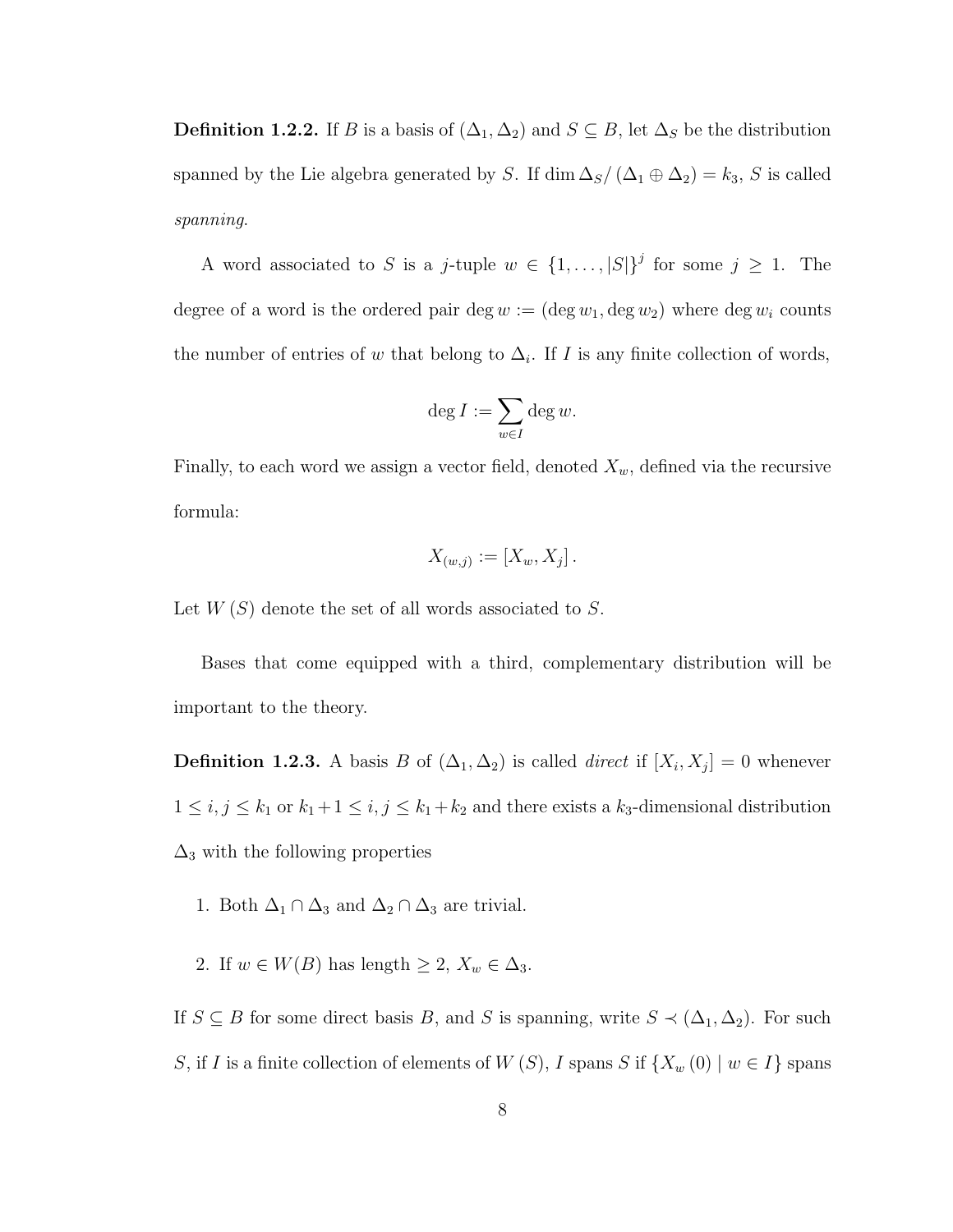**Definition 1.2.2.** If $B$ is a basis of $(\Delta_1, \Delta_2)$ and $S \subseteq B$, let $\Delta_S$ be the distribution spanned by the Lie algebra generated by $S$. If $\dim \Delta_S / (\Delta_1 \oplus \Delta_2) = k_3$, $S$ is called *spanning*.

A word associated to $S$ is a $j$-tuple $w \in \{1, \ldots, |S|\}^j$ for some $j \geq 1$. The degree of a word is the ordered pair $\deg w := (\deg w_1, \deg w_2)$ where $\deg w_i$ counts the number of entries of $w$ that belong to $\Delta_i$. If $I$ is any finite collection of words,

$$\deg I := \sum_{w \in I} \deg w.$$

Finally, to each word we assign a vector field, denoted $X_w$, defined via the recursive formula:

$$X_{(w,j)} := [X_w, X_j].$$

Let $W(S)$ denote the set of all words associated to $S$.

Bases that come equipped with a third, complementary distribution will be important to the theory.

**Definition 1.2.3.** A basis $B$ of $(\Delta_1, \Delta_2)$ is called *direct* if $[X_i, X_j] = 0$ whenever $1 \leq i, j \leq k_1$ or $k_1 + 1 \leq i, j \leq k_1 + k_2$ and there exists a $k_3$-dimensional distribution $\Delta_3$ with the following properties

1. Both $\Delta_1 \cap \Delta_3$ and $\Delta_2 \cap \Delta_3$ are trivial.
2. If $w \in W(B)$ has length $\geq 2$, $X_w \in \Delta_3$.

If $S \subseteq B$ for some direct basis $B$, and $S$ is spanning, write $S \prec (\Delta_1, \Delta_2)$. For such $S$, if $I$ is a finite collection of elements of $W(S)$, $I$ spans $S$ if $\{X_w(0) \mid w \in I\}$ spans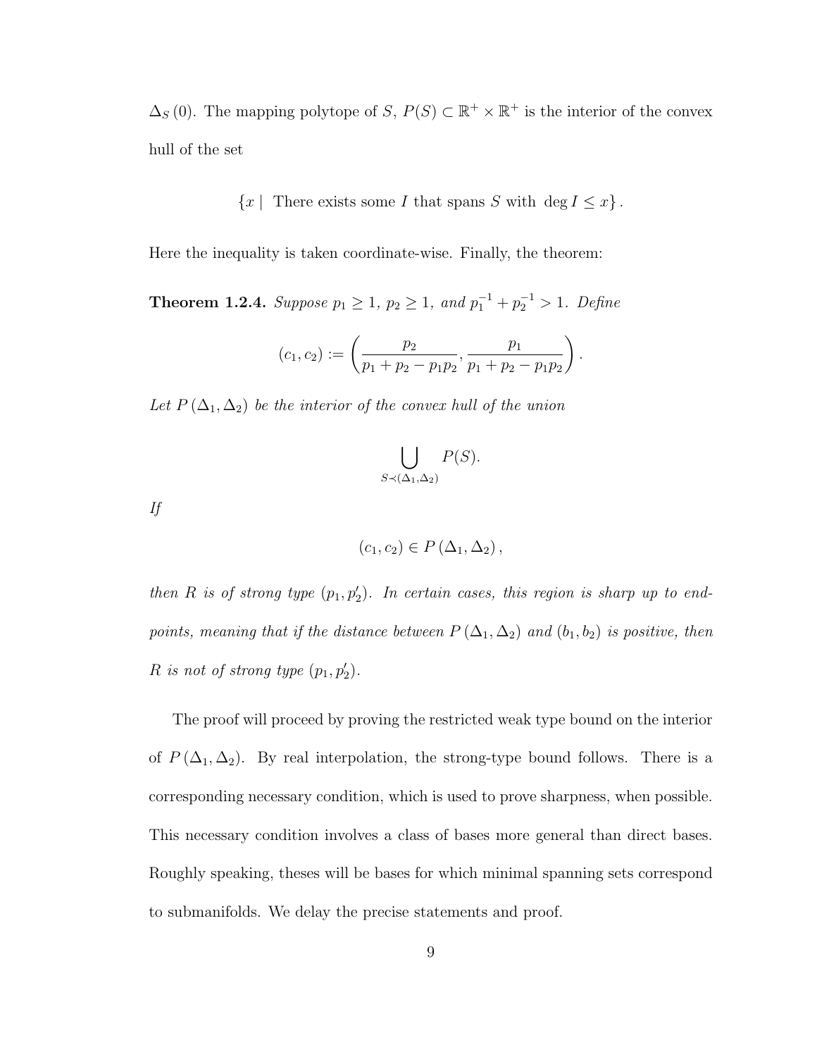$\Delta_S(0)$. The mapping polytope of $S$, $P(S) \subset \mathbb{R}^+ \times \mathbb{R}^+$ is the interior of the convex hull of the set

$$\{x \mid \text{ There exists some } I \text{ that spans } S \text{ with } \deg I \leq x\}.$$

Here the inequality is taken coordinate-wise. Finally, the theorem:

**Theorem 1.2.4.** *Suppose $p_1 \geq 1$, $p_2 \geq 1$, and $p_1^{-1} + p_2^{-1} > 1$. Define*

$$(c_1, c_2) := \left( \frac{p_2}{p_1 + p_2 - p_1 p_2}, \frac{p_1}{p_1 + p_2 - p_1 p_2} \right).$$

*Let $P(\Delta_1, \Delta_2)$ be the interior of the convex hull of the union*

$$\bigcup_{S \prec (\Delta_1, \Delta_2)} P(S).$$

*If*

$$(c_1, c_2) \in P(\Delta_1, \Delta_2),$$

*then $R$ is of strong type $(p_1, p_2')$. In certain cases, this region is sharp up to endpoints, meaning that if the distance between $P(\Delta_1, \Delta_2)$ and $(b_1, b_2)$ is positive, then $R$ is not of strong type $(p_1, p_2')$.*

The proof will proceed by proving the restricted weak type bound on the interior of $P(\Delta_1, \Delta_2)$. By real interpolation, the strong-type bound follows. There is a corresponding necessary condition, which is used to prove sharpness, when possible. This necessary condition involves a class of bases more general than direct bases. Roughly speaking, theses will be bases for which minimal spanning sets correspond to submanifolds. We delay the precise statements and proof.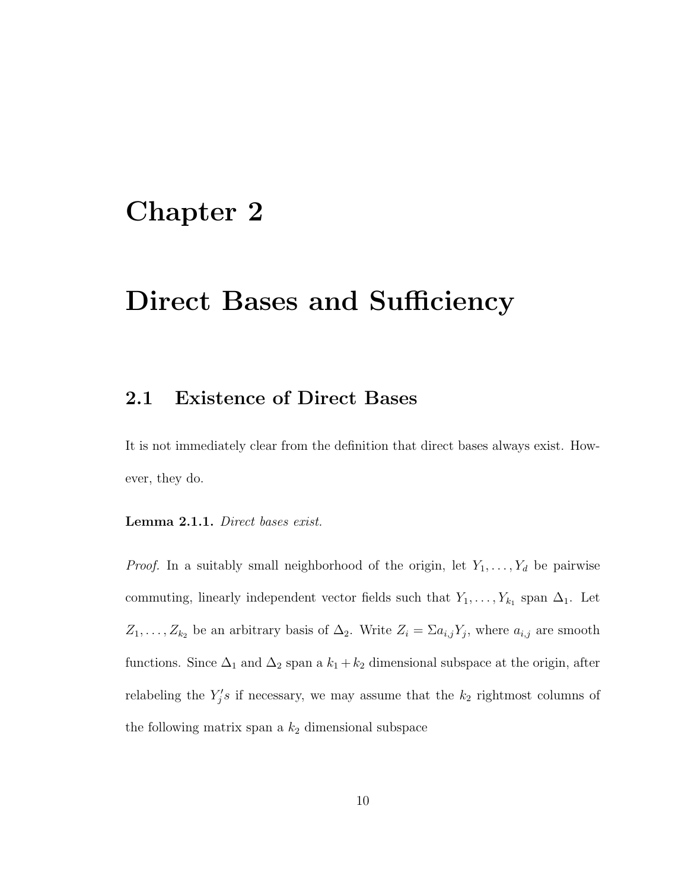# Chapter 2

# Direct Bases and Sufficiency

## 2.1 Existence of Direct Bases

It is not immediately clear from the definition that direct bases always exist. However, they do.

**Lemma 2.1.1.** *Direct bases exist.*

*Proof.* In a suitably small neighborhood of the origin, let $Y_1, \ldots, Y_d$ be pairwise commuting, linearly independent vector fields such that $Y_1, \ldots, Y_{k_1}$ span $\Delta_1$. Let $Z_1, \ldots, Z_{k_2}$ be an arbitrary basis of $\Delta_2$. Write $Z_i = \Sigma a_{i,j} Y_j$, where $a_{i,j}$ are smooth functions. Since $\Delta_1$ and $\Delta_2$ span a $k_1 + k_2$ dimensional subspace at the origin, after relabeling the $Y_j's$ if necessary, we may assume that the $k_2$ rightmost columns of the following matrix span a $k_2$ dimensional subspace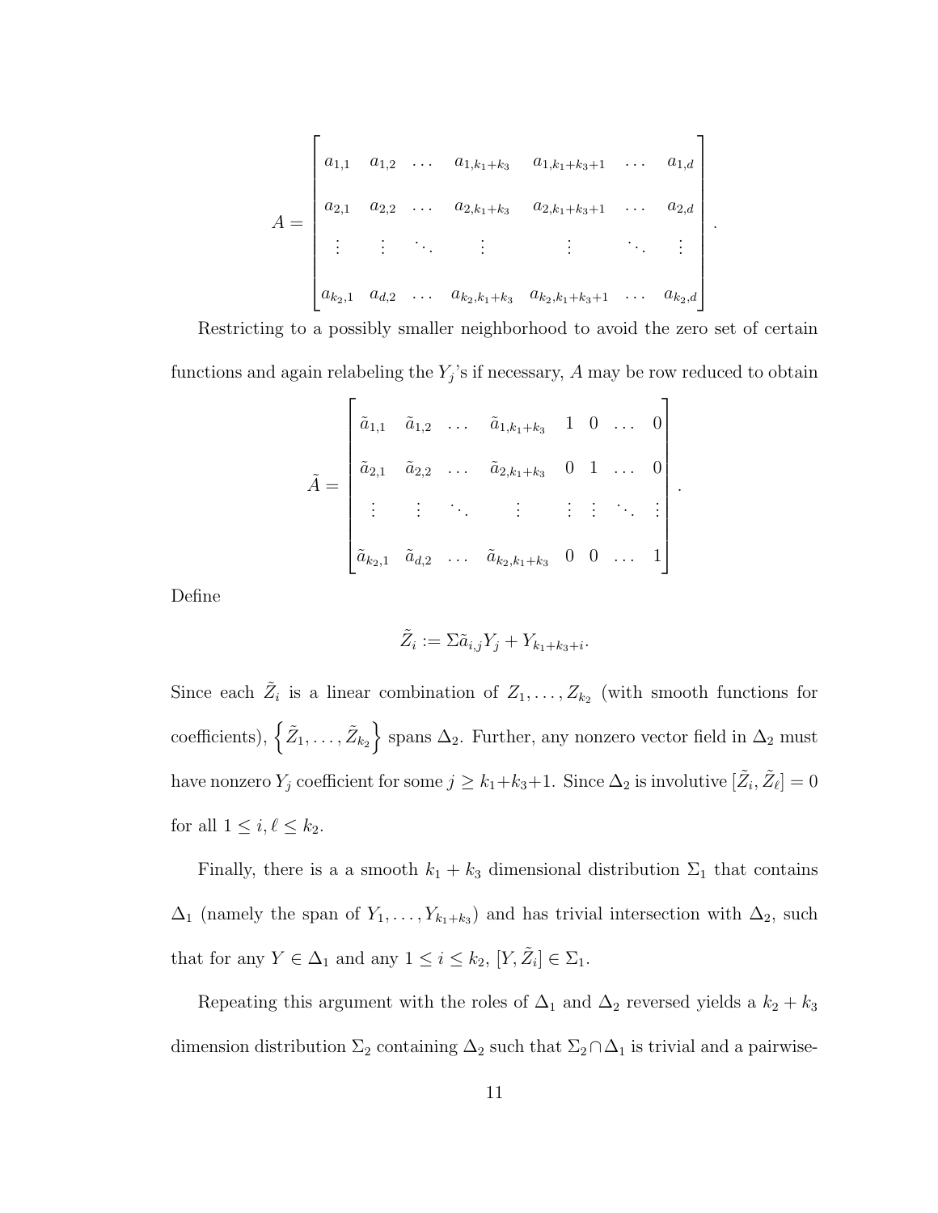$$A = \begin{bmatrix} a_{1,1} & a_{1,2} & \dots & a_{1,k_1+k_3} & a_{1,k_1+k_3+1} & \dots & a_{1,d} \\ a_{2,1} & a_{2,2} & \dots & a_{2,k_1+k_3} & a_{2,k_1+k_3+1} & \dots & a_{2,d} \\ \vdots & \vdots & \ddots & \vdots & \vdots & \ddots & \vdots \\ a_{k_2,1} & a_{d,2} & \dots & a_{k_2,k_1+k_3} & a_{k_2,k_1+k_3+1} & \dots & a_{k_2,d} \end{bmatrix}.$$

Restricting to a possibly smaller neighborhood to avoid the zero set of certain functions and again relabeling the $Y_j$'s if necessary, $A$ may be row reduced to obtain

$$\tilde{A} = \begin{bmatrix} \tilde{a}_{1,1} & \tilde{a}_{1,2} & \dots & \tilde{a}_{1,k_1+k_3} & 1 & 0 & \dots & 0 \\ \tilde{a}_{2,1} & \tilde{a}_{2,2} & \dots & \tilde{a}_{2,k_1+k_3} & 0 & 1 & \dots & 0 \\ \vdots & \vdots & \ddots & \vdots & \vdots & \vdots & \ddots & \vdots \\ \tilde{a}_{k_2,1} & \tilde{a}_{d,2} & \dots & \tilde{a}_{k_2,k_1+k_3} & 0 & 0 & \dots & 1 \end{bmatrix}.$$

Define

$$\tilde{Z}_i := \Sigma \tilde{a}_{i,j} Y_j + Y_{k_1+k_3+i}.$$

Since each $\tilde{Z}_i$ is a linear combination of $Z_1, \dots, Z_{k_2}$ (with smooth functions for coefficients), $\left\{\tilde{Z}_1, \dots, \tilde{Z}_{k_2}\right\}$ spans $\Delta_2$. Further, any nonzero vector field in $\Delta_2$ must have nonzero $Y_j$ coefficient for some $j \geq k_1+k_3+1$. Since $\Delta_2$ is involutive $[\tilde{Z}_i, \tilde{Z}_\ell] = 0$ for all $1 \leq i, \ell \leq k_2$.

Finally, there is a a smooth $k_1 + k_3$ dimensional distribution $\Sigma_1$ that contains $\Delta_1$ (namely the span of $Y_1, \dots, Y_{k_1+k_3}$) and has trivial intersection with $\Delta_2$, such that for any $Y \in \Delta_1$ and any $1 \leq i \leq k_2$, $[Y, \tilde{Z}_i] \in \Sigma_1$.

Repeating this argument with the roles of $\Delta_1$ and $\Delta_2$ reversed yields a $k_2 + k_3$ dimension distribution $\Sigma_2$ containing $\Delta_2$ such that $\Sigma_2 \cap \Delta_1$ is trivial and a pairwise-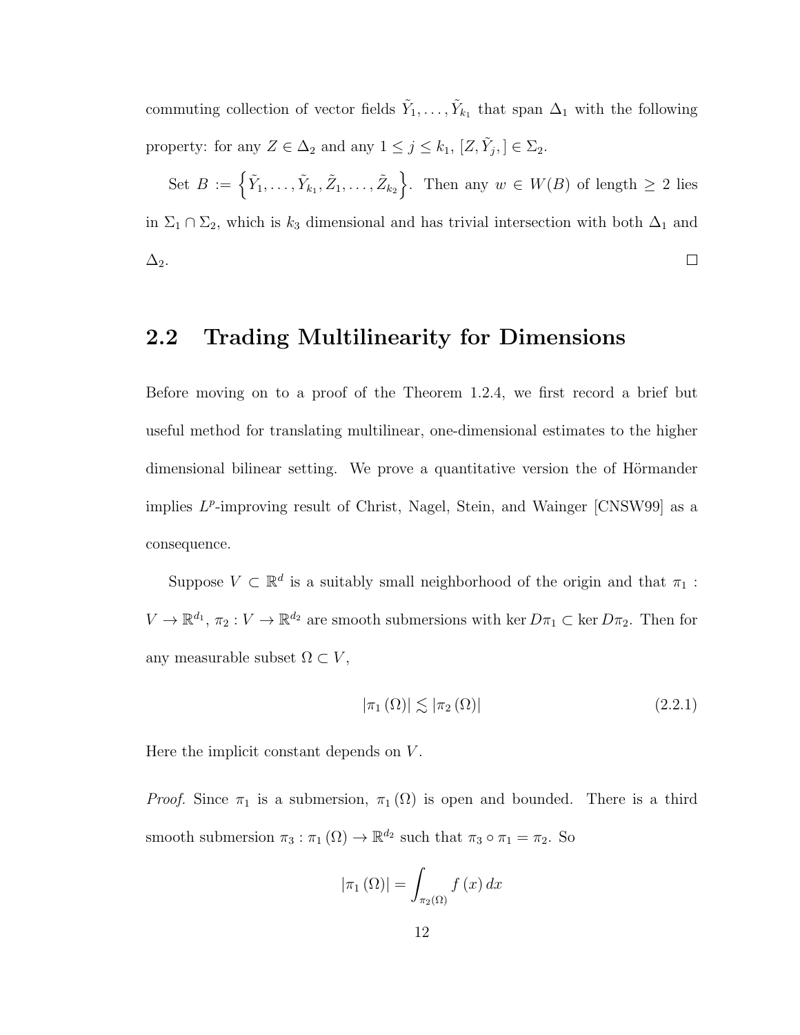commuting collection of vector fields $\tilde{Y}_1, \ldots, \tilde{Y}_{k_1}$ that span $\Delta_1$ with the following property: for any $Z \in \Delta_2$ and any $1 \leq j \leq k_1$, $[Z, \tilde{Y}_j,] \in \Sigma_2$.

Set $B := \left\{\tilde{Y}_1, \ldots, \tilde{Y}_{k_1}, \tilde{Z}_1, \ldots, \tilde{Z}_{k_2}\right\}$. Then any $w \in W(B)$ of length $\geq 2$ lies in $\Sigma_1 \cap \Sigma_2$, which is $k_3$ dimensional and has trivial intersection with both $\Delta_1$ and $\Delta_2$. ∎

## 2.2 Trading Multilinearity for Dimensions

Before moving on to a proof of the Theorem 1.2.4, we first record a brief but useful method for translating multilinear, one-dimensional estimates to the higher dimensional bilinear setting. We prove a quantitative version the of Hörmander implies $L^p$-improving result of Christ, Nagel, Stein, and Wainger [CNSW99] as a consequence.

Suppose $V \subset \mathbb{R}^d$ is a suitably small neighborhood of the origin and that $\pi_1 : V \to \mathbb{R}^{d_1}$, $\pi_2 : V \to \mathbb{R}^{d_2}$ are smooth submersions with $\ker D\pi_1 \subset \ker D\pi_2$. Then for any measurable subset $\Omega \subset V$,

$$|\pi_1(\Omega)| \lesssim |\pi_2(\Omega)| \tag{2.2.1}$$

Here the implicit constant depends on $V$.

*Proof.* Since $\pi_1$ is a submersion, $\pi_1(\Omega)$ is open and bounded. There is a third smooth submersion $\pi_3 : \pi_1(\Omega) \to \mathbb{R}^{d_2}$ such that $\pi_3 \circ \pi_1 = \pi_2$. So

$$|\pi_1(\Omega)| = \int_{\pi_2(\Omega)} f(x)\, dx$$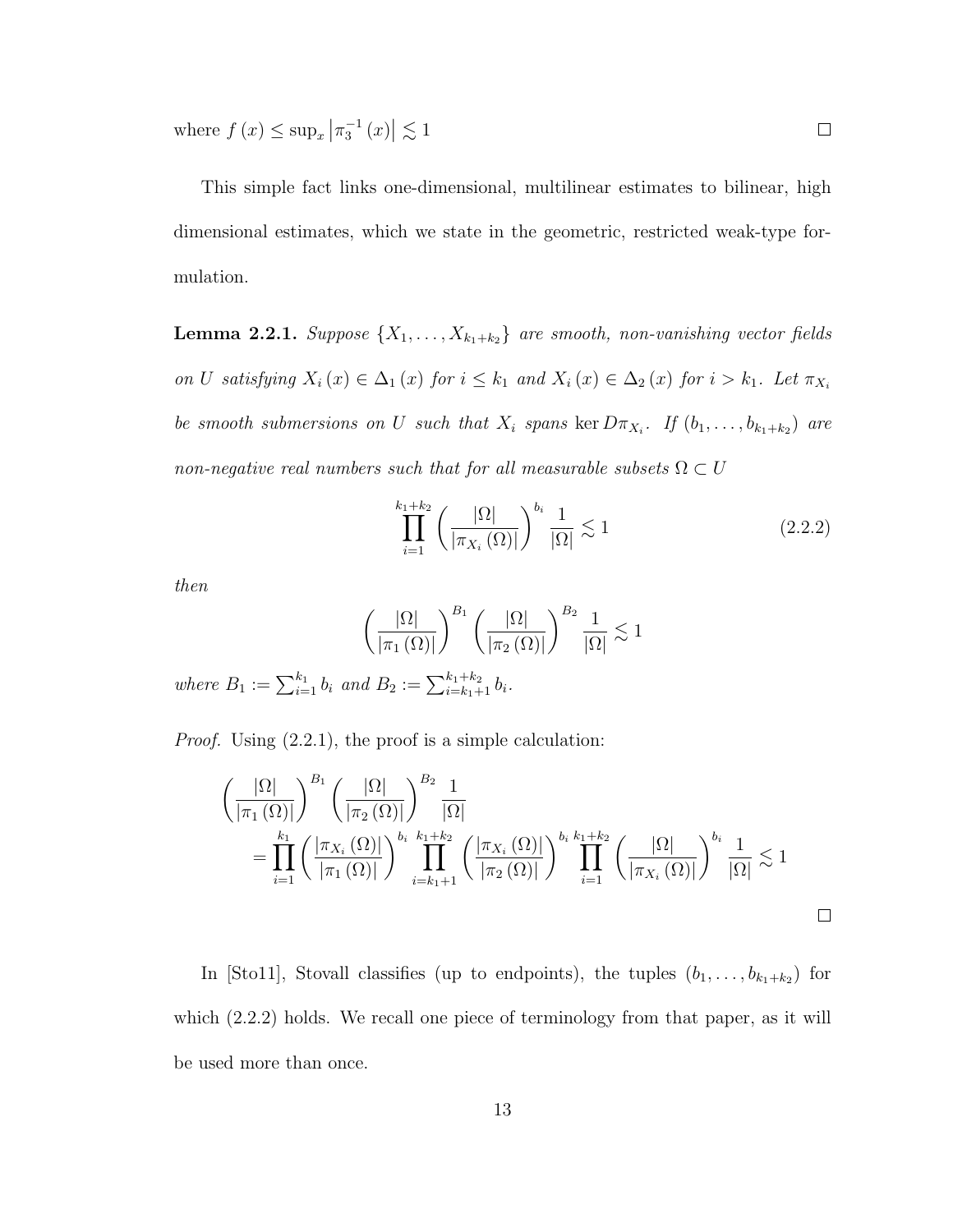where $f(x) \leq \sup_x \left|\pi_3^{-1}(x)\right| \lesssim 1$ $\square$

This simple fact links one-dimensional, multilinear estimates to bilinear, high dimensional estimates, which we state in the geometric, restricted weak-type formulation.

**Lemma 2.2.1.** *Suppose $\{X_1, \ldots, X_{k_1+k_2}\}$ are smooth, non-vanishing vector fields on $U$ satisfying $X_i(x) \in \Delta_1(x)$ for $i \leq k_1$ and $X_i(x) \in \Delta_2(x)$ for $i > k_1$. Let $\pi_{X_i}$ be smooth submersions on $U$ such that $X_i$ spans $\ker D\pi_{X_i}$. If $(b_1, \ldots, b_{k_1+k_2})$ are non-negative real numbers such that for all measurable subsets $\Omega \subset U$*

$$\prod_{i=1}^{k_1+k_2} \left(\frac{|\Omega|}{|\pi_{X_i}(\Omega)|}\right)^{b_i} \frac{1}{|\Omega|} \lesssim 1 \tag{2.2.2}$$

*then*

$$\left(\frac{|\Omega|}{|\pi_1(\Omega)|}\right)^{B_1} \left(\frac{|\Omega|}{|\pi_2(\Omega)|}\right)^{B_2} \frac{1}{|\Omega|} \lesssim 1$$

*where $B_1 := \sum_{i=1}^{k_1} b_i$ and $B_2 := \sum_{i=k_1+1}^{k_1+k_2} b_i$.*

*Proof.* Using (2.2.1), the proof is a simple calculation:

$$\begin{aligned}
&\left(\frac{|\Omega|}{|\pi_1(\Omega)|}\right)^{B_1} \left(\frac{|\Omega|}{|\pi_2(\Omega)|}\right)^{B_2} \frac{1}{|\Omega|} \\
&\quad = \prod_{i=1}^{k_1} \left(\frac{|\pi_{X_i}(\Omega)|}{|\pi_1(\Omega)|}\right)^{b_i} \prod_{i=k_1+1}^{k_1+k_2} \left(\frac{|\pi_{X_i}(\Omega)|}{|\pi_2(\Omega)|}\right)^{b_i} \prod_{i=1}^{k_1+k_2} \left(\frac{|\Omega|}{|\pi_{X_i}(\Omega)|}\right)^{b_i} \frac{1}{|\Omega|} \lesssim 1
\end{aligned}$$

$\square$

In [Sto11], Stovall classifies (up to endpoints), the tuples $(b_1, \ldots, b_{k_1+k_2})$ for which (2.2.2) holds. We recall one piece of terminology from that paper, as it will be used more than once.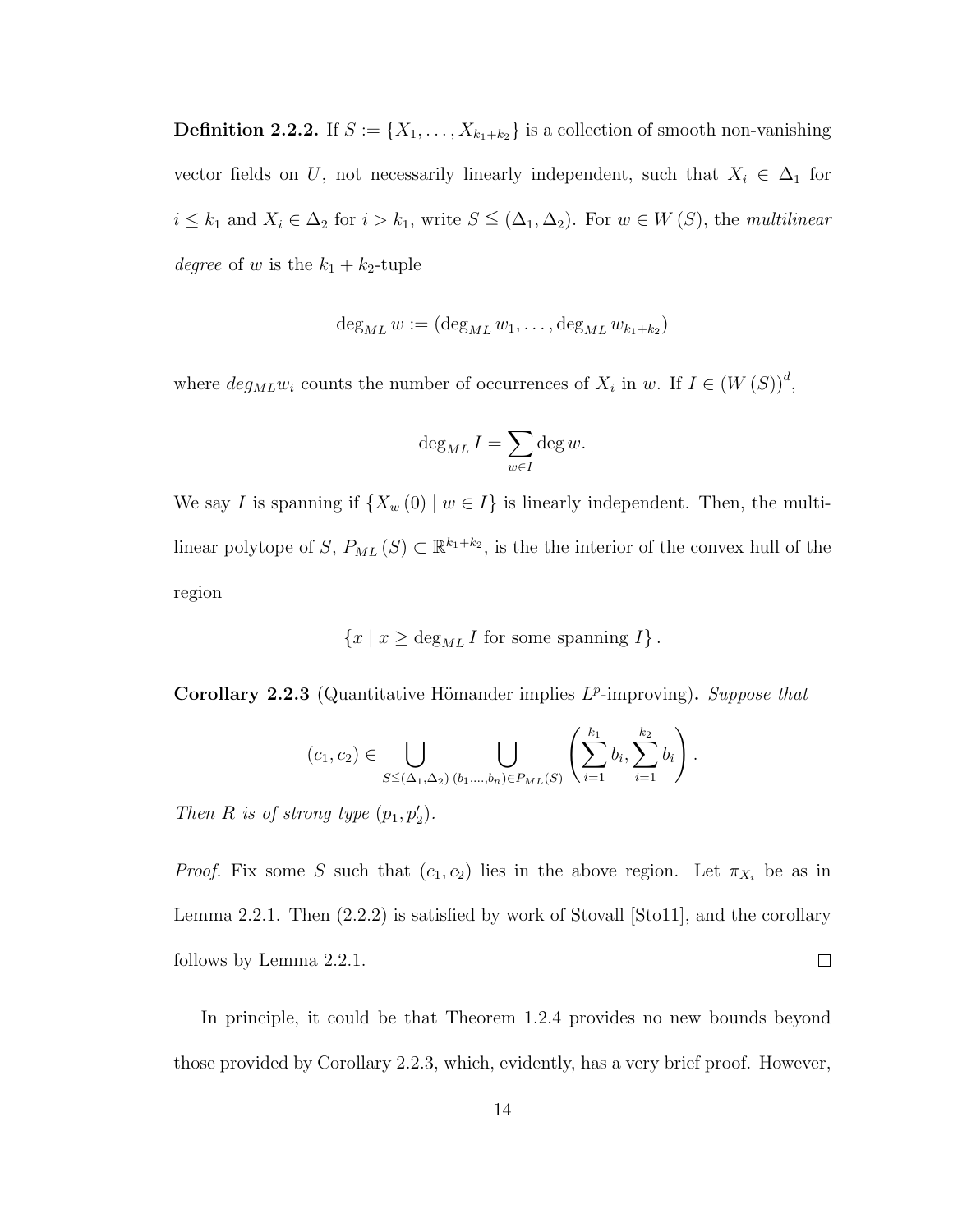**Definition 2.2.2.** If $S := \{X_1, \ldots, X_{k_1+k_2}\}$ is a collection of smooth non-vanishing vector fields on $U$, not necessarily linearly independent, such that $X_i \in \Delta_1$ for $i \leq k_1$ and $X_i \in \Delta_2$ for $i > k_1$, write $S \leqq (\Delta_1, \Delta_2)$. For $w \in W(S)$, the *multilinear degree* of $w$ is the $k_1 + k_2$-tuple

$$\deg_{ML} w := (\deg_{ML} w_1, \ldots, \deg_{ML} w_{k_1+k_2})$$

where $deg_{ML} w_i$ counts the number of occurrences of $X_i$ in $w$. If $I \in (W(S))^d$,

$$\deg_{ML} I = \sum_{w \in I} \deg w.$$

We say $I$ is spanning if $\{X_w(0) \mid w \in I\}$ is linearly independent. Then, the multilinear polytope of $S$, $P_{ML}(S) \subset \mathbb{R}^{k_1+k_2}$, is the the interior of the convex hull of the region

$$\{x \mid x \geq \deg_{ML} I \text{ for some spanning } I\}.$$

**Corollary 2.2.3** (Quantitative Hömander implies $L^p$-improving)**.** *Suppose that*

$$(c_1, c_2) \in \bigcup_{S \leqq (\Delta_1, \Delta_2)} \bigcup_{(b_1, \ldots, b_n) \in P_{ML}(S)} \left( \sum_{i=1}^{k_1} b_i, \sum_{i=1}^{k_2} b_i \right).$$

*Then $R$ is of strong type $(p_1, p_2')$.*

*Proof.* Fix some $S$ such that $(c_1, c_2)$ lies in the above region. Let $\pi_{X_i}$ be as in Lemma 2.2.1. Then (2.2.2) is satisfied by work of Stovall [Sto11], and the corollary follows by Lemma 2.2.1. $\square$

In principle, it could be that Theorem 1.2.4 provides no new bounds beyond those provided by Corollary 2.2.3, which, evidently, has a very brief proof. However,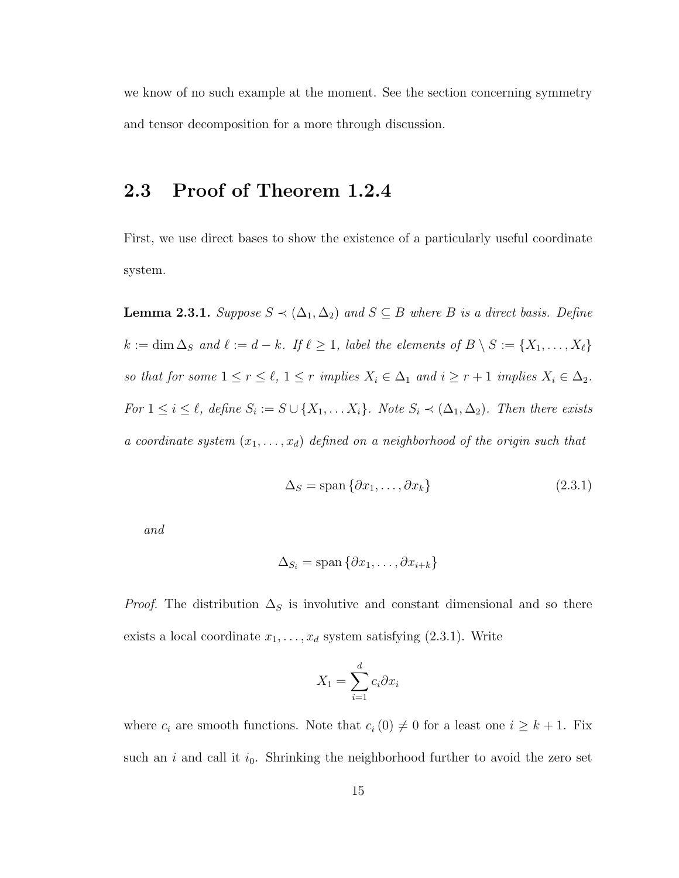we know of no such example at the moment. See the section concerning symmetry and tensor decomposition for a more through discussion.

## 2.3 Proof of Theorem 1.2.4

First, we use direct bases to show the existence of a particularly useful coordinate system.

**Lemma 2.3.1.** *Suppose $S \prec (\Delta_1, \Delta_2)$ and $S \subseteq B$ where $B$ is a direct basis. Define $k := \dim \Delta_S$ and $\ell := d - k$. If $\ell \geq 1$, label the elements of $B \setminus S := \{X_1, \ldots, X_\ell\}$ so that for some $1 \leq r \leq \ell$, $1 \leq r$ implies $X_i \in \Delta_1$ and $i \geq r+1$ implies $X_i \in \Delta_2$. For $1 \leq i \leq \ell$, define $S_i := S \cup \{X_1, \ldots X_i\}$. Note $S_i \prec (\Delta_1, \Delta_2)$. Then there exists a coordinate system $(x_1, \ldots, x_d)$ defined on a neighborhood of the origin such that*

$$\Delta_S = \operatorname{span}\{\partial x_1, \ldots, \partial x_k\} \tag{2.3.1}$$

*and*

$$\Delta_{S_i} = \operatorname{span}\{\partial x_1, \ldots, \partial x_{i+k}\}$$

*Proof.* The distribution $\Delta_S$ is involutive and constant dimensional and so there exists a local coordinate $x_1, \ldots, x_d$ system satisfying (2.3.1). Write

$$X_1 = \sum_{i=1}^{d} c_i \partial x_i$$

where $c_i$ are smooth functions. Note that $c_i(0) \neq 0$ for a least one $i \geq k+1$. Fix such an $i$ and call it $i_0$. Shrinking the neighborhood further to avoid the zero set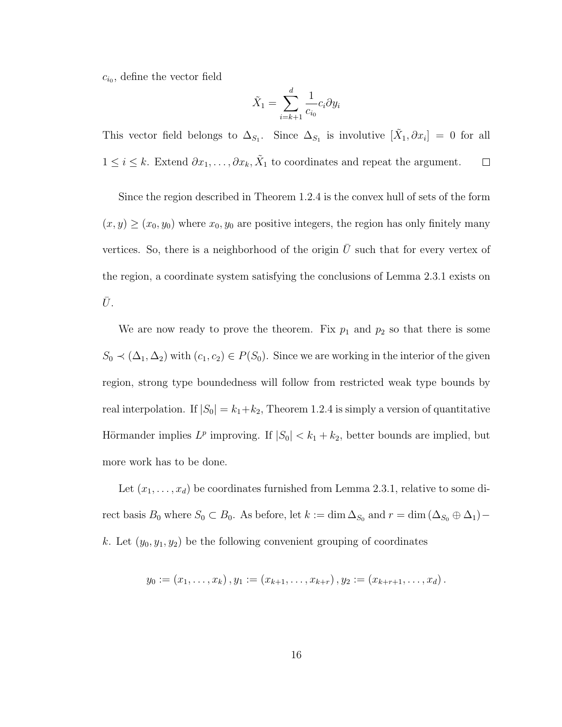$c_{i_0}$, define the vector field

$$\tilde{X}_1 = \sum_{i=k+1}^{d} \frac{1}{c_{i_0}} c_i \partial y_i$$

This vector field belongs to $\Delta_{S_1}$. Since $\Delta_{S_1}$ is involutive $[\tilde{X}_1, \partial x_i] = 0$ for all $1 \leq i \leq k$. Extend $\partial x_1, \ldots, \partial x_k, \tilde{X}_1$ to coordinates and repeat the argument. $\square$

Since the region described in Theorem 1.2.4 is the convex hull of sets of the form $(x, y) \geq (x_0, y_0)$ where $x_0, y_0$ are positive integers, the region has only finitely many vertices. So, there is a neighborhood of the origin $\bar{U}$ such that for every vertex of the region, a coordinate system satisfying the conclusions of Lemma 2.3.1 exists on $\bar{U}$.

We are now ready to prove the theorem. Fix $p_1$ and $p_2$ so that there is some $S_0 \prec (\Delta_1, \Delta_2)$ with $(c_1, c_2) \in P(S_0)$. Since we are working in the interior of the given region, strong type boundedness will follow from restricted weak type bounds by real interpolation. If $|S_0| = k_1 + k_2$, Theorem 1.2.4 is simply a version of quantitative Hörmander implies $L^p$ improving. If $|S_0| < k_1 + k_2$, better bounds are implied, but more work has to be done.

Let $(x_1, \ldots, x_d)$ be coordinates furnished from Lemma 2.3.1, relative to some direct basis $B_0$ where $S_0 \subset B_0$. As before, let $k := \dim \Delta_{S_0}$ and $r = \dim (\Delta_{S_0} \oplus \Delta_1) - k$. Let $(y_0, y_1, y_2)$ be the following convenient grouping of coordinates

$$y_0 := (x_1, \ldots, x_k), y_1 := (x_{k+1}, \ldots, x_{k+r}), y_2 := (x_{k+r+1}, \ldots, x_d).$$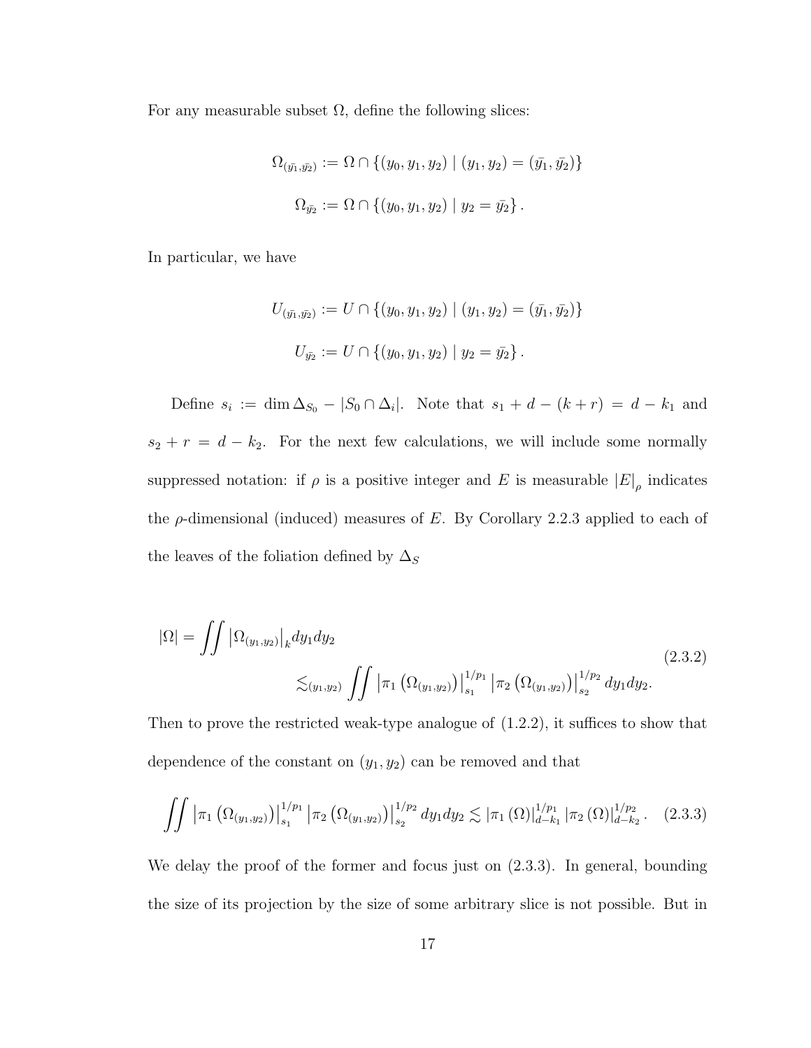For any measurable subset $\Omega$, define the following slices:

$$\Omega_{(\bar{y_1},\bar{y_2})} := \Omega \cap \{(y_0, y_1, y_2) \mid (y_1, y_2) = (\bar{y_1}, \bar{y_2})\}$$

$$\Omega_{\bar{y_2}} := \Omega \cap \{(y_0, y_1, y_2) \mid y_2 = \bar{y_2}\}.$$

In particular, we have

$$U_{(\bar{y_1},\bar{y_2})} := U \cap \{(y_0, y_1, y_2) \mid (y_1, y_2) = (\bar{y_1}, \bar{y_2})\}$$

$$U_{\bar{y_2}} := U \cap \{(y_0, y_1, y_2) \mid y_2 = \bar{y_2}\}.$$

Define $s_i := \dim \Delta_{S_0} - |S_0 \cap \Delta_i|$. Note that $s_1 + d - (k + r) = d - k_1$ and $s_2 + r = d - k_2$. For the next few calculations, we will include some normally suppressed notation: if $\rho$ is a positive integer and $E$ is measurable $|E|_\rho$ indicates the $\rho$-dimensional (induced) measures of $E$. By Corollary 2.2.3 applied to each of the leaves of the foliation defined by $\Delta_S$

$$
\begin{aligned}
|\Omega| = \iint \left|\Omega_{(y_1,y_2)}\right|_k dy_1 dy_2 \\
\lesssim_{(y_1,y_2)} \iint \left|\pi_1\left(\Omega_{(y_1,y_2)}\right)\right|_{s_1}^{1/p_1} \left|\pi_2\left(\Omega_{(y_1,y_2)}\right)\right|_{s_2}^{1/p_2} dy_1 dy_2.
\end{aligned}
\tag{2.3.2}
$$

Then to prove the restricted weak-type analogue of (1.2.2), it suffices to show that dependence of the constant on $(y_1, y_2)$ can be removed and that

$$\iint \left|\pi_1\left(\Omega_{(y_1,y_2)}\right)\right|_{s_1}^{1/p_1} \left|\pi_2\left(\Omega_{(y_1,y_2)}\right)\right|_{s_2}^{1/p_2} dy_1 dy_2 \lesssim |\pi_1(\Omega)|_{d-k_1}^{1/p_1} |\pi_2(\Omega)|_{d-k_2}^{1/p_2}. \tag{2.3.3}$$

We delay the proof of the former and focus just on (2.3.3). In general, bounding the size of its projection by the size of some arbitrary slice is not possible. But in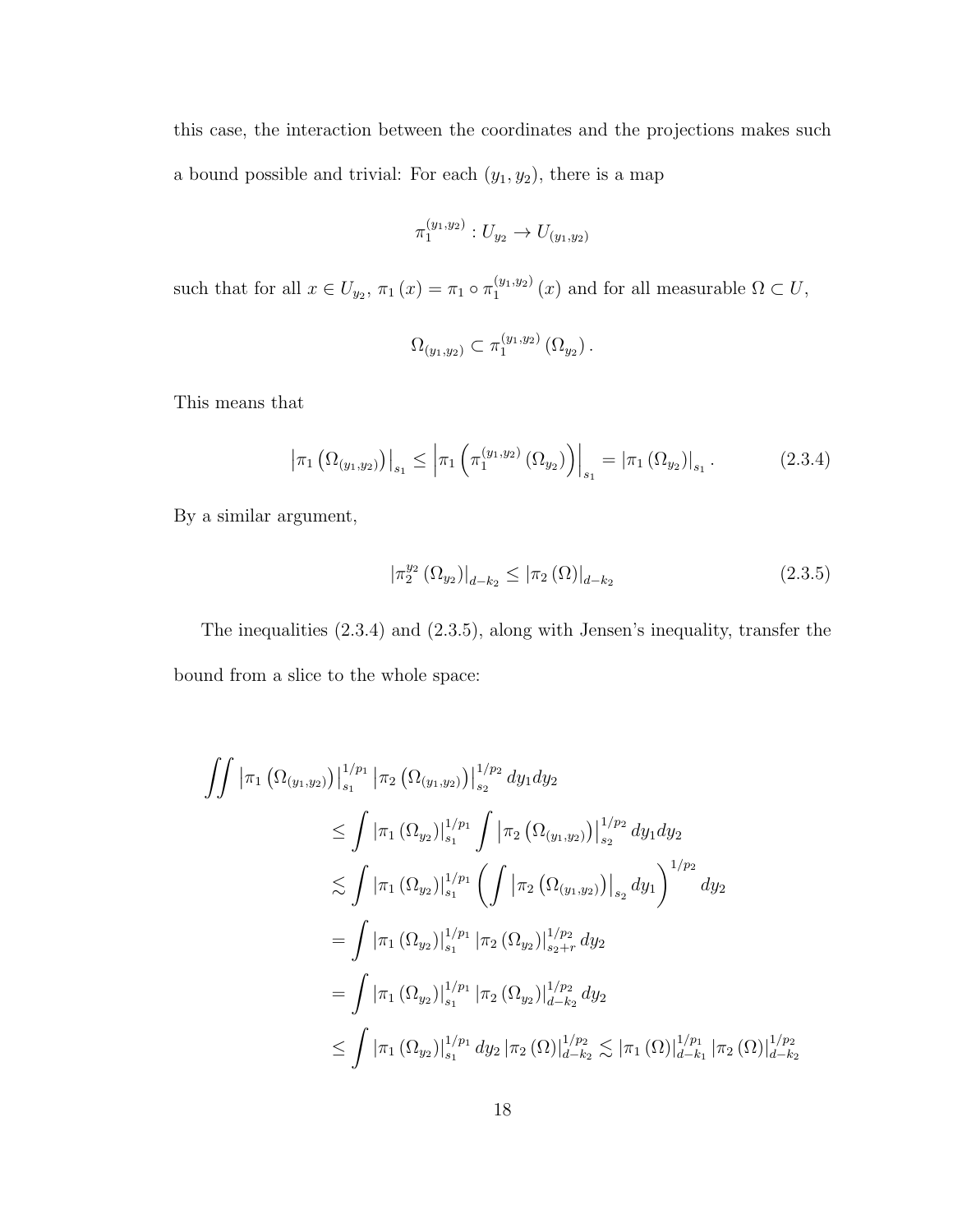this case, the interaction between the coordinates and the projections makes such a bound possible and trivial: For each $(y_1, y_2)$, there is a map

$$\pi_1^{(y_1,y_2)} : U_{y_2} \to U_{(y_1,y_2)}$$

such that for all $x \in U_{y_2}$, $\pi_1(x) = \pi_1 \circ \pi_1^{(y_1,y_2)}(x)$ and for all measurable $\Omega \subset U$,

$$\Omega_{(y_1,y_2)} \subset \pi_1^{(y_1,y_2)}(\Omega_{y_2}).$$

This means that

$$\left|\pi_1\left(\Omega_{(y_1,y_2)}\right)\right|_{s_1} \leq \left|\pi_1\left(\pi_1^{(y_1,y_2)}(\Omega_{y_2})\right)\right|_{s_1} = \left|\pi_1(\Omega_{y_2})\right|_{s_1}. \tag{2.3.4}$$

By a similar argument,

$$\left|\pi_2^{y_2}(\Omega_{y_2})\right|_{d-k_2} \leq \left|\pi_2(\Omega)\right|_{d-k_2} \tag{2.3.5}$$

The inequalities (2.3.4) and (2.3.5), along with Jensen's inequality, transfer the bound from a slice to the whole space:

$$\begin{aligned}
\iint &\left|\pi_1\left(\Omega_{(y_1,y_2)}\right)\right|_{s_1}^{1/p_1} \left|\pi_2\left(\Omega_{(y_1,y_2)}\right)\right|_{s_2}^{1/p_2} dy_1 dy_2 \\
&\leq \int \left|\pi_1(\Omega_{y_2})\right|_{s_1}^{1/p_1} \int \left|\pi_2\left(\Omega_{(y_1,y_2)}\right)\right|_{s_2}^{1/p_2} dy_1 dy_2 \\
&\lesssim \int \left|\pi_1(\Omega_{y_2})\right|_{s_1}^{1/p_1} \left(\int \left|\pi_2\left(\Omega_{(y_1,y_2)}\right)\right|_{s_2} dy_1\right)^{1/p_2} dy_2 \\
&= \int \left|\pi_1(\Omega_{y_2})\right|_{s_1}^{1/p_1} \left|\pi_2(\Omega_{y_2})\right|_{s_2+r}^{1/p_2} dy_2 \\
&= \int \left|\pi_1(\Omega_{y_2})\right|_{s_1}^{1/p_1} \left|\pi_2(\Omega_{y_2})\right|_{d-k_2}^{1/p_2} dy_2 \\
&\leq \int \left|\pi_1(\Omega_{y_2})\right|_{s_1}^{1/p_1} dy_2 \left|\pi_2(\Omega)\right|_{d-k_2}^{1/p_2} \lesssim \left|\pi_1(\Omega)\right|_{d-k_1}^{1/p_1} \left|\pi_2(\Omega)\right|_{d-k_2}^{1/p_2}
\end{aligned}$$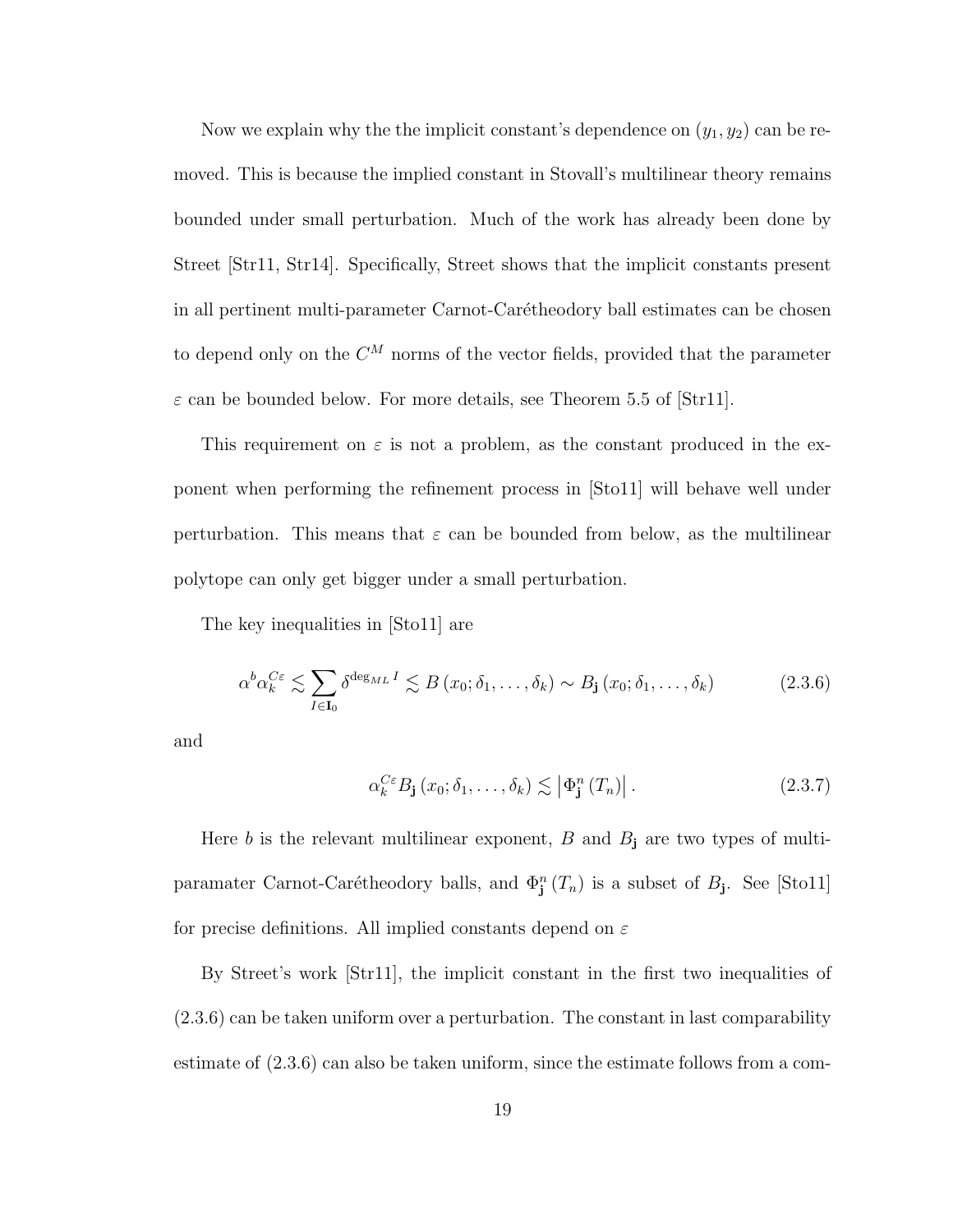Now we explain why the the implicit constant's dependence on $(y_1, y_2)$ can be removed. This is because the implied constant in Stovall's multilinear theory remains bounded under small perturbation. Much of the work has already been done by Street [Str11, Str14]. Specifically, Street shows that the implicit constants present in all pertinent multi-parameter Carnot-Carétheodory ball estimates can be chosen to depend only on the $C^M$ norms of the vector fields, provided that the parameter $\varepsilon$ can be bounded below. For more details, see Theorem 5.5 of [Str11].

This requirement on $\varepsilon$ is not a problem, as the constant produced in the exponent when performing the refinement process in [Sto11] will behave well under perturbation. This means that $\varepsilon$ can be bounded from below, as the multilinear polytope can only get bigger under a small perturbation.

The key inequalities in [Sto11] are

$$\alpha^b \alpha_k^{C\varepsilon} \lesssim \sum_{I \in \mathbf{I}_0} \delta^{\deg_{ML} I} \lesssim B(x_0; \delta_1, \ldots, \delta_k) \sim B_{\mathbf{j}}(x_0; \delta_1, \ldots, \delta_k) \tag{2.3.6}$$

and

$$\alpha_k^{C\varepsilon} B_{\mathbf{j}}(x_0; \delta_1, \ldots, \delta_k) \lesssim \left| \Phi_{\mathbf{j}}^n (T_n) \right|. \tag{2.3.7}$$

Here $b$ is the relevant multilinear exponent, $B$ and $B_{\mathbf{j}}$ are two types of multi-paramater Carnot-Carétheodory balls, and $\Phi_{\mathbf{j}}^n (T_n)$ is a subset of $B_{\mathbf{j}}$. See [Sto11] for precise definitions. All implied constants depend on $\varepsilon$

By Street's work [Str11], the implicit constant in the first two inequalities of (2.3.6) can be taken uniform over a perturbation. The constant in last comparability estimate of (2.3.6) can also be taken uniform, since the estimate follows from a com-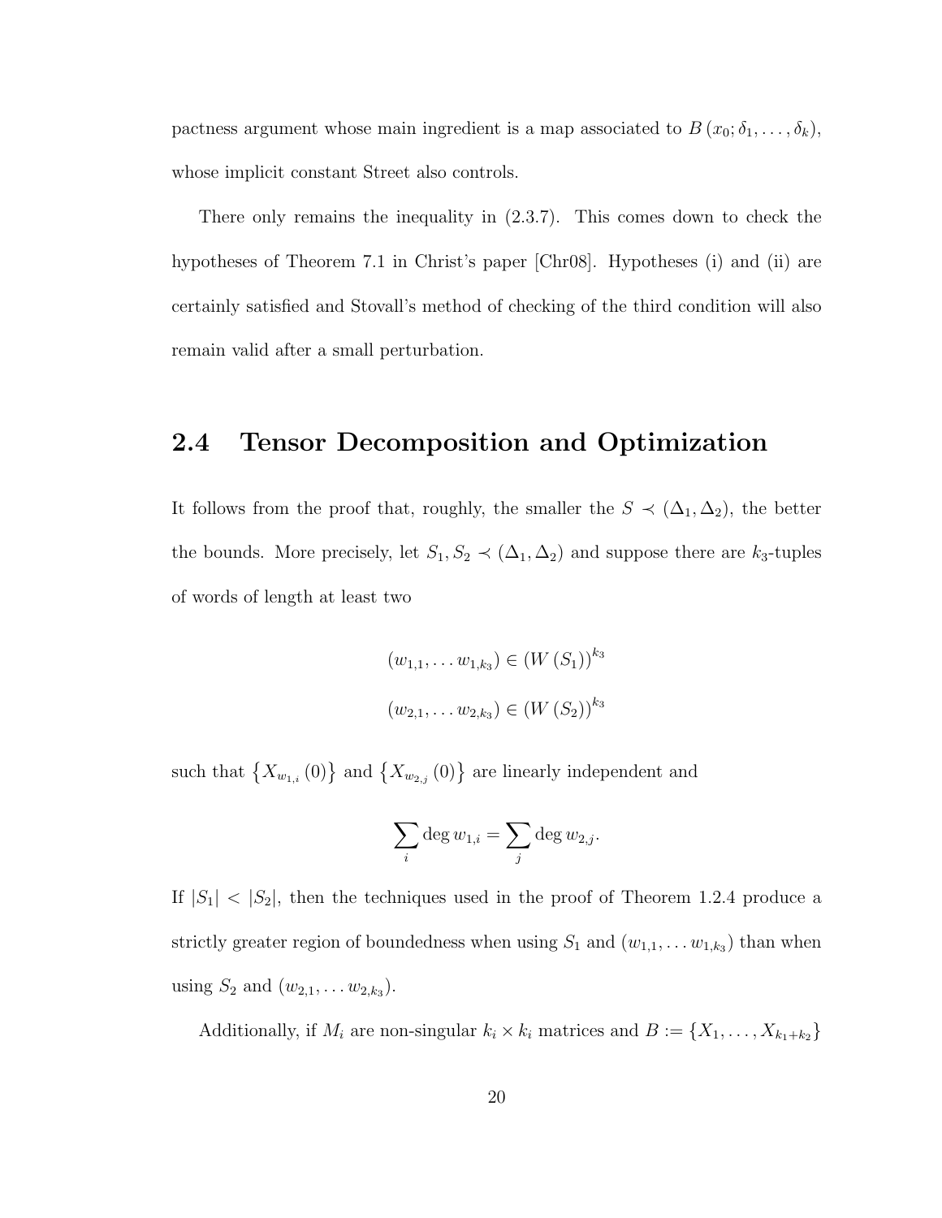pactness argument whose main ingredient is a map associated to $B(x_0; \delta_1, \ldots, \delta_k)$, whose implicit constant Street also controls.

There only remains the inequality in (2.3.7). This comes down to check the hypotheses of Theorem 7.1 in Christ's paper [Chr08]. Hypotheses (i) and (ii) are certainly satisfied and Stovall's method of checking of the third condition will also remain valid after a small perturbation.

## 2.4 Tensor Decomposition and Optimization

It follows from the proof that, roughly, the smaller the $S \prec (\Delta_1, \Delta_2)$, the better the bounds. More precisely, let $S_1, S_2 \prec (\Delta_1, \Delta_2)$ and suppose there are $k_3$-tuples of words of length at least two

$$(w_{1,1}, \ldots w_{1,k_3}) \in (W(S_1))^{k_3}$$

$$(w_{2,1}, \ldots w_{2,k_3}) \in (W(S_2))^{k_3}$$

such that $\{X_{w_{1,i}}(0)\}$ and $\{X_{w_{2,j}}(0)\}$ are linearly independent and

$$\sum_i \deg w_{1,i} = \sum_j \deg w_{2,j}.$$

If $|S_1| < |S_2|$, then the techniques used in the proof of Theorem 1.2.4 produce a strictly greater region of boundedness when using $S_1$ and $(w_{1,1}, \ldots w_{1,k_3})$ than when using $S_2$ and $(w_{2,1}, \ldots w_{2,k_3})$.

Additionally, if $M_i$ are non-singular $k_i \times k_i$ matrices and $B := \{X_1, \ldots, X_{k_1+k_2}\}$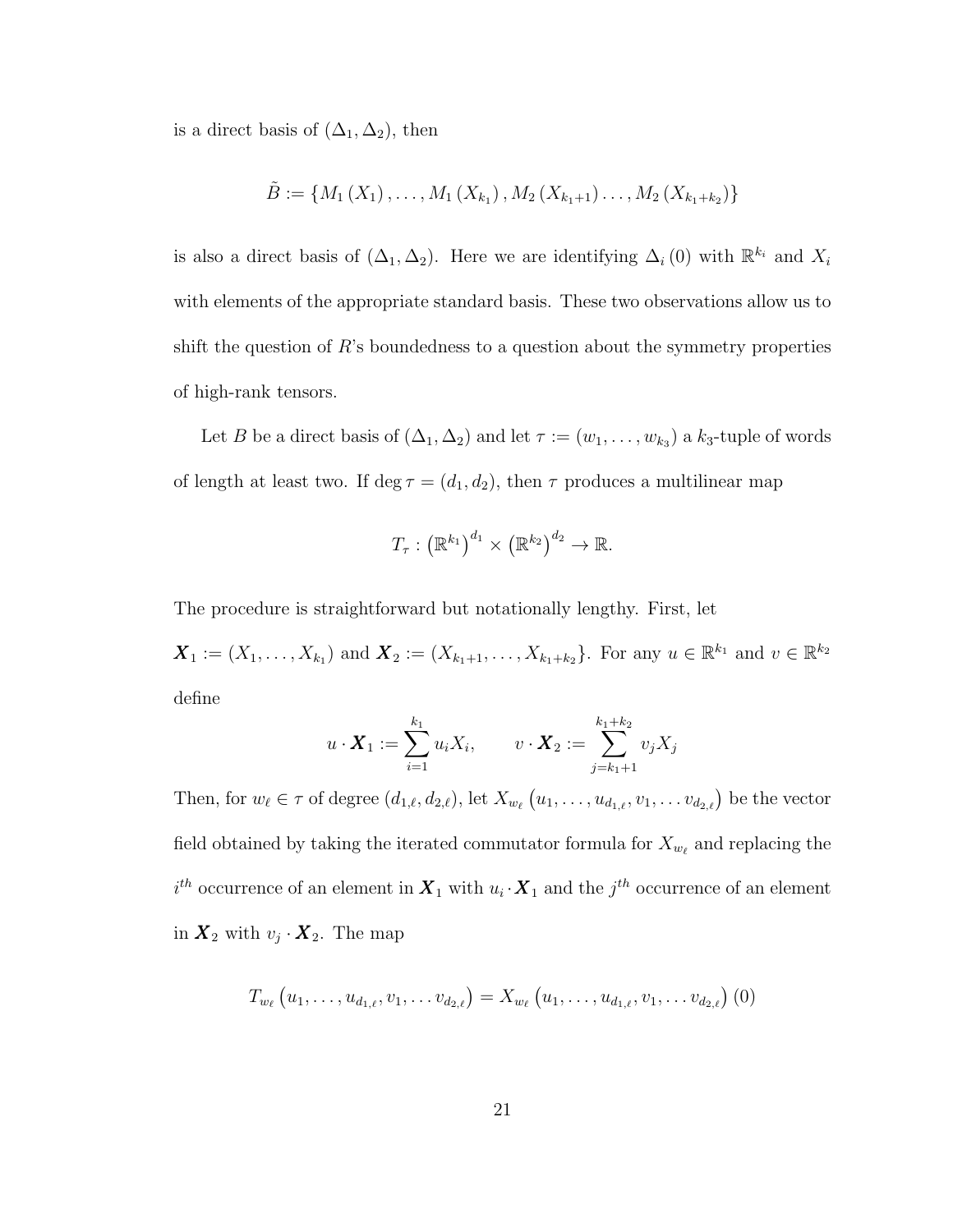is a direct basis of $(\Delta_1, \Delta_2)$, then

$$\tilde{B} := \{M_1(X_1), \dots, M_1(X_{k_1}), M_2(X_{k_1+1}) \dots, M_2(X_{k_1+k_2})\}$$

is also a direct basis of $(\Delta_1, \Delta_2)$. Here we are identifying $\Delta_i(0)$ with $\mathbb{R}^{k_i}$ and $X_i$ with elements of the appropriate standard basis. These two observations allow us to shift the question of $R$'s boundedness to a question about the symmetry properties of high-rank tensors.

Let $B$ be a direct basis of $(\Delta_1, \Delta_2)$ and let $\tau := (w_1, \dots, w_{k_3})$ a $k_3$-tuple of words of length at least two. If $\deg \tau = (d_1, d_2)$, then $\tau$ produces a multilinear map

$$T_\tau : \left(\mathbb{R}^{k_1}\right)^{d_1} \times \left(\mathbb{R}^{k_2}\right)^{d_2} \to \mathbb{R}.$$

The procedure is straightforward but notationally lengthy. First, let $\boldsymbol{X}_1 := (X_1, \dots, X_{k_1})$ and $\boldsymbol{X}_2 := (X_{k_1+1}, \dots, X_{k_1+k_2}\}$. For any $u \in \mathbb{R}^{k_1}$ and $v \in \mathbb{R}^{k_2}$ define

$$u \cdot \boldsymbol{X}_1 := \sum_{i=1}^{k_1} u_i X_i, \qquad v \cdot \boldsymbol{X}_2 := \sum_{j=k_1+1}^{k_1+k_2} v_j X_j$$

Then, for $w_\ell \in \tau$ of degree $(d_{1,\ell}, d_{2,\ell})$, let $X_{w_\ell}\left(u_1, \dots, u_{d_{1,\ell}}, v_1, \dots v_{d_{2,\ell}}\right)$ be the vector field obtained by taking the iterated commutator formula for $X_{w_\ell}$ and replacing the $i^{th}$ occurrence of an element in $\boldsymbol{X}_1$ with $u_i \cdot \boldsymbol{X}_1$ and the $j^{th}$ occurrence of an element in $\boldsymbol{X}_2$ with $v_j \cdot \boldsymbol{X}_2$. The map

$$T_{w_\ell}\left(u_1, \dots, u_{d_{1,\ell}}, v_1, \dots v_{d_{2,\ell}}\right) = X_{w_\ell}\left(u_1, \dots, u_{d_{1,\ell}}, v_1, \dots v_{d_{2,\ell}}\right)(0)$$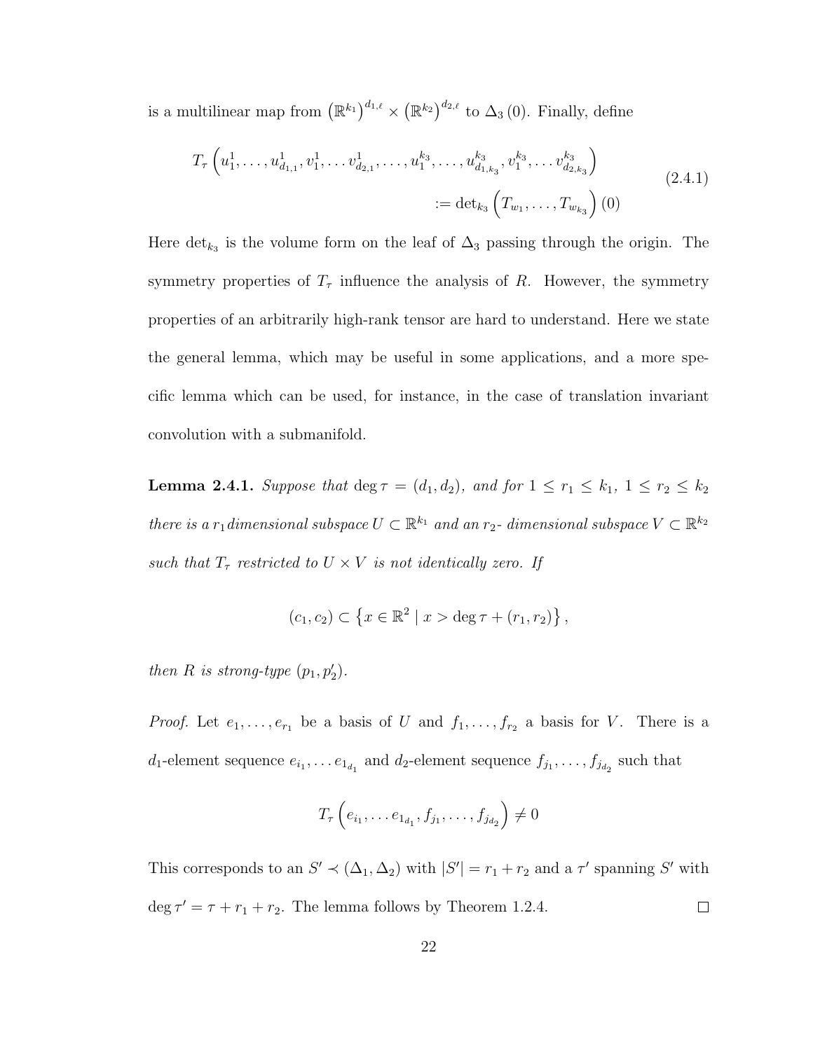is a multilinear map from $\left(\mathbb{R}^{k_1}\right)^{d_{1,\ell}} \times \left(\mathbb{R}^{k_2}\right)^{d_{2,\ell}}$ to $\Delta_3(0)$. Finally, define

$$
\begin{aligned}
T_\tau\left(u_1^1, \ldots, u_{d_{1,1}}^1, v_1^1, \ldots v_{d_{2,1}}^1, \ldots, u_1^{k_3}, \ldots, u_{d_{1,k_3}}^{k_3}, v_1^{k_3}, \ldots v_{d_{2,k_3}}^{k_3}\right) \\
:= \det_{k_3}\left(T_{w_1}, \ldots, T_{w_{k_3}}\right)(0)
\end{aligned}
\tag{2.4.1}
$$

Here $\det_{k_3}$ is the volume form on the leaf of $\Delta_3$ passing through the origin. The symmetry properties of $T_\tau$ influence the analysis of $R$. However, the symmetry properties of an arbitrarily high-rank tensor are hard to understand. Here we state the general lemma, which may be useful in some applications, and a more specific lemma which can be used, for instance, in the case of translation invariant convolution with a submanifold.

**Lemma 2.4.1.** *Suppose that* $\deg \tau = (d_1, d_2)$*, and for* $1 \leq r_1 \leq k_1$*,* $1 \leq r_2 \leq k_2$ *there is a* $r_1$ *dimensional subspace* $U \subset \mathbb{R}^{k_1}$ *and an* $r_2$*- dimensional subspace* $V \subset \mathbb{R}^{k_2}$ *such that* $T_\tau$ *restricted to* $U \times V$ *is not identically zero. If*

$$
(c_1, c_2) \subset \left\{x \in \mathbb{R}^2 \mid x > \deg \tau + (r_1, r_2)\right\},
$$

*then* $R$ *is strong-type* $(p_1, p_2')$*.*

*Proof.* Let $e_1, \ldots, e_{r_1}$ be a basis of $U$ and $f_1, \ldots, f_{r_2}$ a basis for $V$. There is a $d_1$-element sequence $e_{i_1}, \ldots e_{1_{d_1}}$ and $d_2$-element sequence $f_{j_1}, \ldots, f_{j_{d_2}}$ such that

$$
T_\tau\left(e_{i_1}, \ldots e_{1_{d_1}}, f_{j_1}, \ldots, f_{j_{d_2}}\right) \neq 0
$$

This corresponds to an $S' \prec (\Delta_1, \Delta_2)$ with $|S'| = r_1 + r_2$ and a $\tau'$ spanning $S'$ with $\deg \tau' = \tau + r_1 + r_2$. The lemma follows by Theorem 1.2.4. $\square$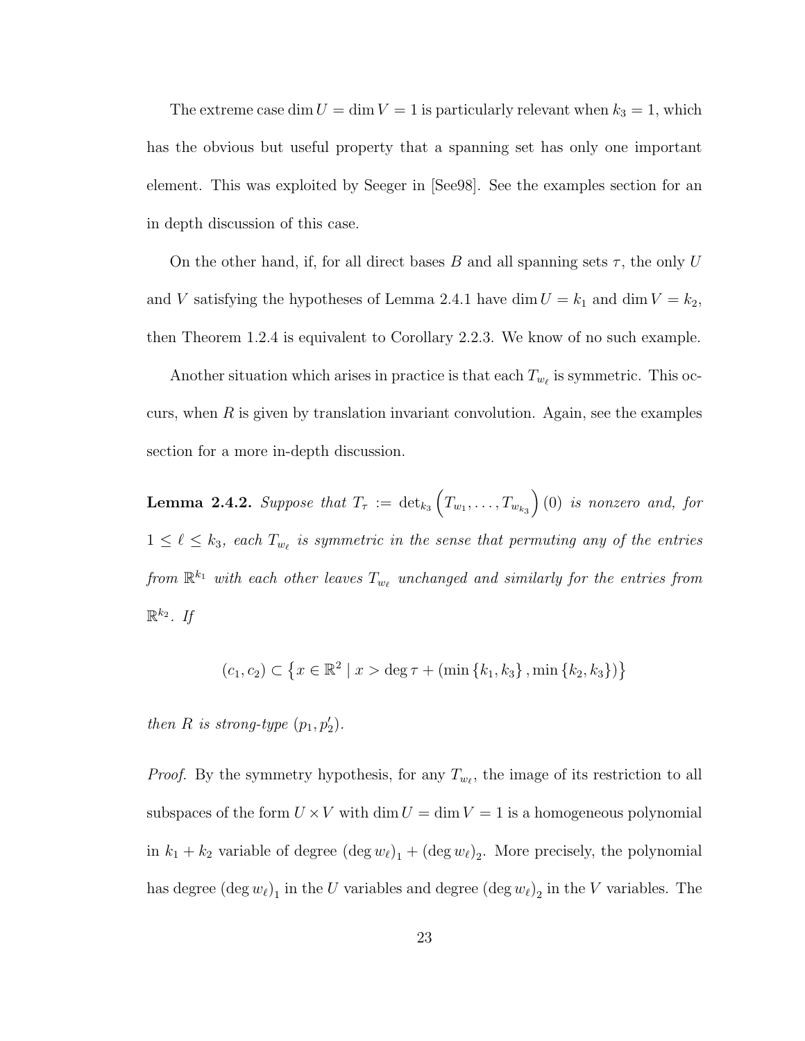The extreme case $\dim U = \dim V = 1$ is particularly relevant when $k_3 = 1$, which has the obvious but useful property that a spanning set has only one important element. This was exploited by Seeger in [See98]. See the examples section for an in depth discussion of this case.

On the other hand, if, for all direct bases $B$ and all spanning sets $\tau$, the only $U$ and $V$ satisfying the hypotheses of Lemma 2.4.1 have $\dim U = k_1$ and $\dim V = k_2$, then Theorem 1.2.4 is equivalent to Corollary 2.2.3. We know of no such example.

Another situation which arises in practice is that each $T_{w_\ell}$ is symmetric. This occurs, when $R$ is given by translation invariant convolution. Again, see the examples section for a more in-depth discussion.

**Lemma 2.4.2.** *Suppose that* $T_\tau := \det_{k_3}\left(T_{w_1}, \ldots, T_{w_{k_3}}\right)(0)$ *is nonzero and, for* $1 \leq \ell \leq k_3$*, each* $T_{w_\ell}$ *is symmetric in the sense that permuting any of the entries from* $\mathbb{R}^{k_1}$ *with each other leaves* $T_{w_\ell}$ *unchanged and similarly for the entries from* $\mathbb{R}^{k_2}$*. If*

$$(c_1, c_2) \subset \left\{x \in \mathbb{R}^2 \mid x > \deg \tau + (\min\{k_1, k_3\}, \min\{k_2, k_3\})\right\}$$

*then* $R$ *is strong-type* $(p_1, p_2')$*.*

*Proof.* By the symmetry hypothesis, for any $T_{w_\ell}$, the image of its restriction to all subspaces of the form $U \times V$ with $\dim U = \dim V = 1$ is a homogeneous polynomial in $k_1 + k_2$ variable of degree $(\deg w_\ell)_1 + (\deg w_\ell)_2$. More precisely, the polynomial has degree $(\deg w_\ell)_1$ in the $U$ variables and degree $(\deg w_\ell)_2$ in the $V$ variables. The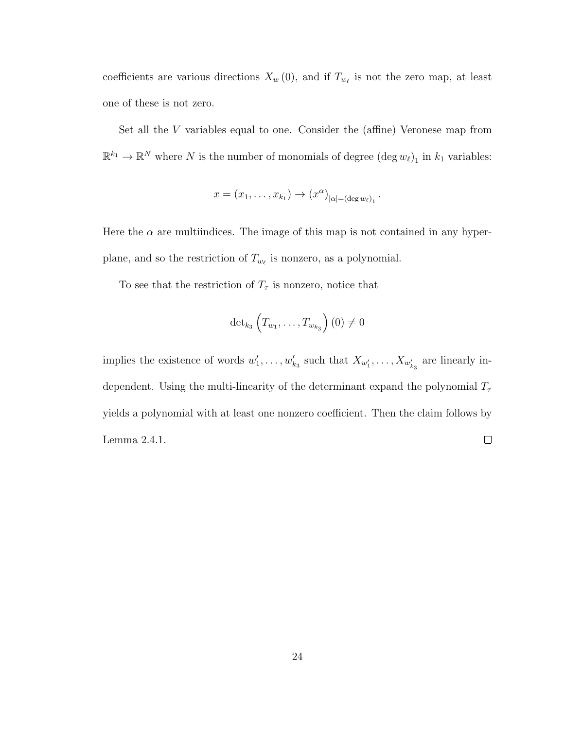coefficients are various directions $X_w(0)$, and if $T_{w_\ell}$ is not the zero map, at least one of these is not zero.

Set all the $V$ variables equal to one. Consider the (affine) Veronese map from $\mathbb{R}^{k_1} \to \mathbb{R}^N$ where $N$ is the number of monomials of degree $(\deg w_\ell)_1$ in $k_1$ variables:

$$x = (x_1, \ldots, x_{k_1}) \to (x^\alpha)_{|\alpha| = (\deg w_\ell)_1}.$$

Here the $\alpha$ are multiindices. The image of this map is not contained in any hyperplane, and so the restriction of $T_{w_\ell}$ is nonzero, as a polynomial.

To see that the restriction of $T_\tau$ is nonzero, notice that

$$\det_{k_3}\left(T_{w_1}, \ldots, T_{w_{k_3}}\right)(0) \neq 0$$

implies the existence of words $w'_1, \ldots, w'_{k_3}$ such that $X_{w'_1}, \ldots, X_{w'_{k_3}}$ are linearly independent. Using the multi-linearity of the determinant expand the polynomial $T_\tau$ yields a polynomial with at least one nonzero coefficient. Then the claim follows by Lemma 2.4.1. ∎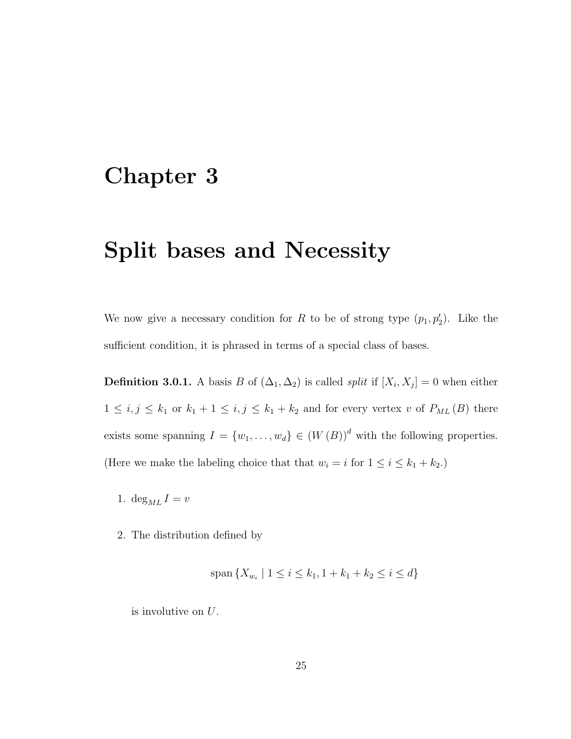# Chapter 3

# Split bases and Necessity

We now give a necessary condition for $R$ to be of strong type $(p_1, p_2')$. Like the sufficient condition, it is phrased in terms of a special class of bases.

**Definition 3.0.1.** A basis $B$ of $(\Delta_1, \Delta_2)$ is called *split* if $[X_i, X_j] = 0$ when either $1 \leq i, j \leq k_1$ or $k_1 + 1 \leq i, j \leq k_1 + k_2$ and for every vertex $v$ of $P_{ML}(B)$ there exists some spanning $I = \{w_1, \ldots, w_d\} \in (W(B))^d$ with the following properties. (Here we make the labeling choice that that $w_i = i$ for $1 \leq i \leq k_1 + k_2$.)

1. $\deg_{ML} I = v$
2. The distribution defined by

$$\operatorname{span}\{X_{w_i} \mid 1 \leq i \leq k_1, 1 + k_1 + k_2 \leq i \leq d\}$$

   is involutive on $U$.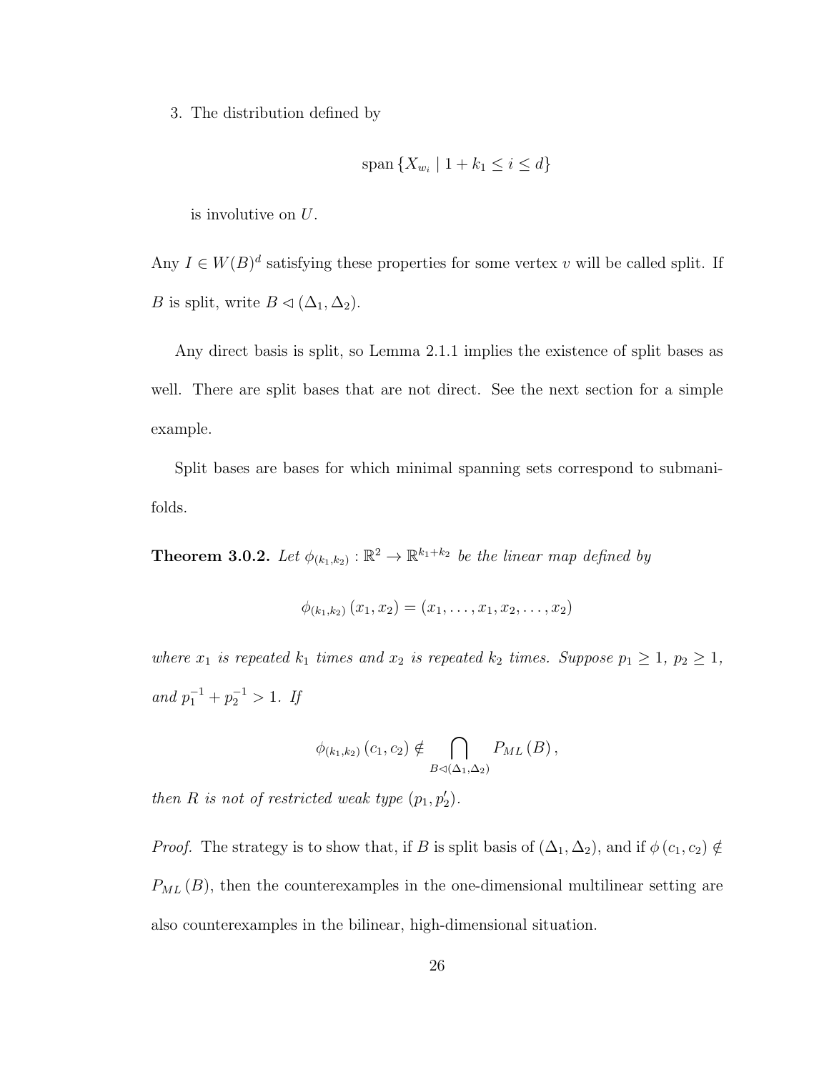3. The distribution defined by

$$\operatorname{span}\left\{X_{w_i} \mid 1 + k_1 \leq i \leq d\right\}$$

is involutive on $U$.

Any $I \in W(B)^d$ satisfying these properties for some vertex $v$ will be called split. If $B$ is split, write $B \lhd (\Delta_1, \Delta_2)$.

Any direct basis is split, so Lemma 2.1.1 implies the existence of split bases as well. There are split bases that are not direct. See the next section for a simple example.

Split bases are bases for which minimal spanning sets correspond to submanifolds.

**Theorem 3.0.2.** *Let $\phi_{(k_1,k_2)} : \mathbb{R}^2 \to \mathbb{R}^{k_1+k_2}$ be the linear map defined by*

$$\phi_{(k_1,k_2)}\left(x_1, x_2\right) = \left(x_1, \ldots, x_1, x_2, \ldots, x_2\right)$$

*where $x_1$ is repeated $k_1$ times and $x_2$ is repeated $k_2$ times. Suppose $p_1 \geq 1$, $p_2 \geq 1$, and $p_1^{-1} + p_2^{-1} > 1$. If*

$$\phi_{(k_1,k_2)}\left(c_1, c_2\right) \notin \bigcap_{B \lhd (\Delta_1, \Delta_2)} P_{ML}\left(B\right),$$

*then $R$ is not of restricted weak type $(p_1, p_2')$.*

*Proof.* The strategy is to show that, if $B$ is split basis of $(\Delta_1, \Delta_2)$, and if $\phi\left(c_1, c_2\right) \notin P_{ML}\left(B\right)$, then the counterexamples in the one-dimensional multilinear setting are also counterexamples in the bilinear, high-dimensional situation.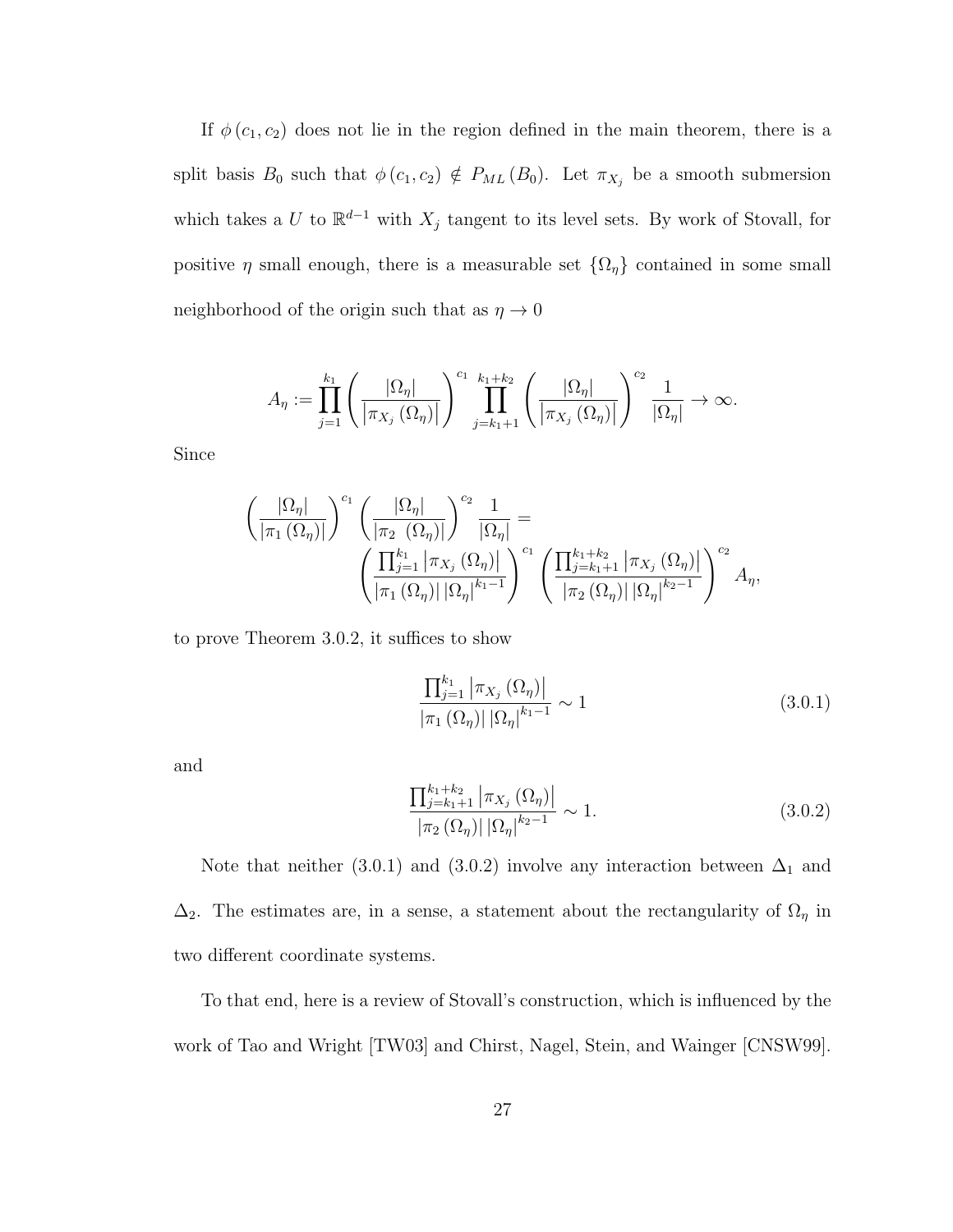If $\phi(c_1, c_2)$ does not lie in the region defined in the main theorem, there is a split basis $B_0$ such that $\phi(c_1, c_2) \notin P_{ML}(B_0)$. Let $\pi_{X_j}$ be a smooth submersion which takes a $U$ to $\mathbb{R}^{d-1}$ with $X_j$ tangent to its level sets. By work of Stovall, for positive $\eta$ small enough, there is a measurable set $\{\Omega_\eta\}$ contained in some small neighborhood of the origin such that as $\eta \to 0$

$$A_\eta := \prod_{j=1}^{k_1} \left( \frac{|\Omega_\eta|}{\left|\pi_{X_j}(\Omega_\eta)\right|} \right)^{c_1} \prod_{j=k_1+1}^{k_1+k_2} \left( \frac{|\Omega_\eta|}{\left|\pi_{X_j}(\Omega_\eta)\right|} \right)^{c_2} \frac{1}{|\Omega_\eta|} \to \infty.$$

Since

$$\left( \frac{|\Omega_\eta|}{|\pi_1(\Omega_\eta)|} \right)^{c_1} \left( \frac{|\Omega_\eta|}{|\pi_2(\Omega_\eta)|} \right)^{c_2} \frac{1}{|\Omega_\eta|} = \left( \frac{\prod_{j=1}^{k_1} \left|\pi_{X_j}(\Omega_\eta)\right|}{|\pi_1(\Omega_\eta)| \, |\Omega_\eta|^{k_1-1}} \right)^{c_1} \left( \frac{\prod_{j=k_1+1}^{k_1+k_2} \left|\pi_{X_j}(\Omega_\eta)\right|}{|\pi_2(\Omega_\eta)| \, |\Omega_\eta|^{k_2-1}} \right)^{c_2} A_\eta,$$

to prove Theorem 3.0.2, it suffices to show

$$\frac{\prod_{j=1}^{k_1} \left|\pi_{X_j}(\Omega_\eta)\right|}{|\pi_1(\Omega_\eta)| \, |\Omega_\eta|^{k_1-1}} \sim 1 \tag{3.0.1}$$

and

$$\frac{\prod_{j=k_1+1}^{k_1+k_2} \left|\pi_{X_j}(\Omega_\eta)\right|}{|\pi_2(\Omega_\eta)| \, |\Omega_\eta|^{k_2-1}} \sim 1. \tag{3.0.2}$$

Note that neither (3.0.1) and (3.0.2) involve any interaction between $\Delta_1$ and $\Delta_2$. The estimates are, in a sense, a statement about the rectangularity of $\Omega_\eta$ in two different coordinate systems.

To that end, here is a review of Stovall's construction, which is influenced by the work of Tao and Wright [TW03] and Chirst, Nagel, Stein, and Wainger [CNSW99].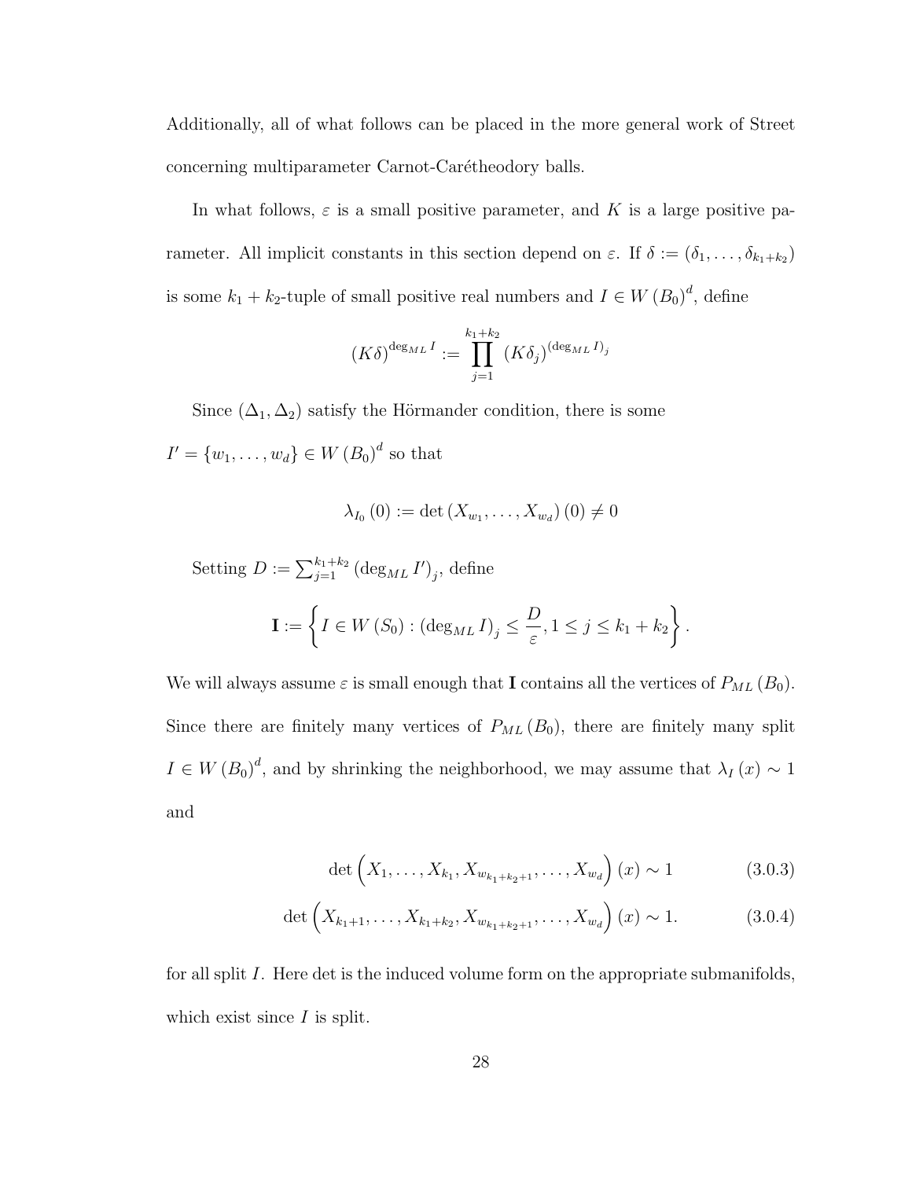Additionally, all of what follows can be placed in the more general work of Street concerning multiparameter Carnot-Carétheodory balls.

In what follows, $\varepsilon$ is a small positive parameter, and $K$ is a large positive parameter. All implicit constants in this section depend on $\varepsilon$. If $\delta := (\delta_1, \ldots, \delta_{k_1+k_2})$ is some $k_1 + k_2$-tuple of small positive real numbers and $I \in W(B_0)^d$, define

$$(K\delta)^{\deg_{ML} I} := \prod_{j=1}^{k_1+k_2} (K\delta_j)^{(\deg_{ML} I)_j}$$

Since $(\Delta_1, \Delta_2)$ satisfy the Hörmander condition, there is some $I' = \{w_1, \ldots, w_d\} \in W(B_0)^d$ so that

$$\lambda_{I_0}(0) := \det(X_{w_1}, \ldots, X_{w_d})(0) \neq 0$$

Setting $D := \sum_{j=1}^{k_1+k_2} (\deg_{ML} I')_j$, define

$$\mathbf{I} := \left\{ I \in W(S_0) : (\deg_{ML} I)_j \leq \frac{D}{\varepsilon}, 1 \leq j \leq k_1 + k_2 \right\}.$$

We will always assume $\varepsilon$ is small enough that $\mathbf{I}$ contains all the vertices of $P_{ML}(B_0)$. Since there are finitely many vertices of $P_{ML}(B_0)$, there are finitely many split $I \in W(B_0)^d$, and by shrinking the neighborhood, we may assume that $\lambda_I(x) \sim 1$ and

$$\det\left(X_1, \ldots, X_{k_1}, X_{w_{k_1+k_2+1}}, \ldots, X_{w_d}\right)(x) \sim 1 \tag{3.0.3}$$

$$\det\left(X_{k_1+1}, \ldots, X_{k_1+k_2}, X_{w_{k_1+k_2+1}}, \ldots, X_{w_d}\right)(x) \sim 1. \tag{3.0.4}$$

for all split $I$. Here det is the induced volume form on the appropriate submanifolds, which exist since $I$ is split.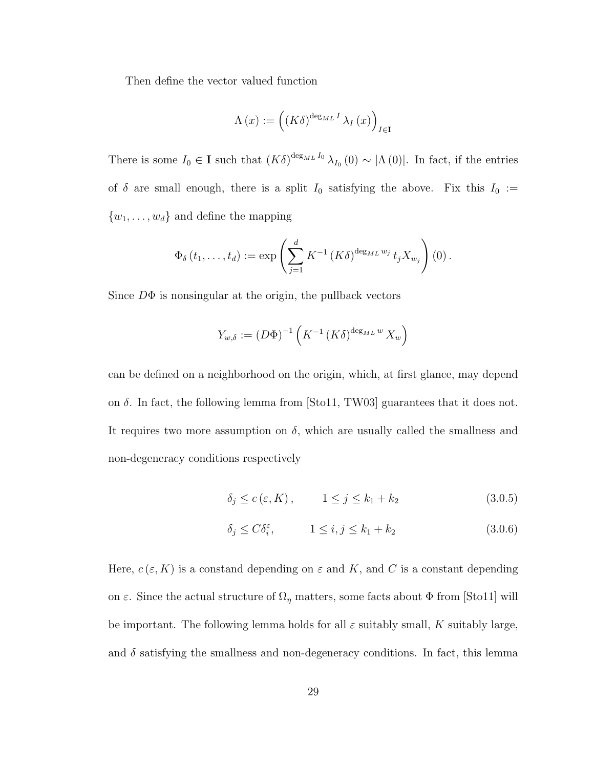Then define the vector valued function

$$\Lambda(x) := \left( (K\delta)^{\deg_{ML} I} \lambda_I(x) \right)_{I \in \mathbf{I}}$$

There is some $I_0 \in \mathbf{I}$ such that $(K\delta)^{\deg_{ML} I_0} \lambda_{I_0}(0) \sim |\Lambda(0)|$. In fact, if the entries of $\delta$ are small enough, there is a split $I_0$ satisfying the above. Fix this $I_0 := \{w_1, \ldots, w_d\}$ and define the mapping

$$\Phi_\delta(t_1, \ldots, t_d) := \exp\left( \sum_{j=1}^{d} K^{-1} (K\delta)^{\deg_{ML} w_j} t_j X_{w_j} \right)(0).$$

Since $D\Phi$ is nonsingular at the origin, the pullback vectors

$$Y_{w,\delta} := (D\Phi)^{-1} \left( K^{-1} (K\delta)^{\deg_{ML} w} X_w \right)$$

can be defined on a neighborhood on the origin, which, at first glance, may depend on $\delta$. In fact, the following lemma from [Sto11, TW03] guarantees that it does not. It requires two more assumption on $\delta$, which are usually called the smallness and non-degeneracy conditions respectively

$$\delta_j \leq c(\varepsilon, K), \qquad 1 \leq j \leq k_1 + k_2 \tag{3.0.5}$$

$$\delta_j \leq C\delta_i^{\varepsilon}, \qquad 1 \leq i, j \leq k_1 + k_2 \tag{3.0.6}$$

Here, $c(\varepsilon, K)$ is a constand depending on $\varepsilon$ and $K$, and $C$ is a constant depending on $\varepsilon$. Since the actual structure of $\Omega_\eta$ matters, some facts about $\Phi$ from [Sto11] will be important. The following lemma holds for all $\varepsilon$ suitably small, $K$ suitably large, and $\delta$ satisfying the smallness and non-degeneracy conditions. In fact, this lemma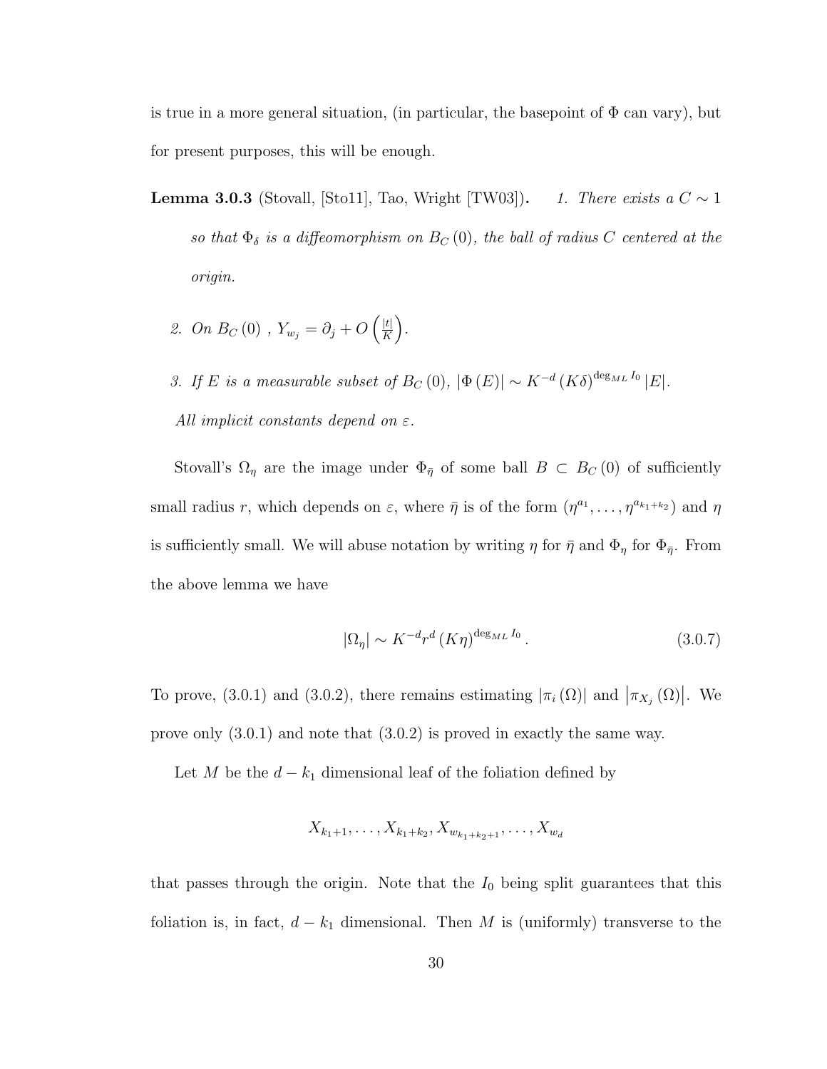is true in a more general situation, (in particular, the basepoint of $\Phi$ can vary), but for present purposes, this will be enough.

**Lemma 3.0.3** (Stovall, [Sto11], Tao, Wright [TW03]). *1. There exists a $C \sim 1$ so that $\Phi_\delta$ is a diffeomorphism on $B_C(0)$, the ball of radius $C$ centered at the origin.*

*2. On $B_C(0)$ , $Y_{w_j} = \partial_j + O\left(\frac{|t|}{K}\right)$.*

*3. If $E$ is a measurable subset of $B_C(0)$, $|\Phi(E)| \sim K^{-d}(K\delta)^{\deg_{ML} I_0}|E|$.*

*All implicit constants depend on $\varepsilon$.*

Stovall's $\Omega_\eta$ are the image under $\Phi_{\bar{\eta}}$ of some ball $B \subset B_C(0)$ of sufficiently small radius $r$, which depends on $\varepsilon$, where $\bar{\eta}$ is of the form $(\eta^{a_1}, \ldots, \eta^{a_{k_1+k_2}})$ and $\eta$ is sufficiently small. We will abuse notation by writing $\eta$ for $\bar{\eta}$ and $\Phi_\eta$ for $\Phi_{\bar{\eta}}$. From the above lemma we have

$$|\Omega_\eta| \sim K^{-d} r^d (K\eta)^{\deg_{ML} I_0}. \tag{3.0.7}$$

To prove, (3.0.1) and (3.0.2), there remains estimating $|\pi_i(\Omega)|$ and $\left|\pi_{X_j}(\Omega)\right|$. We prove only (3.0.1) and note that (3.0.2) is proved in exactly the same way.

Let $M$ be the $d - k_1$ dimensional leaf of the foliation defined by

$$X_{k_1+1}, \ldots, X_{k_1+k_2}, X_{w_{k_1+k_2+1}}, \ldots, X_{w_d}$$

that passes through the origin. Note that the $I_0$ being split guarantees that this foliation is, in fact, $d - k_1$ dimensional. Then $M$ is (uniformly) transverse to the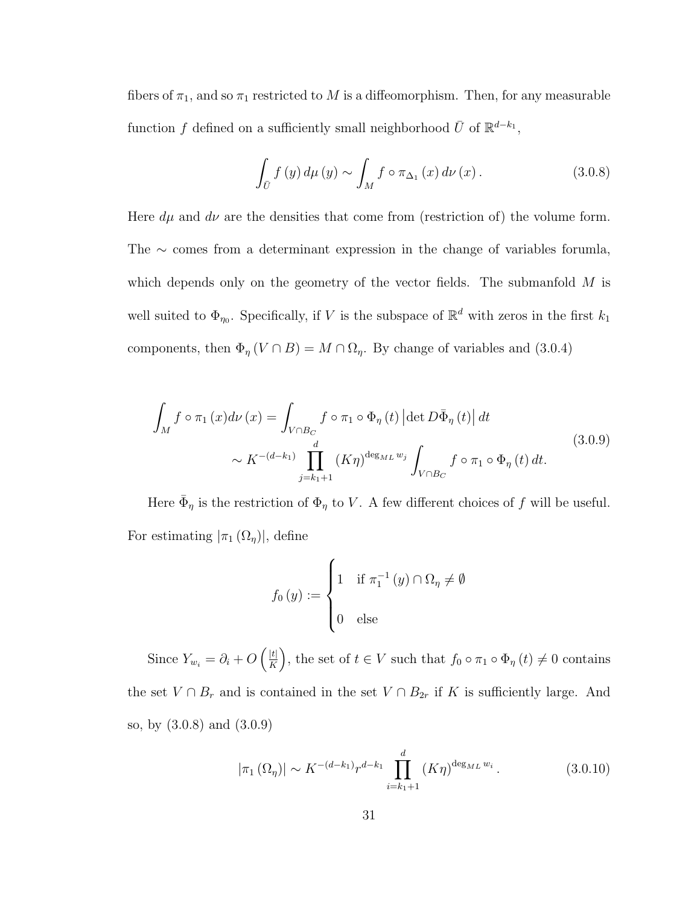fibers of $\pi_1$, and so $\pi_1$ restricted to $M$ is a diffeomorphism. Then, for any measurable function $f$ defined on a sufficiently small neighborhood $\bar{U}$ of $\mathbb{R}^{d-k_1}$,

$$\int_{\bar{U}} f(y)\, d\mu(y) \sim \int_M f \circ \pi_{\Delta_1}(x)\, d\nu(x). \tag{3.0.8}$$

Here $d\mu$ and $d\nu$ are the densities that come from (restriction of) the volume form. The $\sim$ comes from a determinant expression in the change of variables forumla, which depends only on the geometry of the vector fields. The submanfold $M$ is well suited to $\Phi_{\eta_0}$. Specifically, if $V$ is the subspace of $\mathbb{R}^d$ with zeros in the first $k_1$ components, then $\Phi_\eta(V \cap B) = M \cap \Omega_\eta$. By change of variables and (3.0.4)

$$\begin{aligned}\int_M f \circ \pi_1(x) d\nu(x) &= \int_{V \cap B_C} f \circ \pi_1 \circ \Phi_\eta(t) \left|\det D\bar{\Phi}_\eta(t)\right| dt \\ &\sim K^{-(d-k_1)} \prod_{j=k_1+1}^{d} (K\eta)^{\deg_{ML} w_j} \int_{V \cap B_C} f \circ \pi_1 \circ \Phi_\eta(t)\, dt.\end{aligned} \tag{3.0.9}$$

Here $\bar{\Phi}_\eta$ is the restriction of $\Phi_\eta$ to $V$. A few different choices of $f$ will be useful. For estimating $|\pi_1(\Omega_\eta)|$, define

$$f_0(y) := \begin{cases} 1 & \text{if } \pi_1^{-1}(y) \cap \Omega_\eta \neq \emptyset \\ 0 & \text{else} \end{cases}$$

Since $Y_{w_i} = \partial_i + O\left(\frac{|t|}{K}\right)$, the set of $t \in V$ such that $f_0 \circ \pi_1 \circ \Phi_\eta(t) \neq 0$ contains the set $V \cap B_r$ and is contained in the set $V \cap B_{2r}$ if $K$ is sufficiently large. And so, by (3.0.8) and (3.0.9)

$$|\pi_1(\Omega_\eta)| \sim K^{-(d-k_1)} r^{d-k_1} \prod_{i=k_1+1}^{d} (K\eta)^{\deg_{ML} w_i}. \tag{3.0.10}$$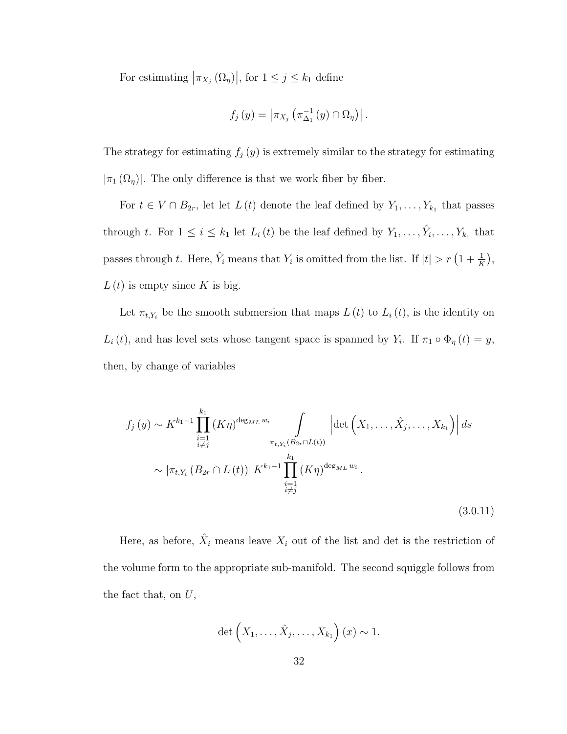For estimating $\left|\pi_{X_j}\left(\Omega_\eta\right)\right|$, for $1 \leq j \leq k_1$ define

$$f_j\left(y\right) = \left|\pi_{X_j}\left(\pi_{\Delta_1}^{-1}\left(y\right) \cap \Omega_\eta\right)\right|.$$

The strategy for estimating $f_j\left(y\right)$ is extremely similar to the strategy for estimating $\left|\pi_1\left(\Omega_\eta\right)\right|$. The only difference is that we work fiber by fiber.

For $t \in V \cap B_{2r}$, let let $L\left(t\right)$ denote the leaf defined by $Y_1, \ldots, Y_{k_1}$ that passes through $t$. For $1 \leq i \leq k_1$ let $L_i\left(t\right)$ be the leaf defined by $Y_1, \ldots, \hat{Y_i}, \ldots, Y_{k_1}$ that passes through $t$. Here, $\hat{Y_i}$ means that $Y_i$ is omitted from the list. If $|t| > r\left(1 + \frac{1}{K}\right)$, $L\left(t\right)$ is empty since $K$ is big.

Let $\pi_{t,Y_i}$ be the smooth submersion that maps $L\left(t\right)$ to $L_i\left(t\right)$, is the identity on $L_i\left(t\right)$, and has level sets whose tangent space is spanned by $Y_i$. If $\pi_1 \circ \Phi_\eta\left(t\right) = y$, then, by change of variables

$$\begin{aligned} f_j\left(y\right) &\sim K^{k_1 - 1} \prod_{\substack{i=1 \\ i \neq j}}^{k_1} \left(K\eta\right)^{\deg_{ML} w_i} \int\limits_{\pi_{t,Y_i}\left(B_{2r} \cap L(t)\right)} \left|\det\left(X_1, \ldots, \hat{X}_j, \ldots, X_{k_1}\right)\right| ds \\ &\sim \left|\pi_{t,Y_i}\left(B_{2r} \cap L\left(t\right)\right)\right| K^{k_1 - 1} \prod_{\substack{i=1 \\ i \neq j}}^{k_1} \left(K\eta\right)^{\deg_{ML} w_i}. \end{aligned} \tag{3.0.11}$$

Here, as before, $\hat{X}_i$ means leave $X_i$ out of the list and det is the restriction of the volume form to the appropriate sub-manifold. The second squiggle follows from the fact that, on $U$,

$$\det\left(X_1, \ldots, \hat{X}_j, \ldots, X_{k_1}\right)\left(x\right) \sim 1.$$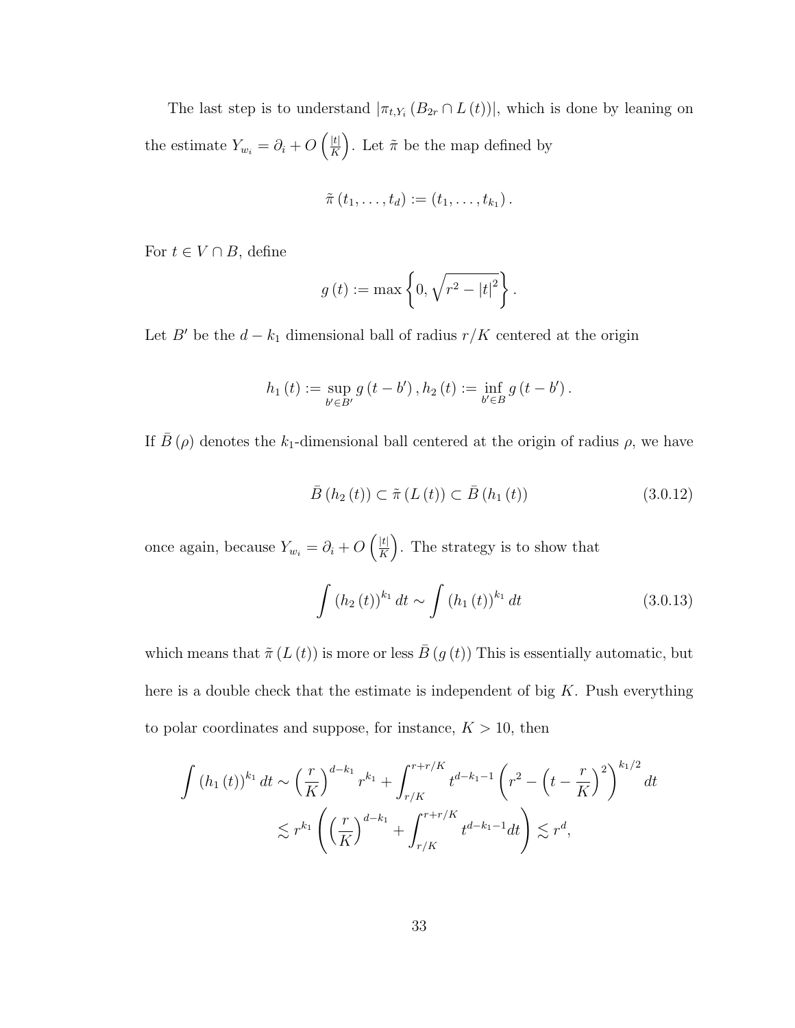The last step is to understand $|\pi_{t,Y_i}(B_{2r} \cap L(t))|$, which is done by leaning on the estimate $Y_{w_i} = \partial_i + O\left(\frac{|t|}{K}\right)$. Let $\tilde{\pi}$ be the map defined by

$$\tilde{\pi}(t_1, \ldots, t_d) := (t_1, \ldots, t_{k_1}).$$

For $t \in V \cap B$, define

$$g(t) := \max\left\{0, \sqrt{r^2 - |t|^2}\right\}.$$

Let $B'$ be the $d - k_1$ dimensional ball of radius $r/K$ centered at the origin

$$h_1(t) := \sup_{b' \in B'} g(t - b'), h_2(t) := \inf_{b' \in B} g(t - b').$$

If $\bar{B}(\rho)$ denotes the $k_1$-dimensional ball centered at the origin of radius $\rho$, we have

$$\bar{B}(h_2(t)) \subset \tilde{\pi}(L(t)) \subset \bar{B}(h_1(t)) \tag{3.0.12}$$

once again, because $Y_{w_i} = \partial_i + O\left(\frac{|t|}{K}\right)$. The strategy is to show that

$$\int (h_2(t))^{k_1} dt \sim \int (h_1(t))^{k_1} dt \tag{3.0.13}$$

which means that $\tilde{\pi}(L(t))$ is more or less $\bar{B}(g(t))$ This is essentially automatic, but here is a double check that the estimate is independent of big $K$. Push everything to polar coordinates and suppose, for instance, $K > 10$, then

$$\begin{aligned}
\int (h_1(t))^{k_1} dt &\sim \left(\frac{r}{K}\right)^{d-k_1} r^{k_1} + \int_{r/K}^{r+r/K} t^{d-k_1-1} \left(r^2 - \left(t - \frac{r}{K}\right)^2\right)^{k_1/2} dt \\
&\lesssim r^{k_1} \left(\left(\frac{r}{K}\right)^{d-k_1} + \int_{r/K}^{r+r/K} t^{d-k_1-1} dt\right) \lesssim r^d,
\end{aligned}$$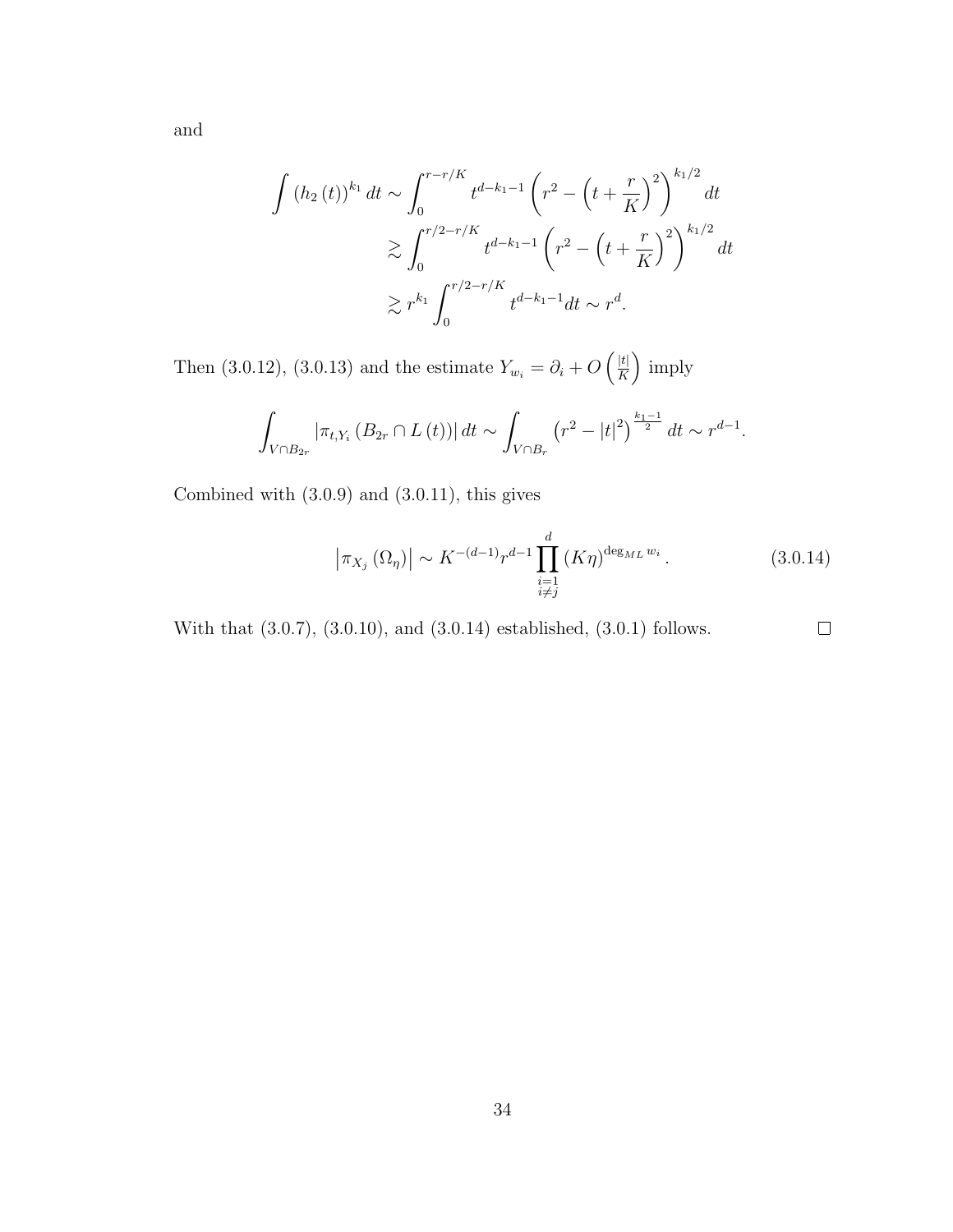and

$$
\begin{aligned}
\int \left(h_2\left(t\right)\right)^{k_1} dt &\sim \int_0^{r-r/K} t^{d-k_1-1}\left(r^2-\left(t+\frac{r}{K}\right)^2\right)^{k_1/2} dt \\
&\gtrsim \int_0^{r/2-r/K} t^{d-k_1-1}\left(r^2-\left(t+\frac{r}{K}\right)^2\right)^{k_1/2} dt \\
&\gtrsim r^{k_1}\int_0^{r/2-r/K} t^{d-k_1-1} dt \sim r^d.
\end{aligned}
$$

Then (3.0.12), (3.0.13) and the estimate $Y_{w_i} = \partial_i + O\left(\frac{|t|}{K}\right)$ imply

$$
\int_{V\cap B_{2r}} \left|\pi_{t,Y_i}\left(B_{2r}\cap L\left(t\right)\right)\right| dt \sim \int_{V\cap B_r} \left(r^2-|t|^2\right)^{\frac{k_1-1}{2}} dt \sim r^{d-1}.
$$

Combined with (3.0.9) and (3.0.11), this gives

$$
\left|\pi_{X_j}\left(\Omega_\eta\right)\right| \sim K^{-(d-1)} r^{d-1} \prod_{\substack{i=1 \\ i\neq j}}^{d} \left(K\eta\right)^{\deg_{ML} w_i}. \tag{3.0.14}
$$

With that (3.0.7), (3.0.10), and (3.0.14) established, (3.0.1) follows. $\square$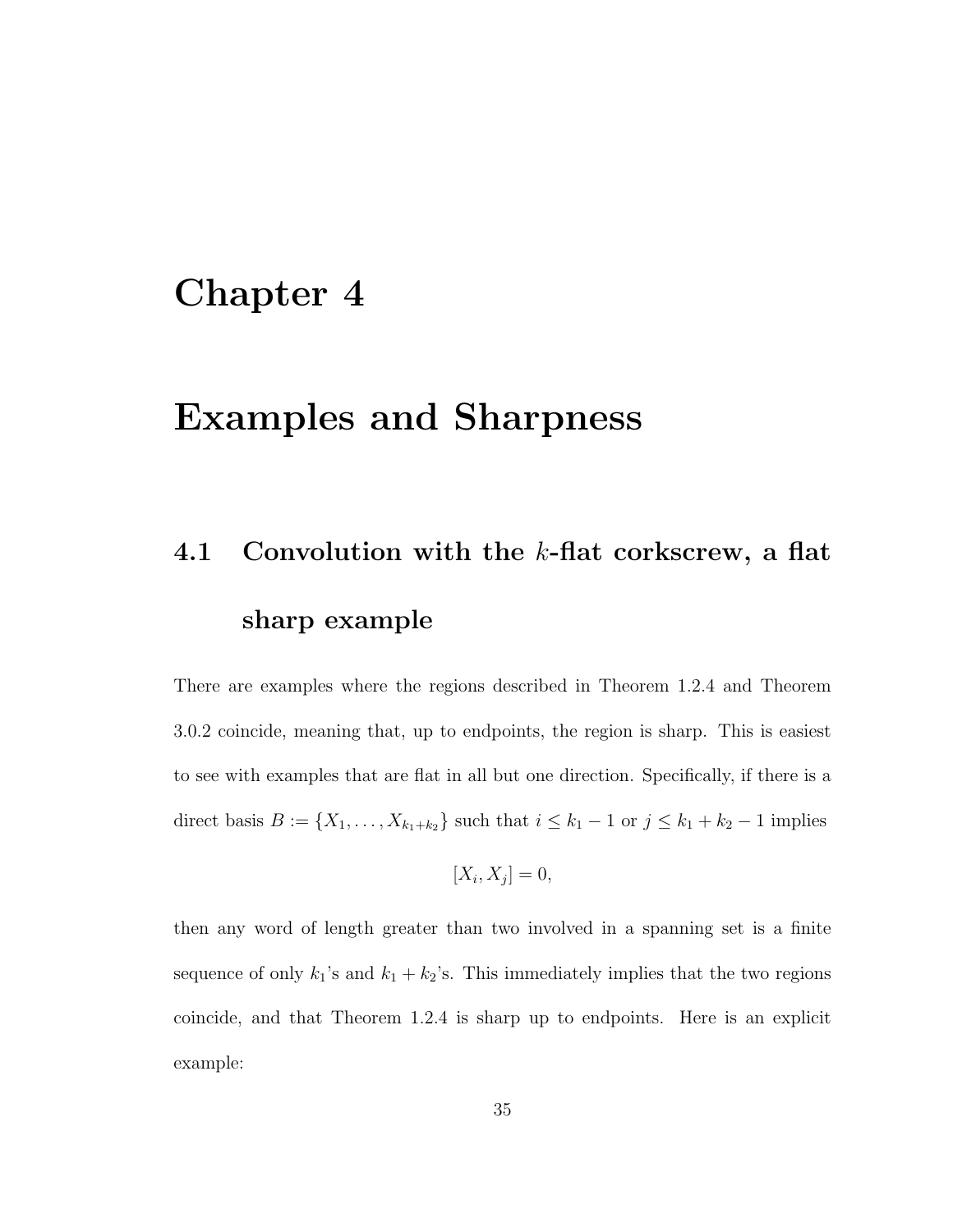# Chapter 4

# Examples and Sharpness

## 4.1 Convolution with the $k$-flat corkscrew, a flat sharp example

There are examples where the regions described in Theorem 1.2.4 and Theorem 3.0.2 coincide, meaning that, up to endpoints, the region is sharp. This is easiest to see with examples that are flat in all but one direction. Specifically, if there is a direct basis $B := \{X_1, \ldots, X_{k_1+k_2}\}$ such that $i \leq k_1 - 1$ or $j \leq k_1 + k_2 - 1$ implies

$$[X_i, X_j] = 0,$$

then any word of length greater than two involved in a spanning set is a finite sequence of only $k_1$'s and $k_1 + k_2$'s. This immediately implies that the two regions coincide, and that Theorem 1.2.4 is sharp up to endpoints. Here is an explicit example: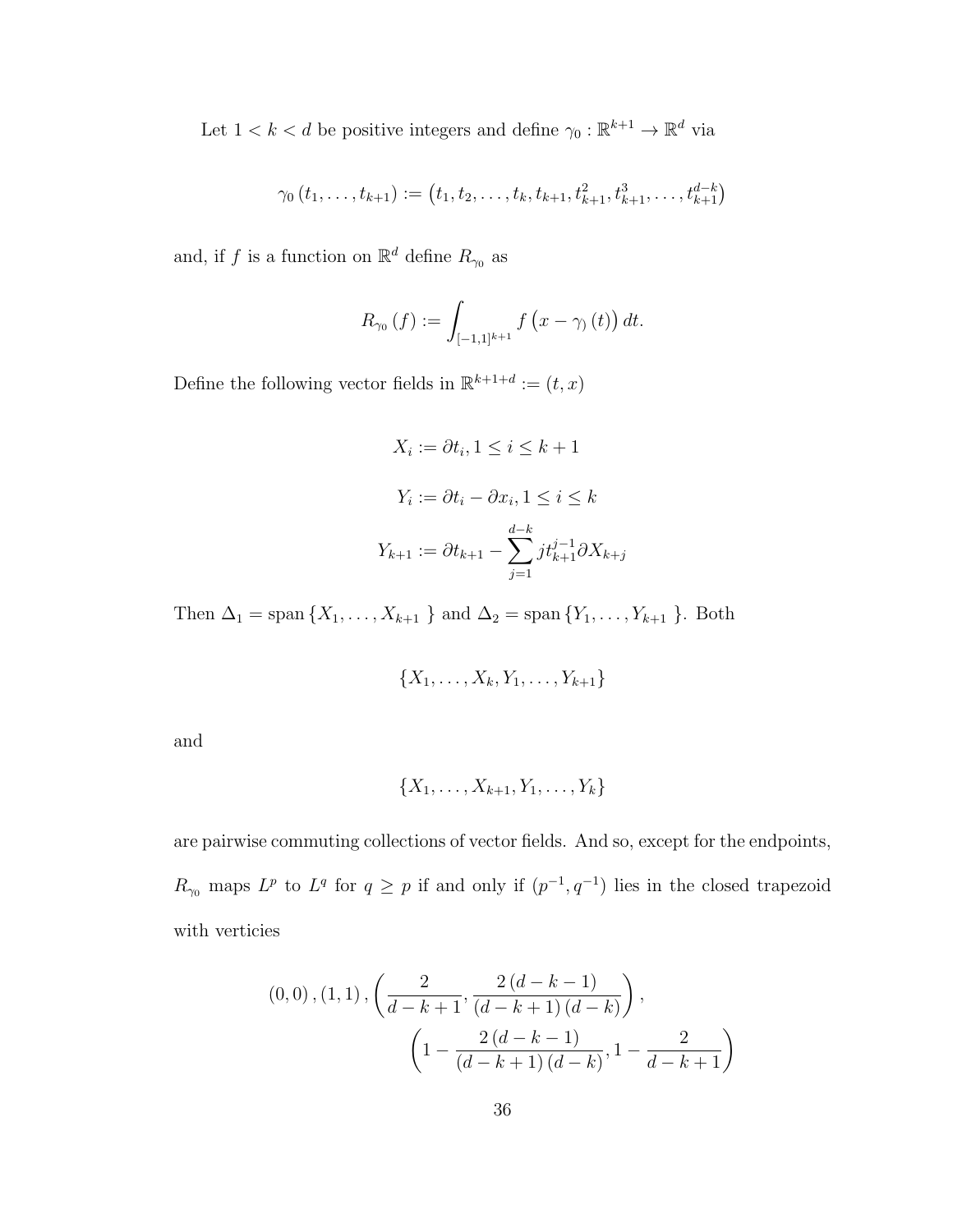Let $1 < k < d$ be positive integers and define $\gamma_0 : \mathbb{R}^{k+1} \to \mathbb{R}^d$ via

$$\gamma_0 (t_1, \ldots, t_{k+1}) := \left(t_1, t_2, \ldots, t_k, t_{k+1}, t_{k+1}^2, t_{k+1}^3, \ldots, t_{k+1}^{d-k}\right)$$

and, if $f$ is a function on $\mathbb{R}^d$ define $R_{\gamma_0}$ as

$$R_{\gamma_0} (f) := \int_{[-1,1]^{k+1}} f\left(x - \gamma_) (t)\right) dt.$$

Define the following vector fields in $\mathbb{R}^{k+1+d} := (t, x)$

$$X_i := \partial t_i, 1 \leq i \leq k+1$$

$$Y_i := \partial t_i - \partial x_i, 1 \leq i \leq k$$

$$Y_{k+1} := \partial t_{k+1} - \sum_{j=1}^{d-k} j t_{k+1}^{j-1} \partial X_{k+j}$$

Then $\Delta_1 = \operatorname{span}\{X_1, \ldots, X_{k+1}\ \}$ and $\Delta_2 = \operatorname{span}\{Y_1, \ldots, Y_{k+1}\ \}$. Both

$$\{X_1, \ldots, X_k, Y_1, \ldots, Y_{k+1}\}$$

and

$$\{X_1, \ldots, X_{k+1}, Y_1, \ldots, Y_k\}$$

are pairwise commuting collections of vector fields. And so, except for the endpoints, $R_{\gamma_0}$ maps $L^p$ to $L^q$ for $q \geq p$ if and only if $(p^{-1}, q^{-1})$ lies in the closed trapezoid with verticies

$$(0,0), (1,1), \left(\frac{2}{d-k+1}, \frac{2(d-k-1)}{(d-k+1)(d-k)}\right),$$
$$\left(1 - \frac{2(d-k-1)}{(d-k+1)(d-k)}, 1 - \frac{2}{d-k+1}\right)$$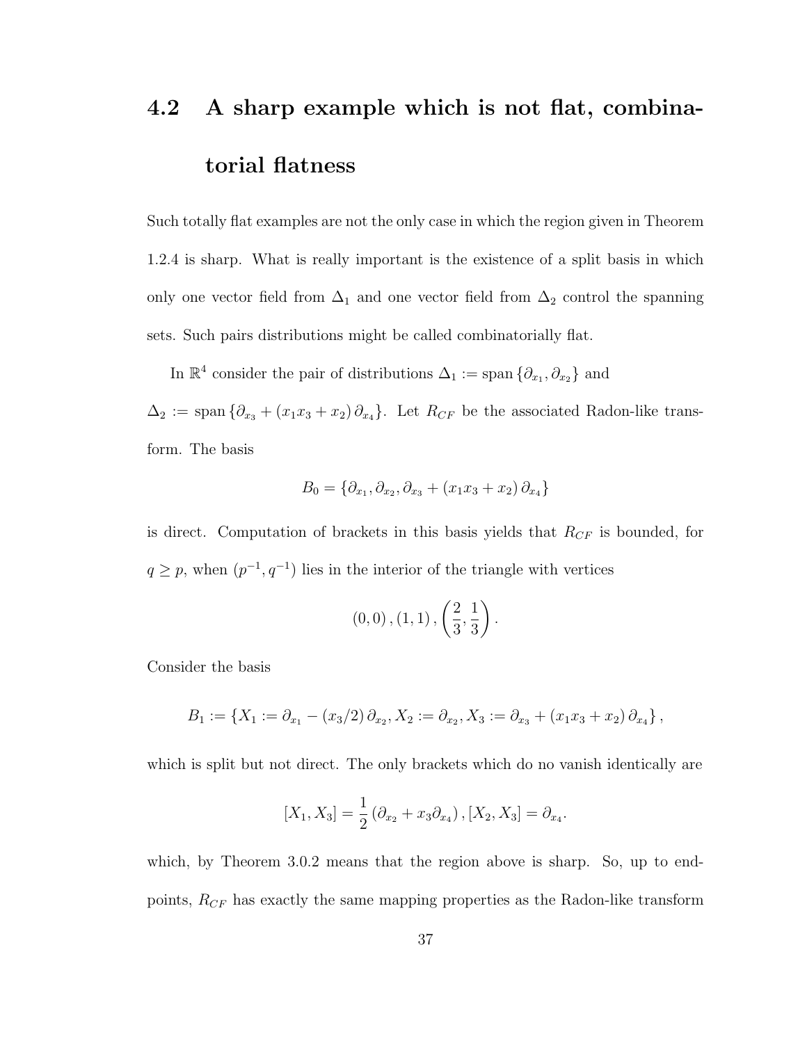## 4.2 A sharp example which is not flat, combinatorial flatness

Such totally flat examples are not the only case in which the region given in Theorem 1.2.4 is sharp. What is really important is the existence of a split basis in which only one vector field from $\Delta_1$ and one vector field from $\Delta_2$ control the spanning sets. Such pairs distributions might be called combinatorially flat.

In $\mathbb{R}^4$ consider the pair of distributions $\Delta_1 := \text{span}\{\partial_{x_1}, \partial_{x_2}\}$ and $\Delta_2 := \text{span}\{\partial_{x_3} + (x_1 x_3 + x_2)\,\partial_{x_4}\}$. Let $R_{CF}$ be the associated Radon-like transform. The basis

$$B_0 = \{\partial_{x_1}, \partial_{x_2}, \partial_{x_3} + (x_1 x_3 + x_2)\,\partial_{x_4}\}$$

is direct. Computation of brackets in this basis yields that $R_{CF}$ is bounded, for $q \geq p$, when $(p^{-1}, q^{-1})$ lies in the interior of the triangle with vertices

$$(0,0)\,, (1,1)\,, \left(\frac{2}{3}, \frac{1}{3}\right).$$

Consider the basis

$$B_1 := \{X_1 := \partial_{x_1} - (x_3/2)\,\partial_{x_2}, X_2 := \partial_{x_2}, X_3 := \partial_{x_3} + (x_1 x_3 + x_2)\,\partial_{x_4}\}\,,$$

which is split but not direct. The only brackets which do no vanish identically are

$$[X_1, X_3] = \frac{1}{2}\left(\partial_{x_2} + x_3 \partial_{x_4}\right), [X_2, X_3] = \partial_{x_4}.$$

which, by Theorem 3.0.2 means that the region above is sharp. So, up to endpoints, $R_{CF}$ has exactly the same mapping properties as the Radon-like transform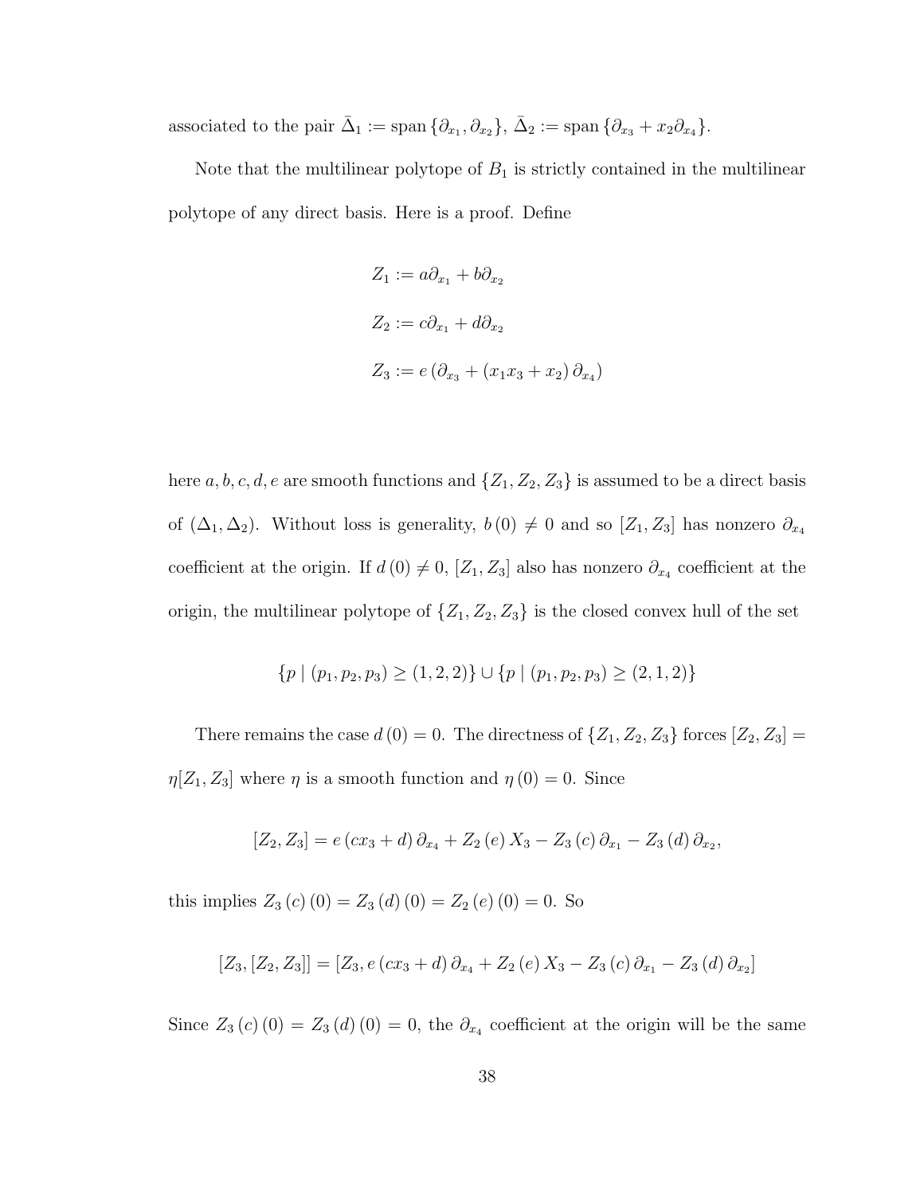associated to the pair $\bar{\Delta}_1 := \text{span}\{\partial_{x_1}, \partial_{x_2}\}$, $\bar{\Delta}_2 := \text{span}\{\partial_{x_3} + x_2\partial_{x_4}\}$.

Note that the multilinear polytope of $B_1$ is strictly contained in the multilinear polytope of any direct basis. Here is a proof. Define

$$Z_1 := a\partial_{x_1} + b\partial_{x_2}$$

$$Z_2 := c\partial_{x_1} + d\partial_{x_2}$$

$$Z_3 := e\left(\partial_{x_3} + \left(x_1x_3 + x_2\right)\partial_{x_4}\right)$$

here $a, b, c, d, e$ are smooth functions and $\{Z_1, Z_2, Z_3\}$ is assumed to be a direct basis of $(\Delta_1, \Delta_2)$. Without loss is generality, $b(0) \neq 0$ and so $[Z_1, Z_3]$ has nonzero $\partial_{x_4}$ coefficient at the origin. If $d(0) \neq 0$, $[Z_1, Z_3]$ also has nonzero $\partial_{x_4}$ coefficient at the origin, the multilinear polytope of $\{Z_1, Z_2, Z_3\}$ is the closed convex hull of the set

$$\{p \mid (p_1, p_2, p_3) \geq (1, 2, 2)\} \cup \{p \mid (p_1, p_2, p_3) \geq (2, 1, 2)\}$$

There remains the case $d(0) = 0$. The directness of $\{Z_1, Z_2, Z_3\}$ forces $[Z_2, Z_3] = \eta[Z_1, Z_3]$ where $\eta$ is a smooth function and $\eta(0) = 0$. Since

$$[Z_2, Z_3] = e\left(cx_3 + d\right)\partial_{x_4} + Z_2(e)\, X_3 - Z_3(c)\,\partial_{x_1} - Z_3(d)\,\partial_{x_2},$$

this implies $Z_3(c)(0) = Z_3(d)(0) = Z_2(e)(0) = 0$. So

$$[Z_3, [Z_2, Z_3]] = [Z_3, e\left(cx_3 + d\right)\partial_{x_4} + Z_2(e)\, X_3 - Z_3(c)\,\partial_{x_1} - Z_3(d)\,\partial_{x_2}]$$

Since $Z_3(c)(0) = Z_3(d)(0) = 0$, the $\partial_{x_4}$ coefficient at the origin will be the same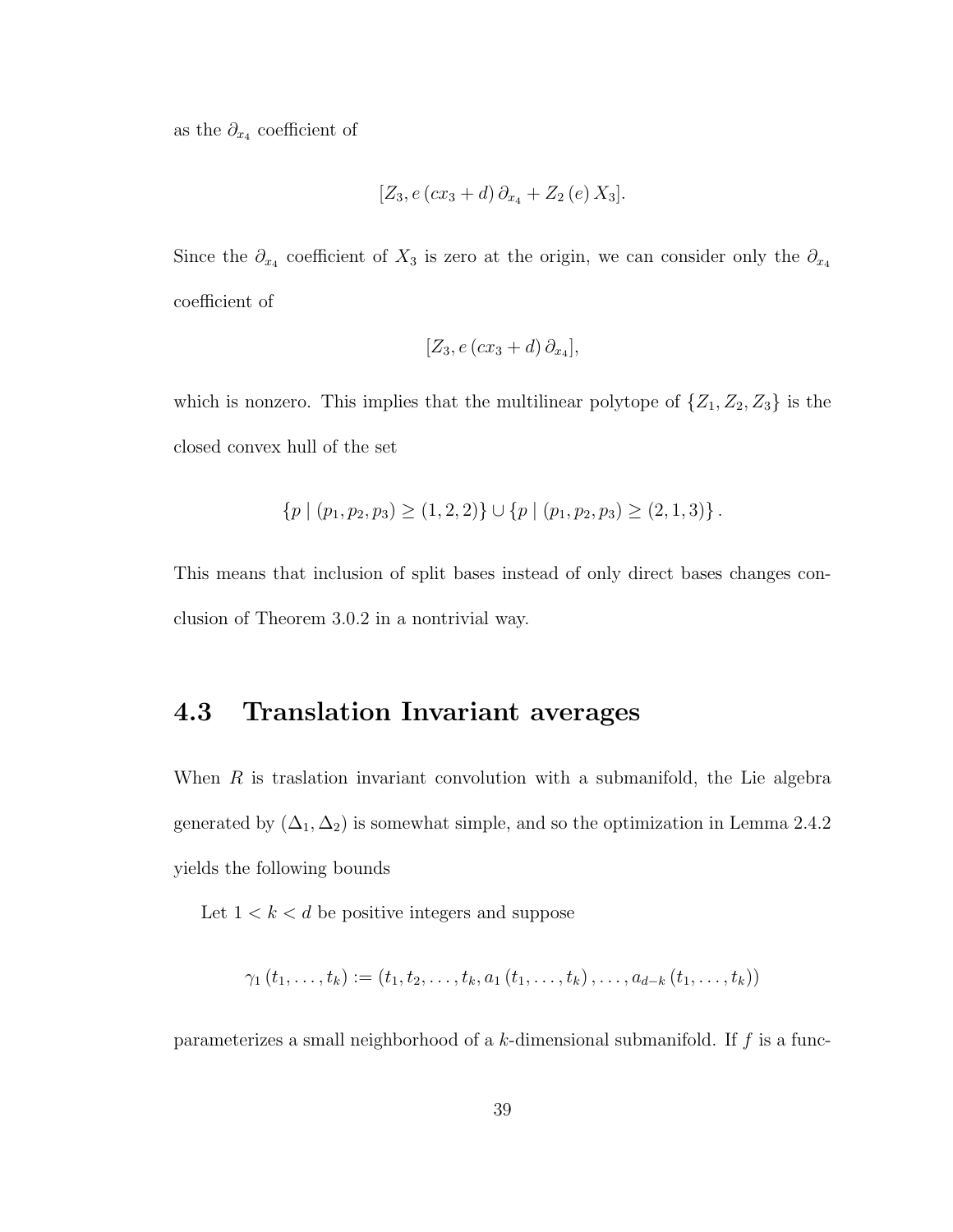as the $\partial_{x_4}$ coefficient of

$$[Z_3, e\,(cx_3 + d)\,\partial_{x_4} + Z_2\,(e)\,X_3].$$

Since the $\partial_{x_4}$ coefficient of $X_3$ is zero at the origin, we can consider only the $\partial_{x_4}$ coefficient of

$$[Z_3, e\,(cx_3 + d)\,\partial_{x_4}],$$

which is nonzero. This implies that the multilinear polytope of $\{Z_1, Z_2, Z_3\}$ is the closed convex hull of the set

$$\{p \mid (p_1, p_2, p_3) \geq (1, 2, 2)\} \cup \{p \mid (p_1, p_2, p_3) \geq (2, 1, 3)\}.$$

This means that inclusion of split bases instead of only direct bases changes conclusion of Theorem 3.0.2 in a nontrivial way.

## 4.3 Translation Invariant averages

When $R$ is traslation invariant convolution with a submanifold, the Lie algebra generated by $(\Delta_1, \Delta_2)$ is somewhat simple, and so the optimization in Lemma 2.4.2 yields the following bounds

Let $1 < k < d$ be positive integers and suppose

$$\gamma_1\,(t_1, \ldots, t_k) := (t_1, t_2, \ldots, t_k, a_1\,(t_1, \ldots, t_k), \ldots, a_{d-k}\,(t_1, \ldots, t_k))$$

parameterizes a small neighborhood of a $k$-dimensional submanifold. If $f$ is a func-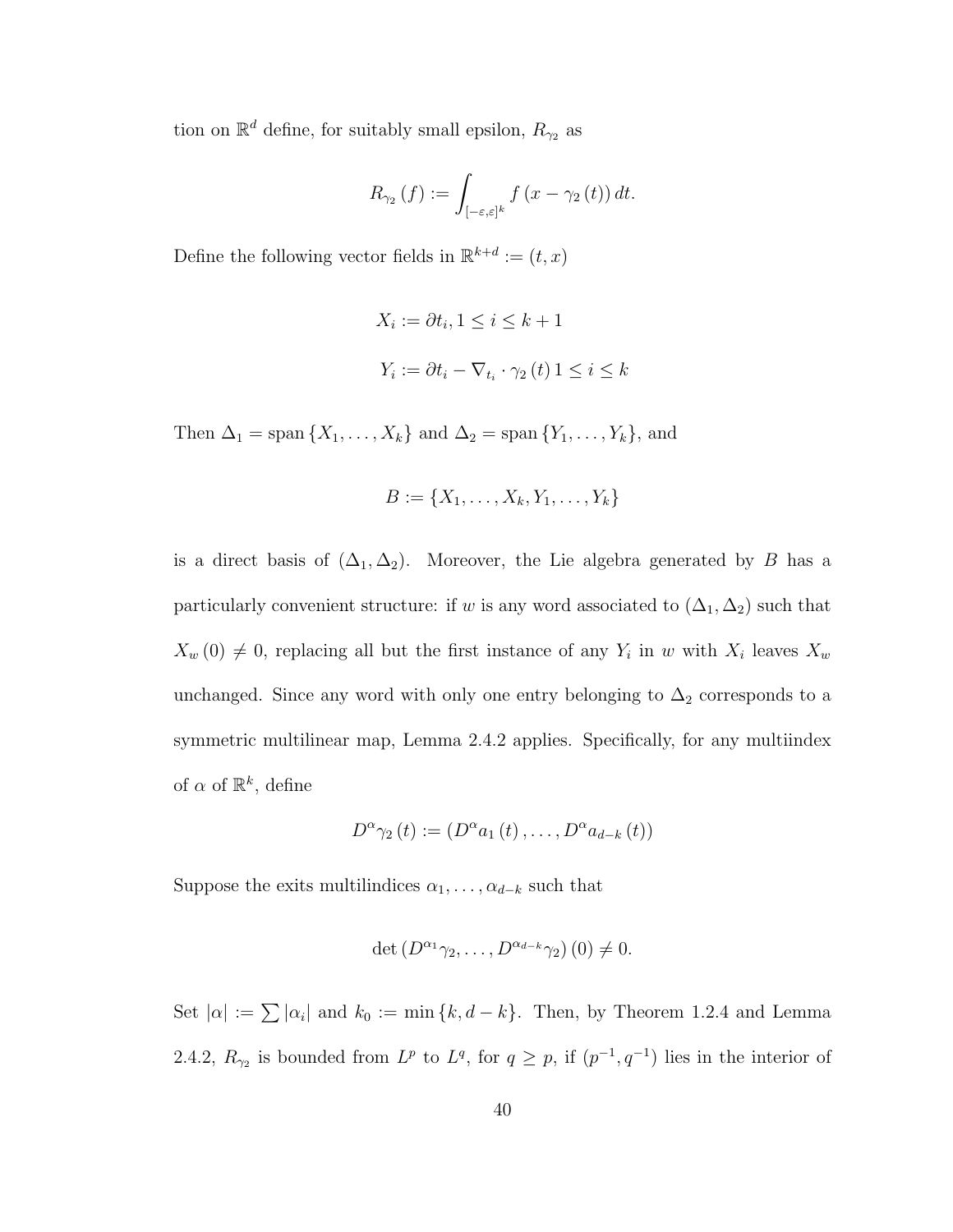tion on $\mathbb{R}^d$ define, for suitably small epsilon, $R_{\gamma_2}$ as

$$R_{\gamma_2}(f) := \int_{[-\varepsilon,\varepsilon]^k} f(x - \gamma_2(t))\, dt.$$

Define the following vector fields in $\mathbb{R}^{k+d} := (t, x)$

$$X_i := \partial t_i, 1 \le i \le k+1$$

$$Y_i := \partial t_i - \nabla_{t_i} \cdot \gamma_2(t)\, 1 \le i \le k$$

Then $\Delta_1 = \operatorname{span}\{X_1, \ldots, X_k\}$ and $\Delta_2 = \operatorname{span}\{Y_1, \ldots, Y_k\}$, and

$$B := \{X_1, \ldots, X_k, Y_1, \ldots, Y_k\}$$

is a direct basis of $(\Delta_1, \Delta_2)$. Moreover, the Lie algebra generated by $B$ has a particularly convenient structure: if $w$ is any word associated to $(\Delta_1, \Delta_2)$ such that $X_w(0) \neq 0$, replacing all but the first instance of any $Y_i$ in $w$ with $X_i$ leaves $X_w$ unchanged. Since any word with only one entry belonging to $\Delta_2$ corresponds to a symmetric multilinear map, Lemma 2.4.2 applies. Specifically, for any multiindex of $\alpha$ of $\mathbb{R}^k$, define

$$D^\alpha \gamma_2(t) := (D^\alpha a_1(t), \ldots, D^\alpha a_{d-k}(t))$$

Suppose the exits multilindices $\alpha_1, \ldots, \alpha_{d-k}$ such that

$$\det(D^{\alpha_1}\gamma_2, \ldots, D^{\alpha_{d-k}}\gamma_2)(0) \neq 0.$$

Set $|\alpha| := \sum |\alpha_i|$ and $k_0 := \min\{k, d-k\}$. Then, by Theorem 1.2.4 and Lemma 2.4.2, $R_{\gamma_2}$ is bounded from $L^p$ to $L^q$, for $q \ge p$, if $(p^{-1}, q^{-1})$ lies in the interior of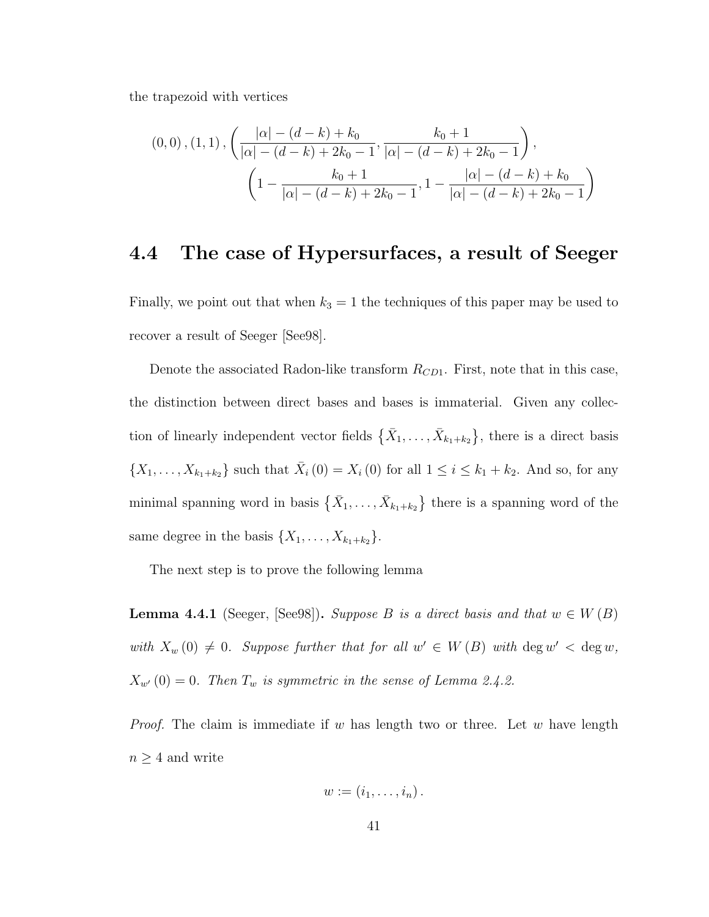the trapezoid with vertices

$$(0,0), (1,1), \left(\frac{|\alpha| - (d-k) + k_0}{|\alpha| - (d-k) + 2k_0 - 1}, \frac{k_0 + 1}{|\alpha| - (d-k) + 2k_0 - 1}\right),$$
$$\left(1 - \frac{k_0 + 1}{|\alpha| - (d-k) + 2k_0 - 1}, 1 - \frac{|\alpha| - (d-k) + k_0}{|\alpha| - (d-k) + 2k_0 - 1}\right)$$

## 4.4 The case of Hypersurfaces, a result of Seeger

Finally, we point out that when $k_3 = 1$ the techniques of this paper may be used to recover a result of Seeger [See98].

Denote the associated Radon-like transform $R_{CD1}$. First, note that in this case, the distinction between direct bases and bases is immaterial. Given any collection of linearly independent vector fields $\{\bar{X}_1, \ldots, \bar{X}_{k_1+k_2}\}$, there is a direct basis $\{X_1, \ldots, X_{k_1+k_2}\}$ such that $\bar{X}_i(0) = X_i(0)$ for all $1 \leq i \leq k_1 + k_2$. And so, for any minimal spanning word in basis $\{\bar{X}_1, \ldots, \bar{X}_{k_1+k_2}\}$ there is a spanning word of the same degree in the basis $\{X_1, \ldots, X_{k_1+k_2}\}$.

The next step is to prove the following lemma

**Lemma 4.4.1** (Seeger, [See98])**.** *Suppose $B$ is a direct basis and that $w \in W(B)$ with $X_w(0) \neq 0$. Suppose further that for all $w' \in W(B)$ with $\deg w' < \deg w$, $X_{w'}(0) = 0$. Then $T_w$ is symmetric in the sense of Lemma 2.4.2.*

*Proof.* The claim is immediate if $w$ has length two or three. Let $w$ have length $n \geq 4$ and write

$$w := (i_1, \ldots, i_n).$$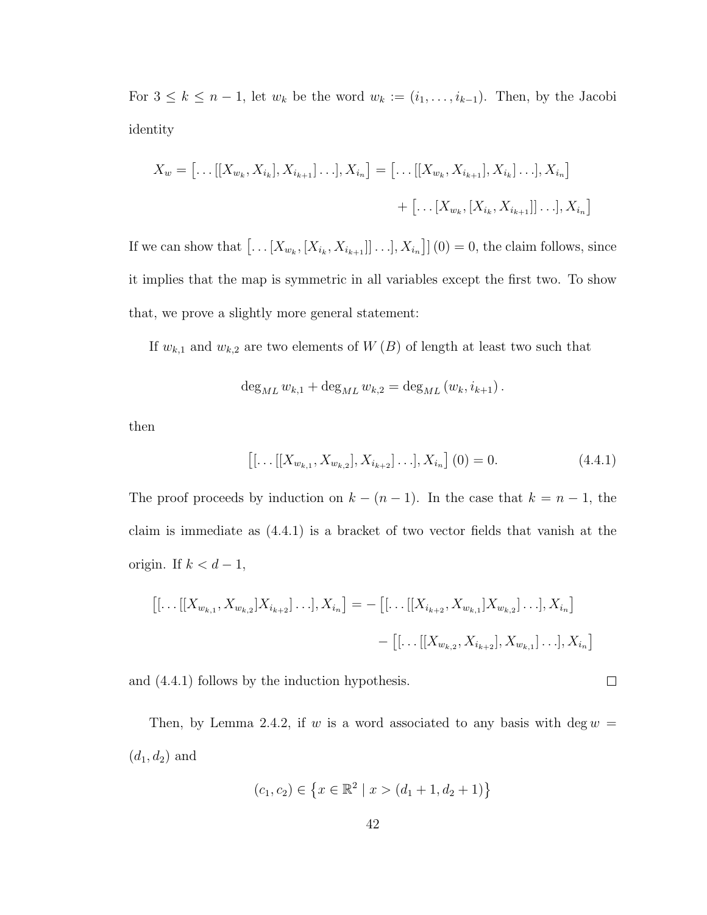For $3 \leq k \leq n-1$, let $w_k$ be the word $w_k := (i_1, \ldots, i_{k-1})$. Then, by the Jacobi identity

$$X_w = \left[\ldots [[X_{w_k}, X_{i_k}], X_{i_{k+1}}] \ldots], X_{i_n}\right] = \left[\ldots [[X_{w_k}, X_{i_{k+1}}], X_{i_k}] \ldots], X_{i_n}\right]$$
$$+ \left[\ldots [X_{w_k}, [X_{i_k}, X_{i_{k+1}}]] \ldots], X_{i_n}\right]$$

If we can show that $\left[\ldots [X_{w_k}, [X_{i_k}, X_{i_{k+1}}]] \ldots], X_{i_n}\right] (0) = 0$, the claim follows, since it implies that the map is symmetric in all variables except the first two. To show that, we prove a slightly more general statement:

If $w_{k,1}$ and $w_{k,2}$ are two elements of $W(B)$ of length at least two such that

$$\deg_{ML} w_{k,1} + \deg_{ML} w_{k,2} = \deg_{ML} (w_k, i_{k+1}).$$

then

$$\left[[\ldots [[X_{w_{k,1}}, X_{w_{k,2}}], X_{i_{k+2}}] \ldots], X_{i_n}\right] (0) = 0. \tag{4.4.1}$$

The proof proceeds by induction on $k-(n-1)$. In the case that $k = n-1$, the claim is immediate as (4.4.1) is a bracket of two vector fields that vanish at the origin. If $k < d-1$,

$$\left[[\ldots [[X_{w_{k,1}}, X_{w_{k,2}}] X_{i_{k+2}}] \ldots], X_{i_n}\right] = -\left[[\ldots [[X_{i_{k+2}}, X_{w_{k,1}}] X_{w_{k,2}}] \ldots], X_{i_n}\right]$$
$$- \left[[\ldots [[X_{w_{k,2}}, X_{i_{k+2}}], X_{w_{k,1}}] \ldots], X_{i_n}\right]$$

and (4.4.1) follows by the induction hypothesis. $\square$

Then, by Lemma 2.4.2, if $w$ is a word associated to any basis with $\deg w = (d_1, d_2)$ and

$$(c_1, c_2) \in \left\{x \in \mathbb{R}^2 \mid x > (d_1+1, d_2+1)\right\}$$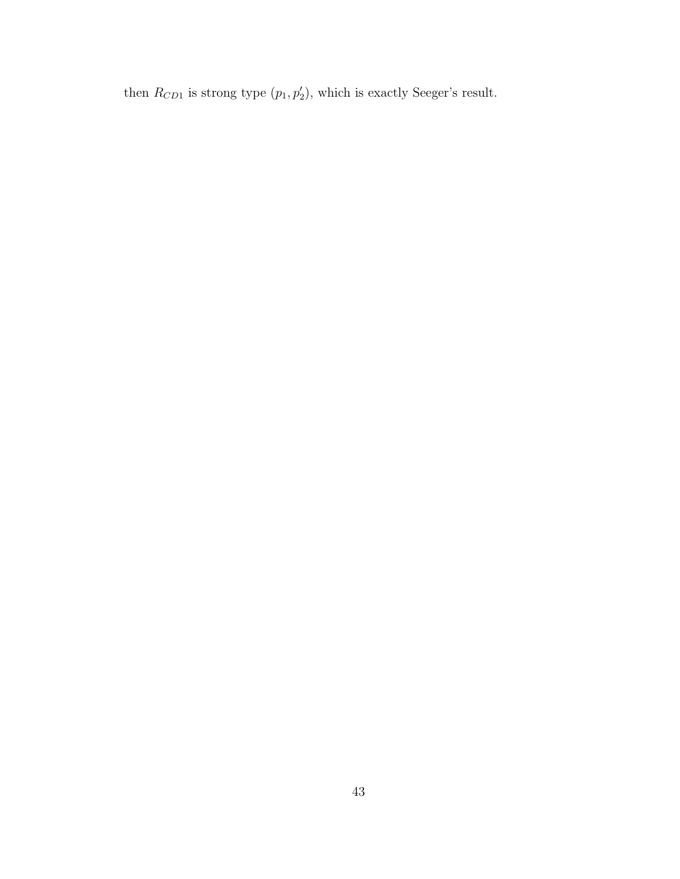then $R_{CD1}$ is strong type $(p_1, p_2')$, which is exactly Seeger's result.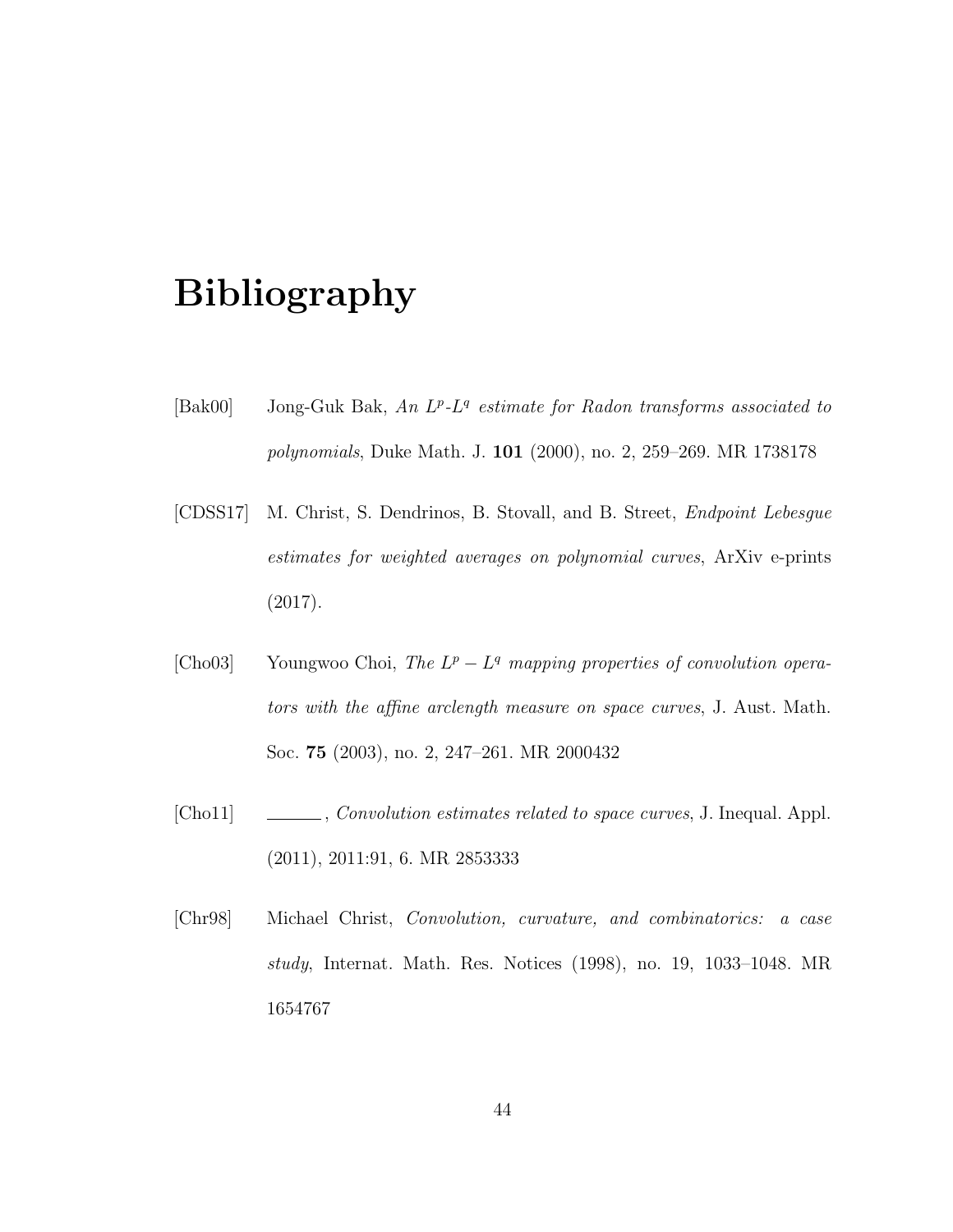# Bibliography

[Bak00] Jong-Guk Bak, *An $L^p$-$L^q$ estimate for Radon transforms associated to polynomials*, Duke Math. J. **101** (2000), no. 2, 259–269. MR 1738178

[CDSS17] M. Christ, S. Dendrinos, B. Stovall, and B. Street, *Endpoint Lebesgue estimates for weighted averages on polynomial curves*, ArXiv e-prints (2017).

[Cho03] Youngwoo Choi, *The $L^p - L^q$ mapping properties of convolution operators with the affine arclength measure on space curves*, J. Aust. Math. Soc. **75** (2003), no. 2, 247–261. MR 2000432

[Cho11] ______, *Convolution estimates related to space curves*, J. Inequal. Appl. (2011), 2011:91, 6. MR 2853333

[Chr98] Michael Christ, *Convolution, curvature, and combinatorics: a case study*, Internat. Math. Res. Notices (1998), no. 19, 1033–1048. MR 1654767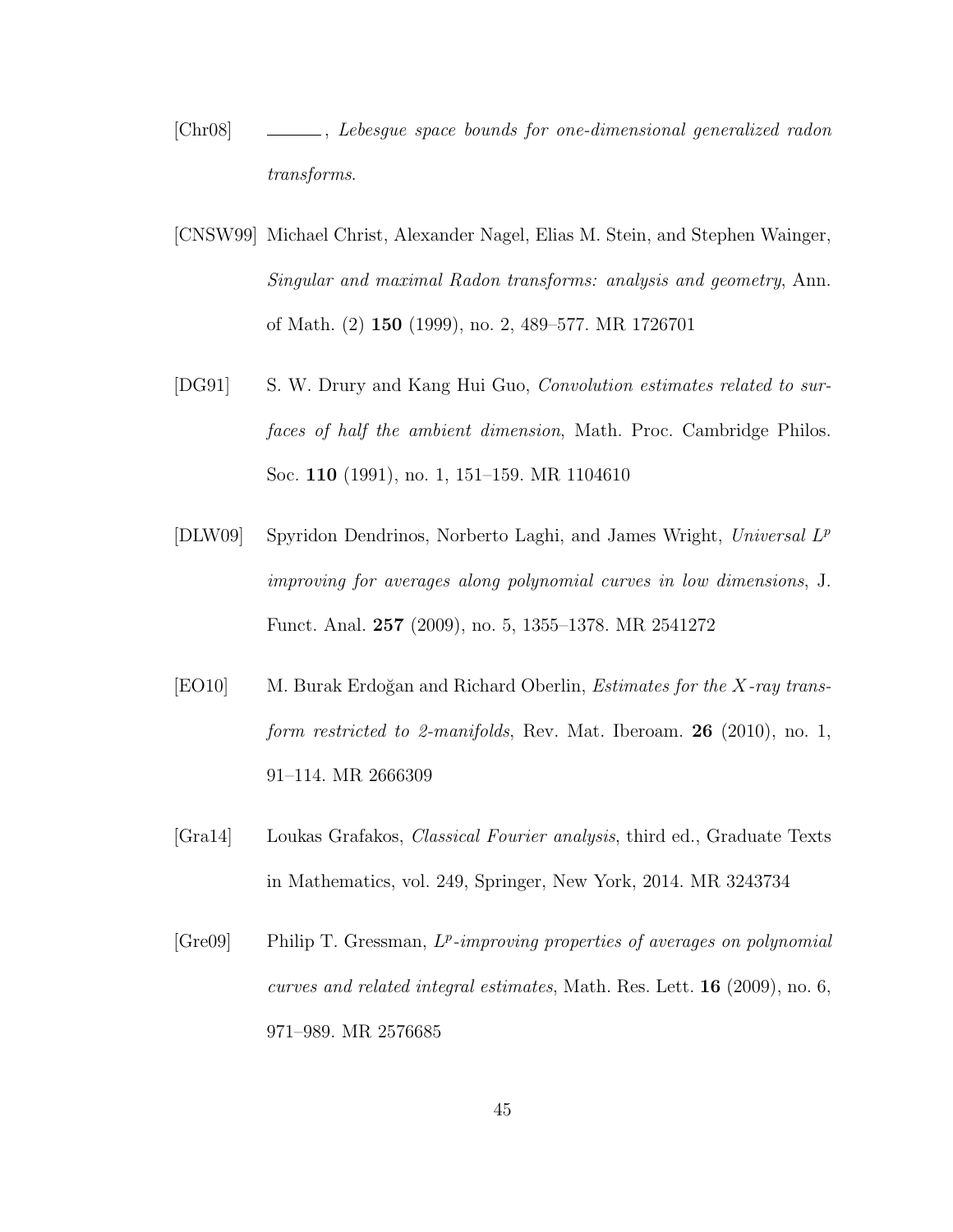[Chr08] ______, *Lebesgue space bounds for one-dimensional generalized radon transforms*.

[CNSW99] Michael Christ, Alexander Nagel, Elias M. Stein, and Stephen Wainger, *Singular and maximal Radon transforms: analysis and geometry*, Ann. of Math. (2) **150** (1999), no. 2, 489–577. MR 1726701

[DG91] S. W. Drury and Kang Hui Guo, *Convolution estimates related to surfaces of half the ambient dimension*, Math. Proc. Cambridge Philos. Soc. **110** (1991), no. 1, 151–159. MR 1104610

[DLW09] Spyridon Dendrinos, Norberto Laghi, and James Wright, *Universal $L^p$ improving for averages along polynomial curves in low dimensions*, J. Funct. Anal. **257** (2009), no. 5, 1355–1378. MR 2541272

[EO10] M. Burak Erdoğan and Richard Oberlin, *Estimates for the $X$-ray transform restricted to 2-manifolds*, Rev. Mat. Iberoam. **26** (2010), no. 1, 91–114. MR 2666309

[Gra14] Loukas Grafakos, *Classical Fourier analysis*, third ed., Graduate Texts in Mathematics, vol. 249, Springer, New York, 2014. MR 3243734

[Gre09] Philip T. Gressman, *$L^p$-improving properties of averages on polynomial curves and related integral estimates*, Math. Res. Lett. **16** (2009), no. 6, 971–989. MR 2576685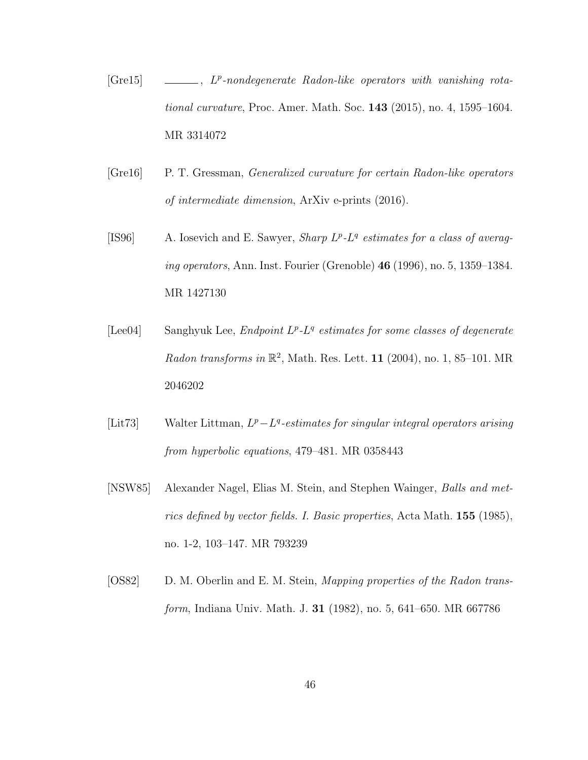[Gre15] ______, *$L^p$-nondegenerate Radon-like operators with vanishing rotational curvature*, Proc. Amer. Math. Soc. **143** (2015), no. 4, 1595–1604. MR 3314072

[Gre16] P. T. Gressman, *Generalized curvature for certain Radon-like operators of intermediate dimension*, ArXiv e-prints (2016).

[IS96] A. Iosevich and E. Sawyer, *Sharp $L^p$-$L^q$ estimates for a class of averaging operators*, Ann. Inst. Fourier (Grenoble) **46** (1996), no. 5, 1359–1384. MR 1427130

[Lee04] Sanghyuk Lee, *Endpoint $L^p$-$L^q$ estimates for some classes of degenerate Radon transforms in $\mathbb{R}^2$*, Math. Res. Lett. **11** (2004), no. 1, 85–101. MR 2046202

[Lit73] Walter Littman, *$L^p - L^q$-estimates for singular integral operators arising from hyperbolic equations*, 479–481. MR 0358443

[NSW85] Alexander Nagel, Elias M. Stein, and Stephen Wainger, *Balls and metrics defined by vector fields. I. Basic properties*, Acta Math. **155** (1985), no. 1-2, 103–147. MR 793239

[OS82] D. M. Oberlin and E. M. Stein, *Mapping properties of the Radon transform*, Indiana Univ. Math. J. **31** (1982), no. 5, 641–650. MR 667786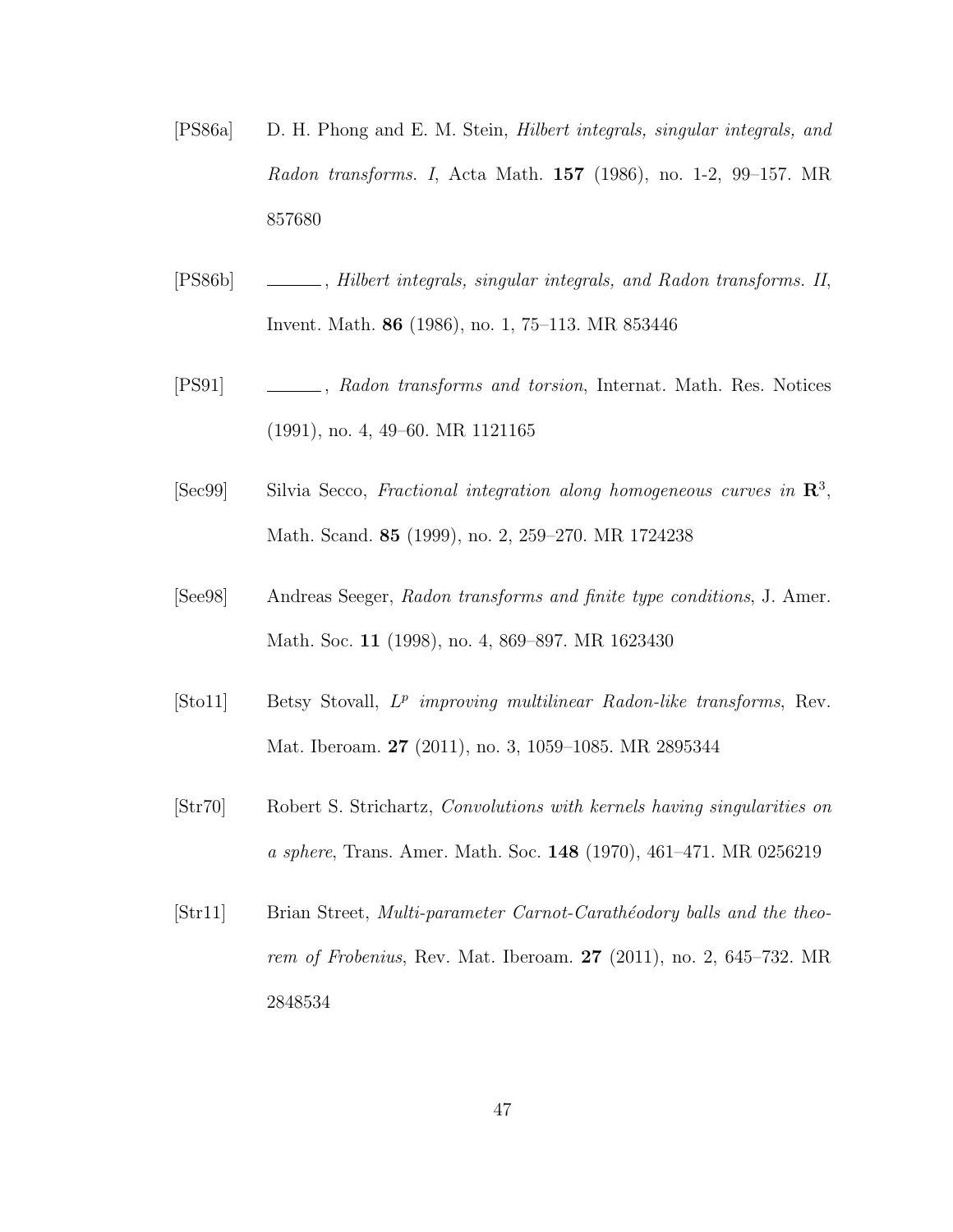[PS86a] D. H. Phong and E. M. Stein, *Hilbert integrals, singular integrals, and Radon transforms. I*, Acta Math. **157** (1986), no. 1-2, 99–157. MR 857680

[PS86b] ______, *Hilbert integrals, singular integrals, and Radon transforms. II*, Invent. Math. **86** (1986), no. 1, 75–113. MR 853446

[PS91] ______, *Radon transforms and torsion*, Internat. Math. Res. Notices (1991), no. 4, 49–60. MR 1121165

[Sec99] Silvia Secco, *Fractional integration along homogeneous curves in* $\mathbf{R}^3$, Math. Scand. **85** (1999), no. 2, 259–270. MR 1724238

[See98] Andreas Seeger, *Radon transforms and finite type conditions*, J. Amer. Math. Soc. **11** (1998), no. 4, 869–897. MR 1623430

[Sto11] Betsy Stovall, $L^p$ *improving multilinear Radon-like transforms*, Rev. Mat. Iberoam. **27** (2011), no. 3, 1059–1085. MR 2895344

[Str70] Robert S. Strichartz, *Convolutions with kernels having singularities on a sphere*, Trans. Amer. Math. Soc. **148** (1970), 461–471. MR 0256219

[Str11] Brian Street, *Multi-parameter Carnot-Carathéodory balls and the theorem of Frobenius*, Rev. Mat. Iberoam. **27** (2011), no. 2, 645–732. MR 2848534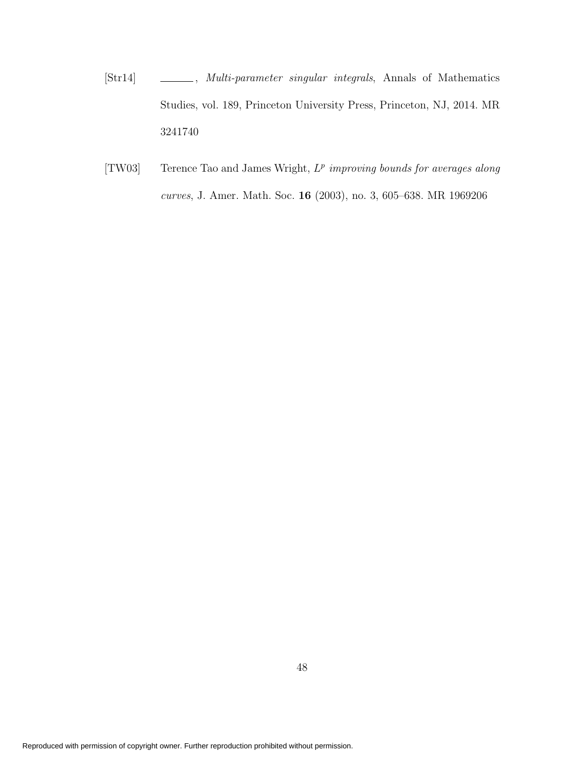[Str14] ———, *Multi-parameter singular integrals*, Annals of Mathematics Studies, vol. 189, Princeton University Press, Princeton, NJ, 2014. MR 3241740

[TW03] Terence Tao and James Wright, *$L^p$ improving bounds for averages along curves*, J. Amer. Math. Soc. **16** (2003), no. 3, 605–638. MR 1969206

Reproduced with permission of copyright owner. Further reproduction prohibited without permission.